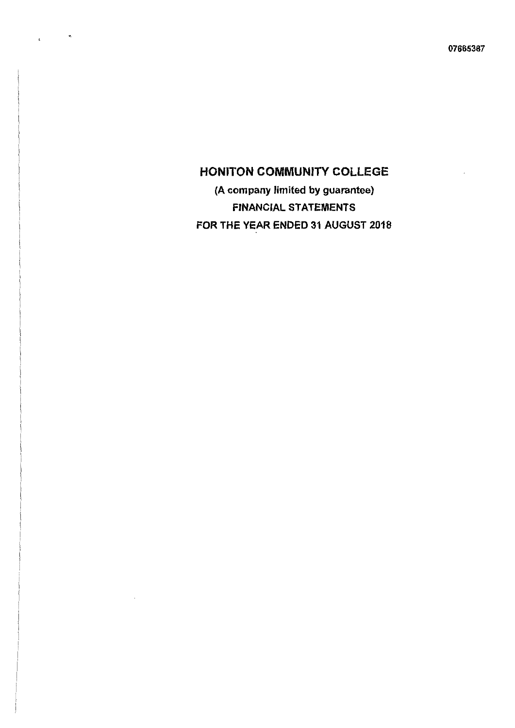07665387

# HONITON COMMUNITY COLLEGE

(A company limited by guarantee)

FINANCIAL STATEMENTS

FOR THE YEAR ENDED 31 AUGUST 2018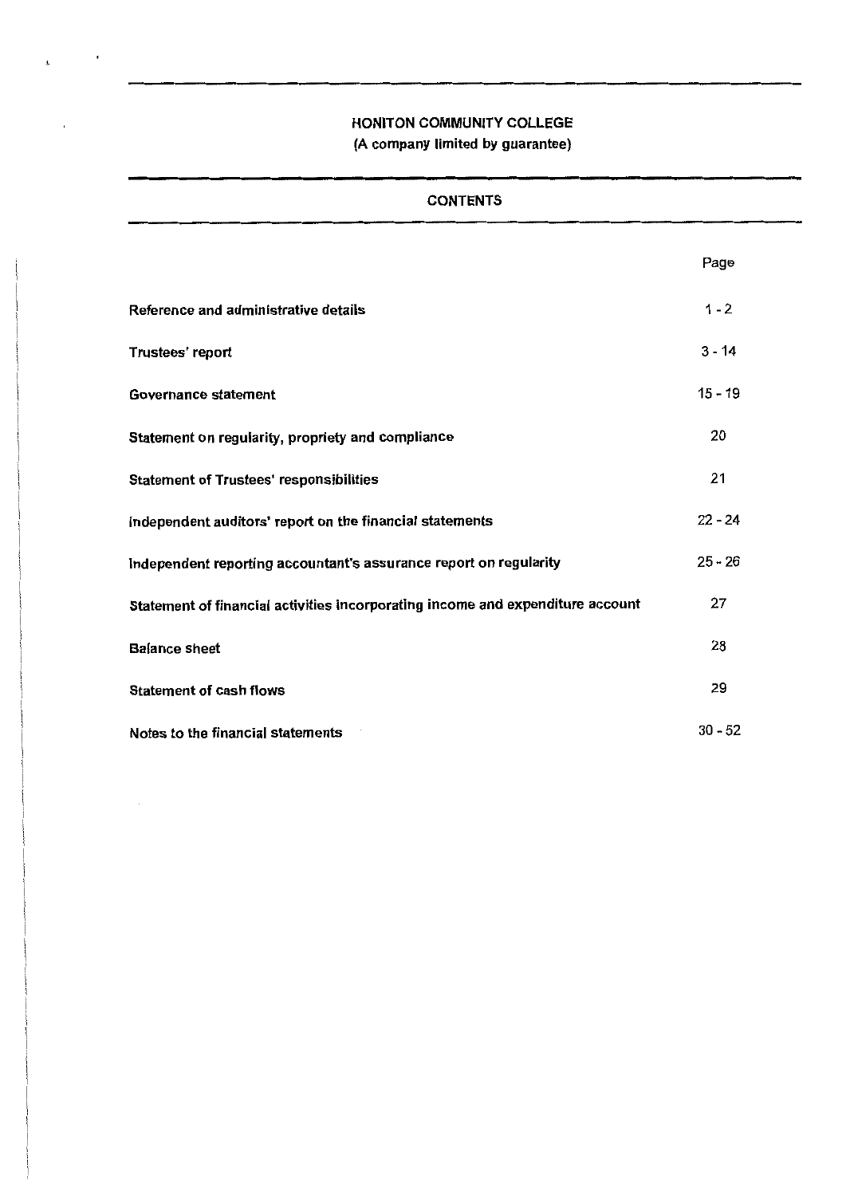# HONITON COMMUNITY COLLEGE

(A company limited by guarantee)

## CONTENTS

| | Page |
|---|---|
| Reference and administrative details | 1 - 2 |
| Trustees' report | 3 - 14 |
| Governance statement | 15 - 19 |
| Statement on regularity, propriety and compliance | 20 |
| Statement of Trustees' responsibilities | 21 |
| Independent auditors' report on the financial statements | 22 - 24 |
| Independent reporting accountant's assurance report on regularity | 25 - 26 |
| Statement of financial activities incorporating income and expenditure account | 27 |
| Balance sheet | 28 |
| Statement of cash flows | 29 |
| Notes to the financial statements | 30 - 52 |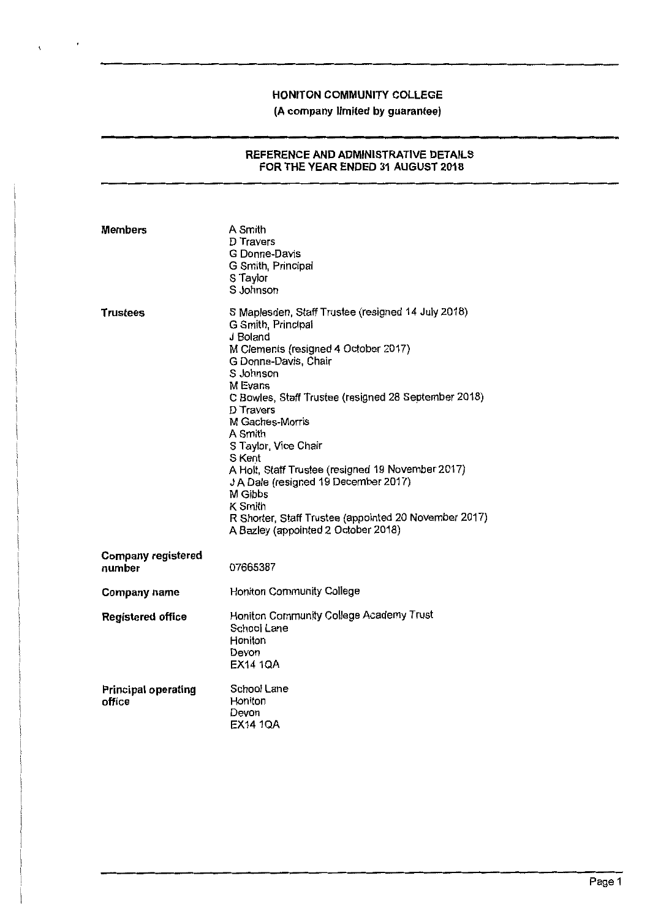**HONITON COMMUNITY COLLEGE**

**(A company limited by guarantee)**

## REFERENCE AND ADMINISTRATIVE DETAILS FOR THE YEAR ENDED 31 AUGUST 2018

**Members**

A Smith
D Travers
G Donne-Davis
G Smith, Principal
S Taylor
S Johnson

**Trustees**

S Maplesden, Staff Trustee (resigned 14 July 2018)
G Smith, Principal
J Boland
M Clements (resigned 4 October 2017)
G Donne-Davis, Chair
S Johnson
M Evans
C Bowles, Staff Trustee (resigned 28 September 2018)
D Travers
M Gaches-Morris
A Smith
S Taylor, Vice Chair
S Kent
A Holt, Staff Trustee (resigned 19 November 2017)
J A Dale (resigned 19 December 2017)
M Gibbs
K Smith
R Shorter, Staff Trustee (appointed 20 November 2017)
A Bazley (appointed 2 October 2018)

**Company registered number**

07665387

**Company name**

Honiton Community College

**Registered office**

Honiton Community College Academy Trust
School Lane
Honiton
Devon
EX14 1QA

**Principal operating office**

School Lane
Honiton
Devon
EX14 1QA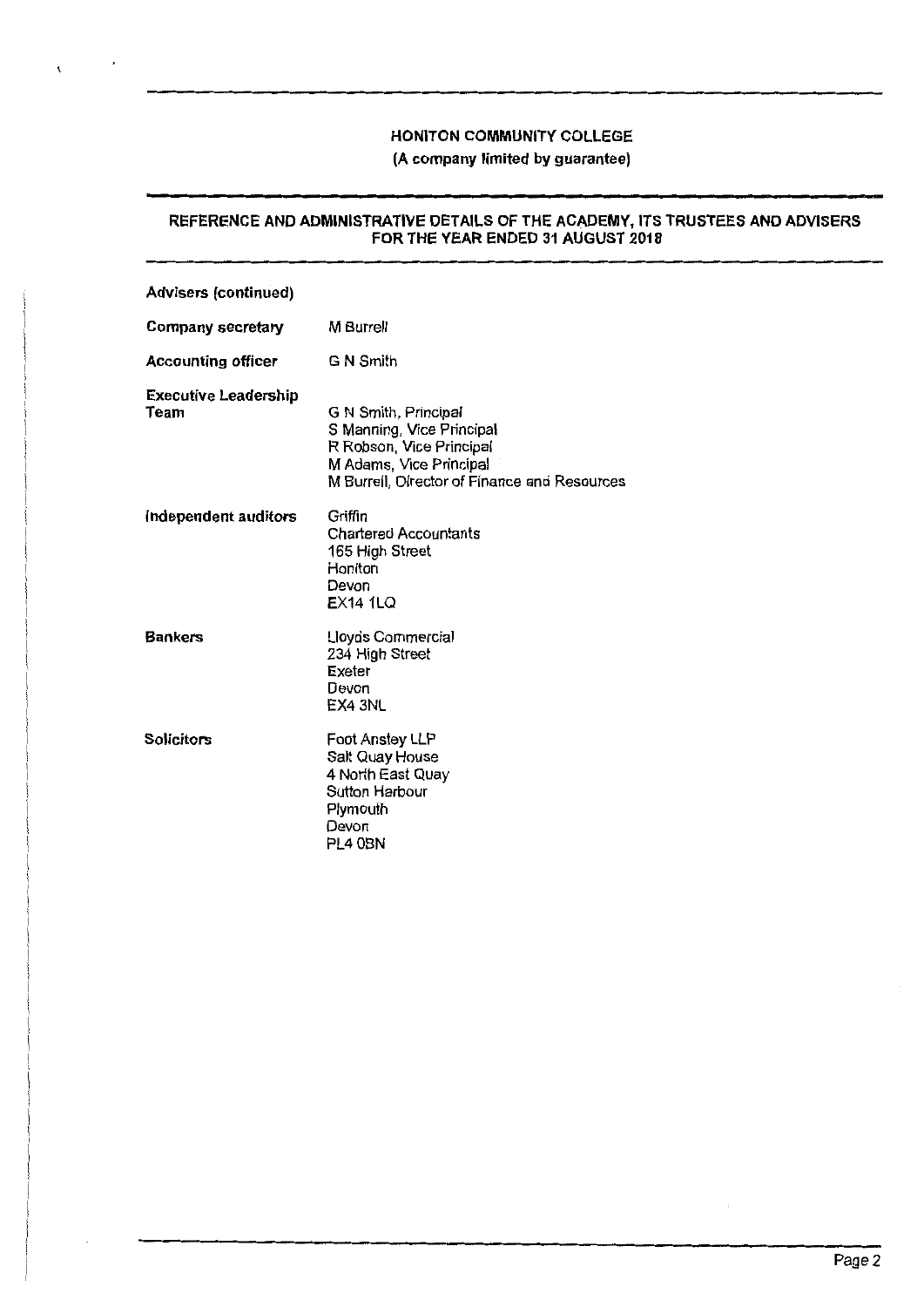# HONITON COMMUNITY COLLEGE

(A company limited by guarantee)

## REFERENCE AND ADMINISTRATIVE DETAILS OF THE ACADEMY, ITS TRUSTEES AND ADVISERS FOR THE YEAR ENDED 31 AUGUST 2018

**Advisers (continued)**

| | |
|---|---|
| **Company secretary** | M Burrell |
| **Accounting officer** | G N Smith |
| **Executive Leadership Team** | G N Smith, Principal<br>S Manning, Vice Principal<br>R Robson, Vice Principal<br>M Adams, Vice Principal<br>M Burrell, Director of Finance and Resources |
| **Independent auditors** | Griffin<br>Chartered Accountants<br>165 High Street<br>Honiton<br>Devon<br>EX14 1LQ |
| **Bankers** | Lloyds Commercial<br>234 High Street<br>Exeter<br>Devon<br>EX4 3NL |
| **Solicitors** | Foot Anstey LLP<br>Salt Quay House<br>4 North East Quay<br>Sutton Harbour<br>Plymouth<br>Devon<br>PL4 0BN |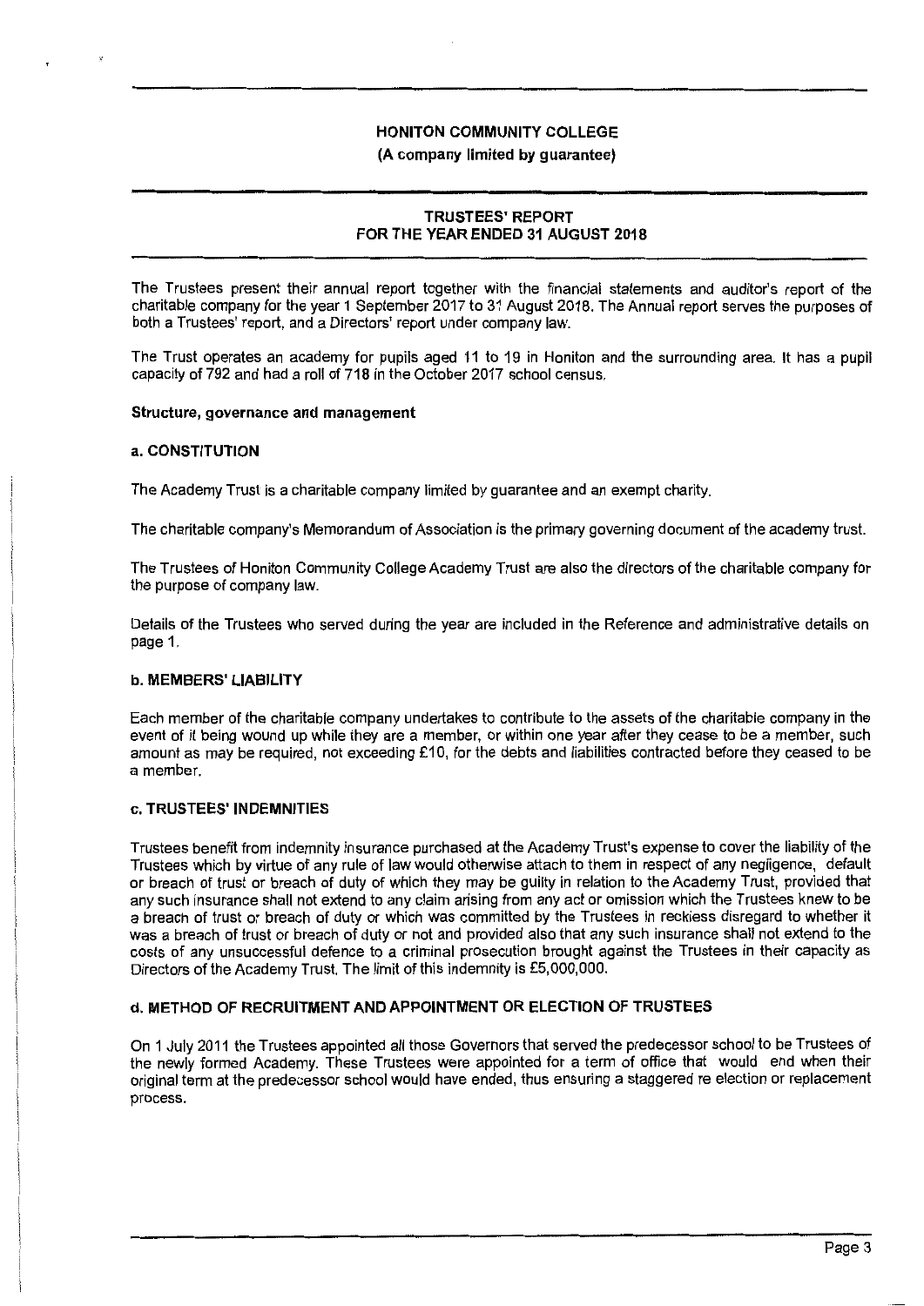**HONITON COMMUNITY COLLEGE**

**(A company limited by guarantee)**

**TRUSTEES' REPORT**
**FOR THE YEAR ENDED 31 AUGUST 2018**

The Trustees present their annual report together with the financial statements and auditor's report of the charitable company for the year 1 September 2017 to 31 August 2018. The Annual report serves the purposes of both a Trustees' report, and a Directors' report under company law.

The Trust operates an academy for pupils aged 11 to 19 in Honiton and the surrounding area. It has a pupil capacity of 792 and had a roll of 718 in the October 2017 school census.

**Structure, governance and management**

**a. CONSTITUTION**

The Academy Trust is a charitable company limited by guarantee and an exempt charity.

The charitable company's Memorandum of Association is the primary governing document of the academy trust.

The Trustees of Honiton Community College Academy Trust are also the directors of the charitable company for the purpose of company law.

Details of the Trustees who served during the year are included in the Reference and administrative details on page 1.

**b. MEMBERS' LIABILITY**

Each member of the charitable company undertakes to contribute to the assets of the charitable company in the event of it being wound up while they are a member, or within one year after they cease to be a member, such amount as may be required, not exceeding £10, for the debts and liabilities contracted before they ceased to be a member.

**c. TRUSTEES' INDEMNITIES**

Trustees benefit from indemnity insurance purchased at the Academy Trust's expense to cover the liability of the Trustees which by virtue of any rule of law would otherwise attach to them in respect of any negligence, default or breach of trust or breach of duty of which they may be guilty in relation to the Academy Trust, provided that any such insurance shall not extend to any claim arising from any act or omission which the Trustees knew to be a breach of trust or breach of duty or which was committed by the Trustees in reckless disregard to whether it was a breach of trust or breach of duty or not and provided also that any such insurance shall not extend to the costs of any unsuccessful defence to a criminal prosecution brought against the Trustees in their capacity as Directors of the Academy Trust. The limit of this indemnity is £5,000,000.

**d. METHOD OF RECRUITMENT AND APPOINTMENT OR ELECTION OF TRUSTEES**

On 1 July 2011 the Trustees appointed all those Governors that served the predecessor school to be Trustees of the newly formed Academy. These Trustees were appointed for a term of office that would end when their original term at the predecessor school would have ended, thus ensuring a staggered re election or replacement process.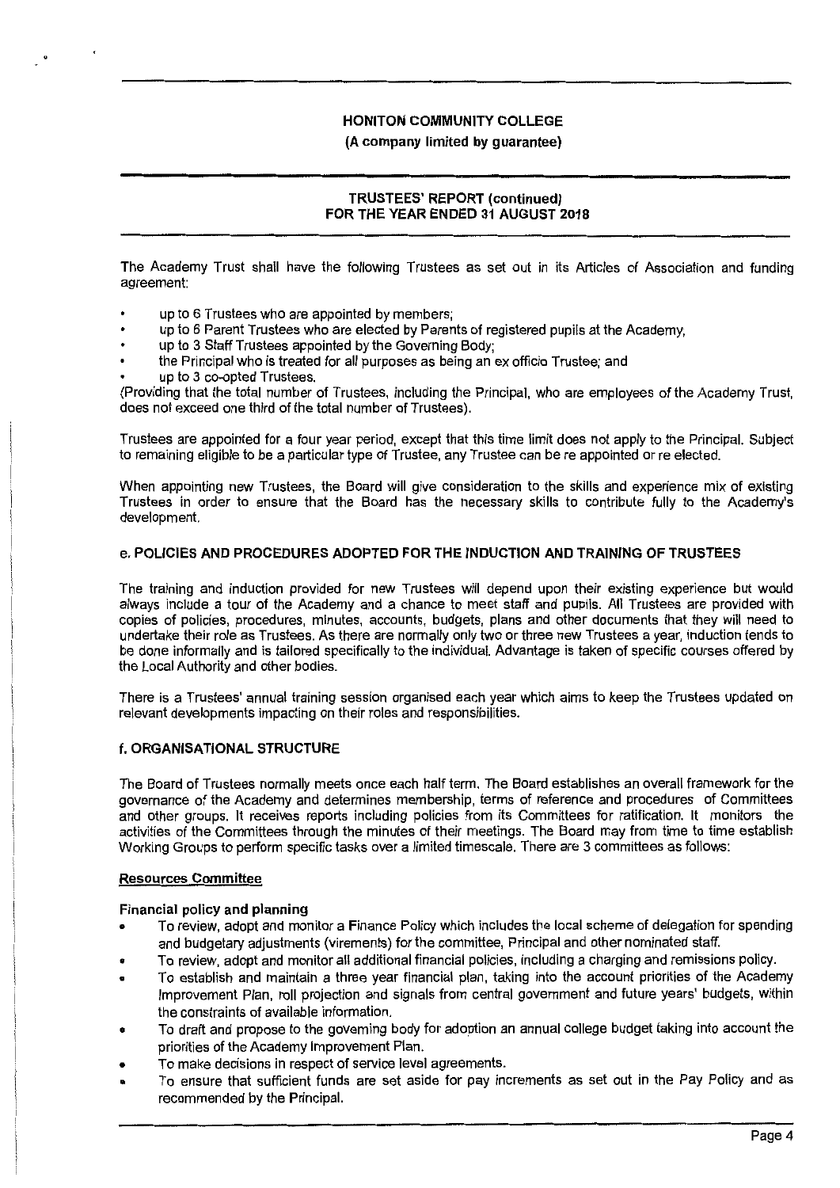The Academy Trust shall have the following Trustees as set out in its Articles of Association and funding agreement:

- up to 6 Trustees who are appointed by members;
- up to 6 Parent Trustees who are elected by Parents of registered pupils at the Academy,
- up to 3 Staff Trustees appointed by the Governing Body;
- the Principal who is treated for all purposes as being an ex officio Trustee; and
- up to 3 co-opted Trustees.

(Providing that the total number of Trustees, including the Principal, who are employees of the Academy Trust, does not exceed one third of the total number of Trustees).

Trustees are appointed for a four year period, except that this time limit does not apply to the Principal. Subject to remaining eligible to be a particular type of Trustee, any Trustee can be re appointed or re elected.

When appointing new Trustees, the Board will give consideration to the skills and experience mix of existing Trustees in order to ensure that the Board has the necessary skills to contribute fully to the Academy's development.

## e. POLICIES AND PROCEDURES ADOPTED FOR THE INDUCTION AND TRAINING OF TRUSTEES

The training and induction provided for new Trustees will depend upon their existing experience but would always include a tour of the Academy and a chance to meet staff and pupils. All Trustees are provided with copies of policies, procedures, minutes, accounts, budgets, plans and other documents that they will need to undertake their role as Trustees. As there are normally only two or three new Trustees a year, induction tends to be done informally and is tailored specifically to the individual. Advantage is taken of specific courses offered by the Local Authority and other bodies.

There is a Trustees' annual training session organised each year which aims to keep the Trustees updated on relevant developments impacting on their roles and responsibilities.

## f. ORGANISATIONAL STRUCTURE

The Board of Trustees normally meets once each half term. The Board establishes an overall framework for the governance of the Academy and determines membership, terms of reference and procedures of Committees and other groups. It receives reports including policies from its Committees for ratification. It monitors the activities of the Committees through the minutes of their meetings. The Board may from time to time establish Working Groups to perform specific tasks over a limited timescale. There are 3 committees as follows:

### Resources Committee

**Financial policy and planning**

- To review, adopt and monitor a Finance Policy which includes the local scheme of delegation for spending and budgetary adjustments (virements) for the committee, Principal and other nominated staff.
- To review, adopt and monitor all additional financial policies, including a charging and remissions policy.
- To establish and maintain a three year financial plan, taking into the account priorities of the Academy Improvement Plan, roll projection and signals from central government and future years' budgets, within the constraints of available information.
- To draft and propose to the governing body for adoption an annual college budget taking into account the priorities of the Academy Improvement Plan.
- To make decisions in respect of service level agreements.
- To ensure that sufficient funds are set aside for pay increments as set out in the Pay Policy and as recommended by the Principal.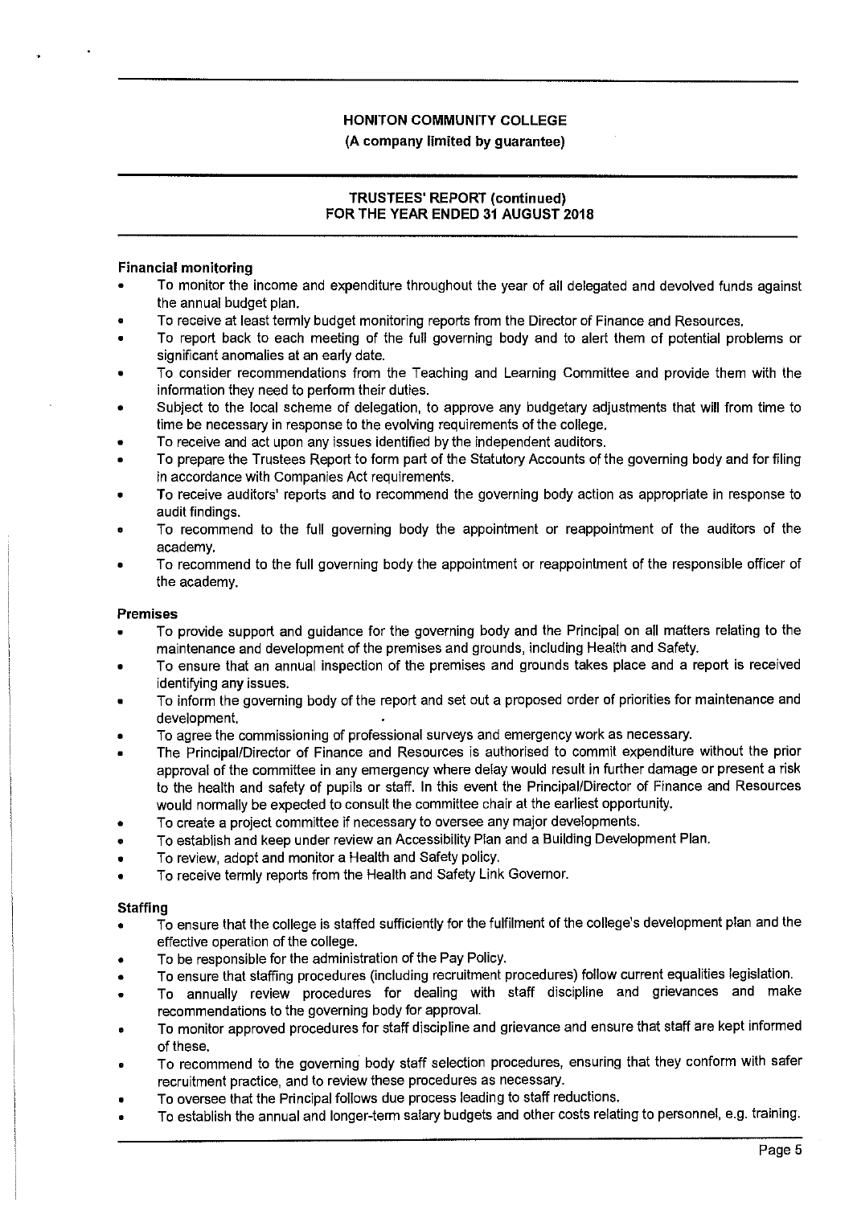**Financial monitoring**

- To monitor the income and expenditure throughout the year of all delegated and devolved funds against the annual budget plan.
- To receive at least termly budget monitoring reports from the Director of Finance and Resources.
- To report back to each meeting of the full governing body and to alert them of potential problems or significant anomalies at an early date.
- To consider recommendations from the Teaching and Learning Committee and provide them with the information they need to perform their duties.
- Subject to the local scheme of delegation, to approve any budgetary adjustments that will from time to time be necessary in response to the evolving requirements of the college.
- To receive and act upon any issues identified by the independent auditors.
- To prepare the Trustees Report to form part of the Statutory Accounts of the governing body and for filing in accordance with Companies Act requirements.
- To receive auditors' reports and to recommend the governing body action as appropriate in response to audit findings.
- To recommend to the full governing body the appointment or reappointment of the auditors of the academy.
- To recommend to the full governing body the appointment or reappointment of the responsible officer of the academy.

**Premises**

- To provide support and guidance for the governing body and the Principal on all matters relating to the maintenance and development of the premises and grounds, including Health and Safety.
- To ensure that an annual inspection of the premises and grounds takes place and a report is received identifying any issues.
- To inform the governing body of the report and set out a proposed order of priorities for maintenance and development.
- To agree the commissioning of professional surveys and emergency work as necessary.
- The Principal/Director of Finance and Resources is authorised to commit expenditure without the prior approval of the committee in any emergency where delay would result in further damage or present a risk to the health and safety of pupils or staff. In this event the Principal/Director of Finance and Resources would normally be expected to consult the committee chair at the earliest opportunity.
- To create a project committee if necessary to oversee any major developments.
- To establish and keep under review an Accessibility Plan and a Building Development Plan.
- To review, adopt and monitor a Health and Safety policy.
- To receive termly reports from the Health and Safety Link Governor.

**Staffing**

- To ensure that the college is staffed sufficiently for the fulfilment of the college's development plan and the effective operation of the college.
- To be responsible for the administration of the Pay Policy.
- To ensure that staffing procedures (including recruitment procedures) follow current equalities legislation.
- To annually review procedures for dealing with staff discipline and grievances and make recommendations to the governing body for approval.
- To monitor approved procedures for staff discipline and grievance and ensure that staff are kept informed of these.
- To recommend to the governing body staff selection procedures, ensuring that they conform with safer recruitment practice, and to review these procedures as necessary.
- To oversee that the Principal follows due process leading to staff reductions.
- To establish the annual and longer-term salary budgets and other costs relating to personnel, e.g. training.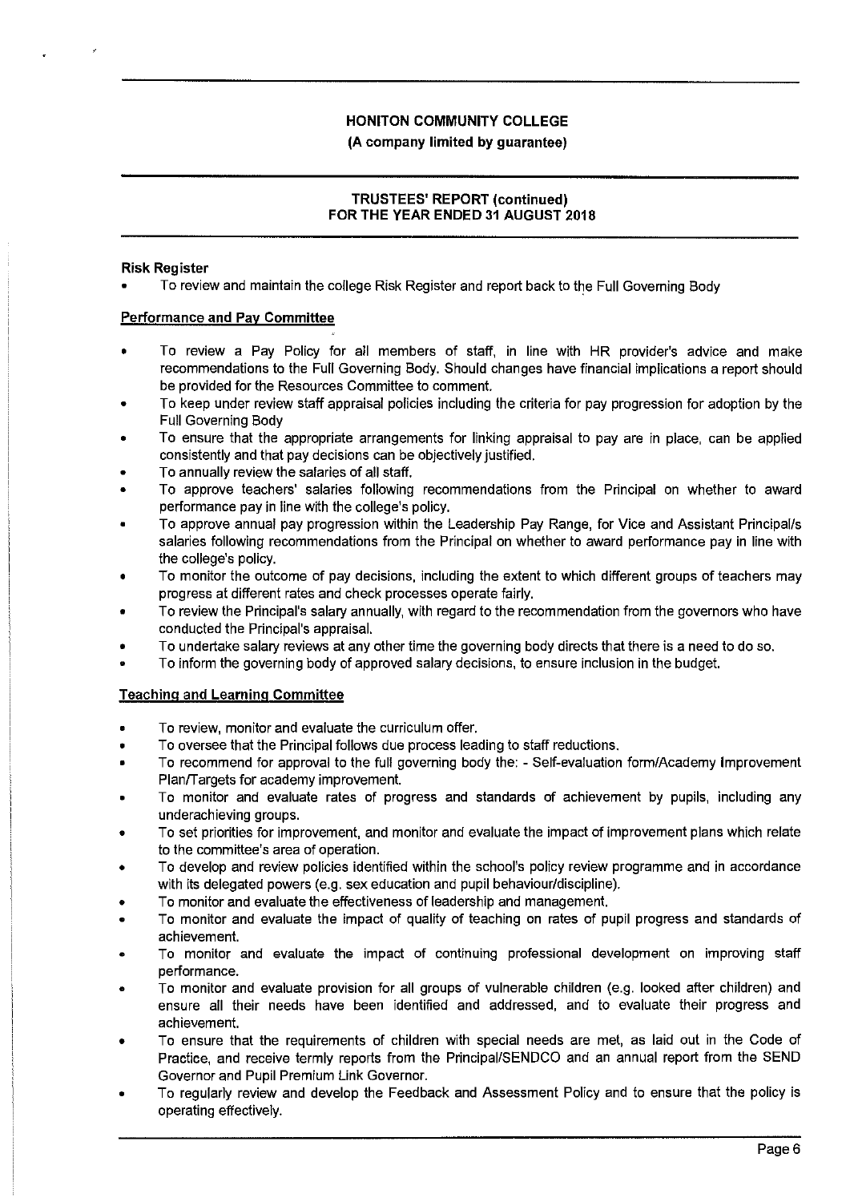**Risk Register**

- To review and maintain the college Risk Register and report back to the Full Governing Body

**Performance and Pay Committee**

- To review a Pay Policy for all members of staff, in line with HR provider's advice and make recommendations to the Full Governing Body. Should changes have financial implications a report should be provided for the Resources Committee to comment.
- To keep under review staff appraisal policies including the criteria for pay progression for adoption by the Full Governing Body
- To ensure that the appropriate arrangements for linking appraisal to pay are in place, can be applied consistently and that pay decisions can be objectively justified.
- To annually review the salaries of all staff.
- To approve teachers' salaries following recommendations from the Principal on whether to award performance pay in line with the college's policy.
- To approve annual pay progression within the Leadership Pay Range, for Vice and Assistant Principal/s salaries following recommendations from the Principal on whether to award performance pay in line with the college's policy.
- To monitor the outcome of pay decisions, including the extent to which different groups of teachers may progress at different rates and check processes operate fairly.
- To review the Principal's salary annually, with regard to the recommendation from the governors who have conducted the Principal's appraisal.
- To undertake salary reviews at any other time the governing body directs that there is a need to do so.
- To inform the governing body of approved salary decisions, to ensure inclusion in the budget.

**Teaching and Learning Committee**

- To review, monitor and evaluate the curriculum offer.
- To oversee that the Principal follows due process leading to staff reductions.
- To recommend for approval to the full governing body the: - Self-evaluation form/Academy Improvement Plan/Targets for academy improvement.
- To monitor and evaluate rates of progress and standards of achievement by pupils, including any underachieving groups.
- To set priorities for improvement, and monitor and evaluate the impact of improvement plans which relate to the committee's area of operation.
- To develop and review policies identified within the school's policy review programme and in accordance with its delegated powers (e.g. sex education and pupil behaviour/discipline).
- To monitor and evaluate the effectiveness of leadership and management.
- To monitor and evaluate the impact of quality of teaching on rates of pupil progress and standards of achievement.
- To monitor and evaluate the impact of continuing professional development on improving staff performance.
- To monitor and evaluate provision for all groups of vulnerable children (e.g. looked after children) and ensure all their needs have been identified and addressed, and to evaluate their progress and achievement.
- To ensure that the requirements of children with special needs are met, as laid out in the Code of Practice, and receive termly reports from the Principal/SENDCO and an annual report from the SEND Governor and Pupil Premium Link Governor.
- To regularly review and develop the Feedback and Assessment Policy and to ensure that the policy is operating effectively.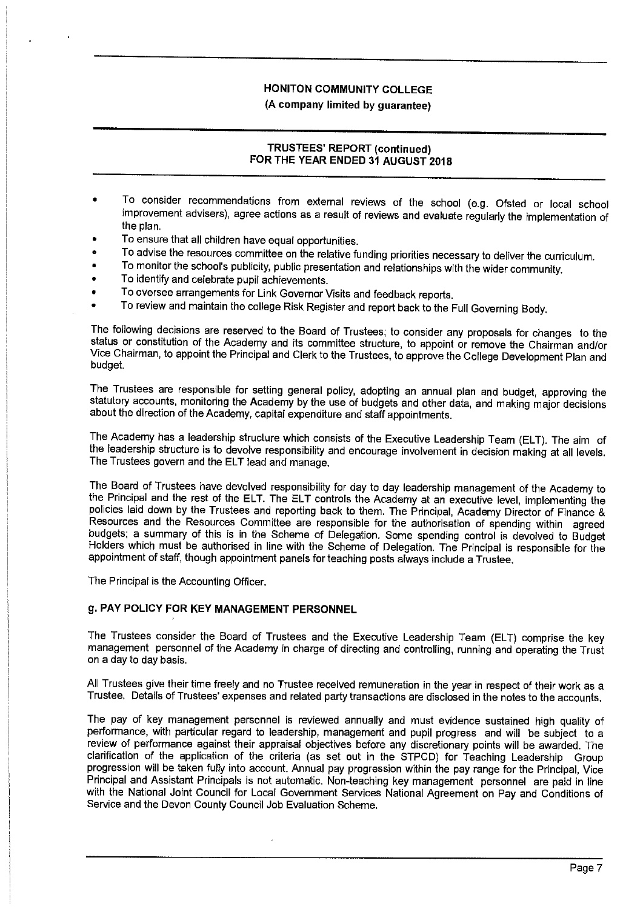- To consider recommendations from external reviews of the school (e.g. Ofsted or local school improvement advisers), agree actions as a result of reviews and evaluate regularly the implementation of the plan.
- To ensure that all children have equal opportunities.
- To advise the resources committee on the relative funding priorities necessary to deliver the curriculum.
- To monitor the school's publicity, public presentation and relationships with the wider community.
- To identify and celebrate pupil achievements.
- To oversee arrangements for Link Governor Visits and feedback reports.
- To review and maintain the college Risk Register and report back to the Full Governing Body.

The following decisions are reserved to the Board of Trustees; to consider any proposals for changes to the status or constitution of the Academy and its committee structure, to appoint or remove the Chairman and/or Vice Chairman, to appoint the Principal and Clerk to the Trustees, to approve the College Development Plan and budget.

The Trustees are responsible for setting general policy, adopting an annual plan and budget, approving the statutory accounts, monitoring the Academy by the use of budgets and other data, and making major decisions about the direction of the Academy, capital expenditure and staff appointments.

The Academy has a leadership structure which consists of the Executive Leadership Team (ELT). The aim of the leadership structure is to devolve responsibility and encourage involvement in decision making at all levels. The Trustees govern and the ELT lead and manage.

The Board of Trustees have devolved responsibility for day to day leadership management of the Academy to the Principal and the rest of the ELT. The ELT controls the Academy at an executive level, implementing the policies laid down by the Trustees and reporting back to them. The Principal, Academy Director of Finance & Resources and the Resources Committee are responsible for the authorisation of spending within agreed budgets; a summary of this is in the Scheme of Delegation. Some spending control is devolved to Budget Holders which must be authorised in line with the Scheme of Delegation. The Principal is responsible for the appointment of staff, though appointment panels for teaching posts always include a Trustee.

The Principal is the Accounting Officer.

## g. PAY POLICY FOR KEY MANAGEMENT PERSONNEL

The Trustees consider the Board of Trustees and the Executive Leadership Team (ELT) comprise the key management personnel of the Academy in charge of directing and controlling, running and operating the Trust on a day to day basis.

All Trustees give their time freely and no Trustee received remuneration in the year in respect of their work as a Trustee. Details of Trustees' expenses and related party transactions are disclosed in the notes to the accounts.

The pay of key management personnel is reviewed annually and must evidence sustained high quality of performance, with particular regard to leadership, management and pupil progress and will be subject to a review of performance against their appraisal objectives before any discretionary points will be awarded. The clarification of the application of the criteria (as set out in the STPCD) for Teaching Leadership Group progression will be taken fully into account. Annual pay progression within the pay range for the Principal, Vice Principal and Assistant Principals is not automatic. Non-teaching key management personnel are paid in line with the National Joint Council for Local Government Services National Agreement on Pay and Conditions of Service and the Devon County Council Job Evaluation Scheme.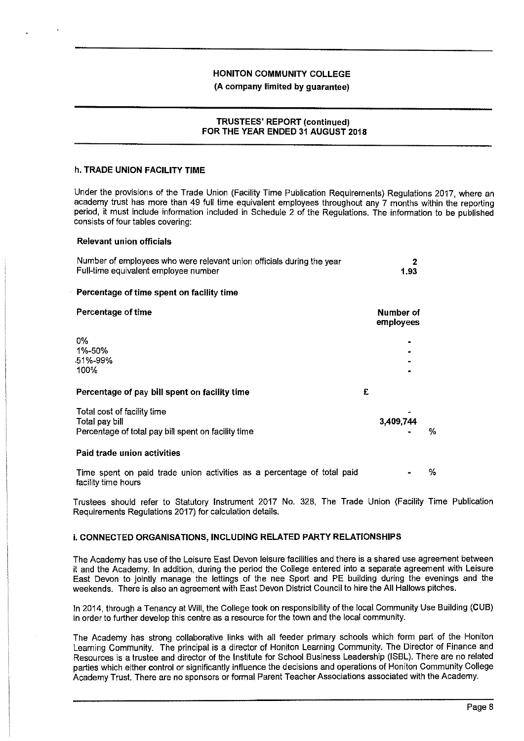**HONITON COMMUNITY COLLEGE**

**(A company limited by guarantee)**

**TRUSTEES' REPORT (continued)**
**FOR THE YEAR ENDED 31 AUGUST 2018**

### h. TRADE UNION FACILITY TIME

Under the provisions of the Trade Union (Facility Time Publication Requirements) Regulations 2017, where an academy trust has more than 49 full time equivalent employees throughout any 7 months within the reporting period, it must include information included in Schedule 2 of the Regulations. The information to be published consists of four tables covering:

**Relevant union officials**

| | |
|---|---|
| Number of employees who were relevant union officials during the year | **2** |
| Full-time equivalent employee number | **1.93** |

**Percentage of time spent on facility time**

| **Percentage of time** | **Number of employees** |
|---|---|
| 0% | - |
| 1%-50% | - |
| 51%-99% | - |
| 100% | - |

**Percentage of pay bill spent on facility time**

| | £ | |
|---|---|---|
| Total cost of facility time | - | |
| Total pay bill | **3,409,744** | |
| Percentage of total pay bill spent on facility time | - | % |

**Paid trade union activities**

| | | |
|---|---|---|
| Time spent on paid trade union activities as a percentage of total paid facility time hours | - | % |

Trustees should refer to Statutory Instrument 2017 No. 328, The Trade Union (Facility Time Publication Requirements Regulations 2017) for calculation details.

### i. CONNECTED ORGANISATIONS, INCLUDING RELATED PARTY RELATIONSHIPS

The Academy has use of the Leisure East Devon leisure facilities and there is a shared use agreement between it and the Academy. In addition, during the period the College entered into a separate agreement with Leisure East Devon to jointly manage the lettings of the nee Sport and PE building during the evenings and the weekends. There is also an agreement with East Devon District Council to hire the All Hallows pitches.

In 2014, through a Tenancy at Will, the College took on responsibility of the local Community Use Building (CUB) in order to further develop this centre as a resource for the town and the local community.

The Academy has strong collaborative links with all feeder primary schools which form part of the Honiton Learning Community. The principal is a director of Honiton Learning Community. The Director of Finance and Resources is a trustee and director of the Institute for School Business Leadership (ISBL). There are no related parties which either control or significantly influence the decisions and operations of Honiton Community College Academy Trust. There are no sponsors or formal Parent Teacher Associations associated with the Academy.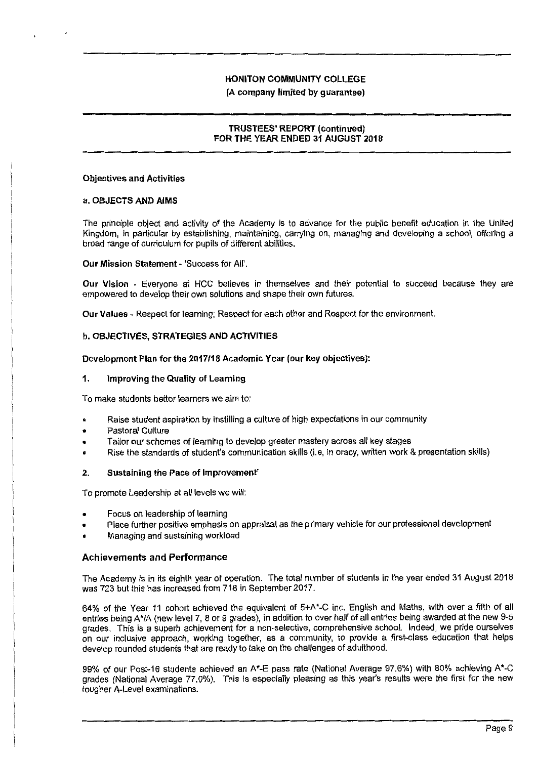## Objectives and Activities

### a. OBJECTS AND AIMS

The principle object and activity of the Academy is to advance for the public benefit education in the United Kingdom, in particular by establishing, maintaining, carrying on, managing and developing a school, offering a broad range of curriculum for pupils of different abilities.

**Our Mission Statement** - 'Success for All'.

**Our Vision** - Everyone at HCC believes in themselves and their potential to succeed because they are empowered to develop their own solutions and shape their own futures.

**Our Values** - Respect for learning; Respect for each other and Respect for the environment.

### b. OBJECTIVES, STRATEGIES AND ACTIVITIES

**Development Plan for the 2017/18 Academic Year (our key objectives):**

**1. Improving the Quality of Learning**

To make students better learners we aim to:

- Raise student aspiration by instilling a culture of high expectations in our community
- Pastoral Culture
- Tailor our schemes of learning to develop greater mastery across all key stages
- Rise the standards of student's communication skills (i.e, in oracy, written work & presentation skills)

**2. Sustaining the Pace of Improvement'**

To promote Leadership at all levels we will:

- Focus on leadership of learning
- Place further positive emphasis on appraisal as the primary vehicle for our professional development
- Managing and sustaining workload

## Achievements and Performance

The Academy is in its eighth year of operation. The total number of students in the year ended 31 August 2018 was 723 but this has increased from 718 in September 2017.

64% of the Year 11 cohort achieved the equivalent of 5+A*-C inc. English and Maths, with over a fifth of all entries being A*/A (new level 7, 8 or 9 grades), in addition to over half of all entries being awarded at the new 9-5 grades. This is a superb achievement for a non-selective, comprehensive school. Indeed, we pride ourselves on our inclusive approach, working together, as a community, to provide a first-class education that helps develop rounded students that are ready to take on the challenges of adulthood.

99% of our Post-16 students achieved an A*-E pass rate (National Average 97.6%) with 80% achieving A*-C grades (National Average 77.0%). This is especially pleasing as this year's results were the first for the new tougher A-Level examinations.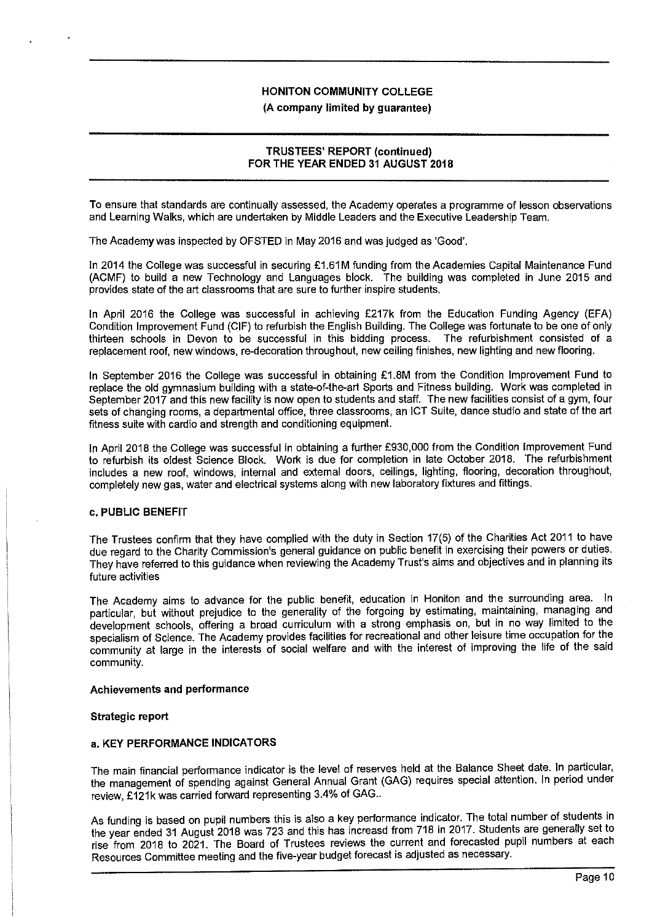To ensure that standards are continually assessed, the Academy operates a programme of lesson observations and Learning Walks, which are undertaken by Middle Leaders and the Executive Leadership Team.

The Academy was inspected by OFSTED in May 2016 and was judged as 'Good'.

In 2014 the College was successful in securing £1.61M funding from the Academies Capital Maintenance Fund (ACMF) to build a new Technology and Languages block. The building was completed in June 2015 and provides state of the art classrooms that are sure to further inspire students.

In April 2016 the College was successful in achieving £217k from the Education Funding Agency (EFA) Condition Improvement Fund (CIF) to refurbish the English Building. The College was fortunate to be one of only thirteen schools in Devon to be successful in this bidding process. The refurbishment consisted of a replacement roof, new windows, re-decoration throughout, new ceiling finishes, new lighting and new flooring.

In September 2016 the College was successful in obtaining £1.8M from the Condition Improvement Fund to replace the old gymnasium building with a state-of-the-art Sports and Fitness building. Work was completed in September 2017 and this new facility is now open to students and staff. The new facilities consist of a gym, four sets of changing rooms, a departmental office, three classrooms, an ICT Suite, dance studio and state of the art fitness suite with cardio and strength and conditioning equipment.

In April 2018 the College was successful in obtaining a further £930,000 from the Condition Improvement Fund to refurbish its oldest Science Block. Work is due for completion in late October 2018. The refurbishment includes a new roof, windows, internal and external doors, ceilings, lighting, flooring, decoration throughout, completely new gas, water and electrical systems along with new laboratory fixtures and fittings.

### c. PUBLIC BENEFIT

The Trustees confirm that they have complied with the duty in Section 17(5) of the Charities Act 2011 to have due regard to the Charity Commission's general guidance on public benefit in exercising their powers or duties. They have referred to this guidance when reviewing the Academy Trust's aims and objectives and in planning its future activities

The Academy aims to advance for the public benefit, education in Honiton and the surrounding area. In particular, but without prejudice to the generality of the forgoing by estimating, maintaining, managing and development schools, offering a broad curriculum with a strong emphasis on, but in no way limited to the specialism of Science. The Academy provides facilities for recreational and other leisure time occupation for the community at large in the interests of social welfare and with the interest of improving the life of the said community.

## Achievements and performance

### Strategic report

### a. KEY PERFORMANCE INDICATORS

The main financial performance indicator is the level of reserves held at the Balance Sheet date. In particular, the management of spending against General Annual Grant (GAG) requires special attention. In period under review, £121k was carried forward representing 3.4% of GAG..

As funding is based on pupil numbers this is also a key performance indicator. The total number of students in the year ended 31 August 2018 was 723 and this has increasd from 718 in 2017. Students are generally set to rise from 2018 to 2021. The Board of Trustees reviews the current and forecasted pupil numbers at each Resources Committee meeting and the five-year budget forecast is adjusted as necessary.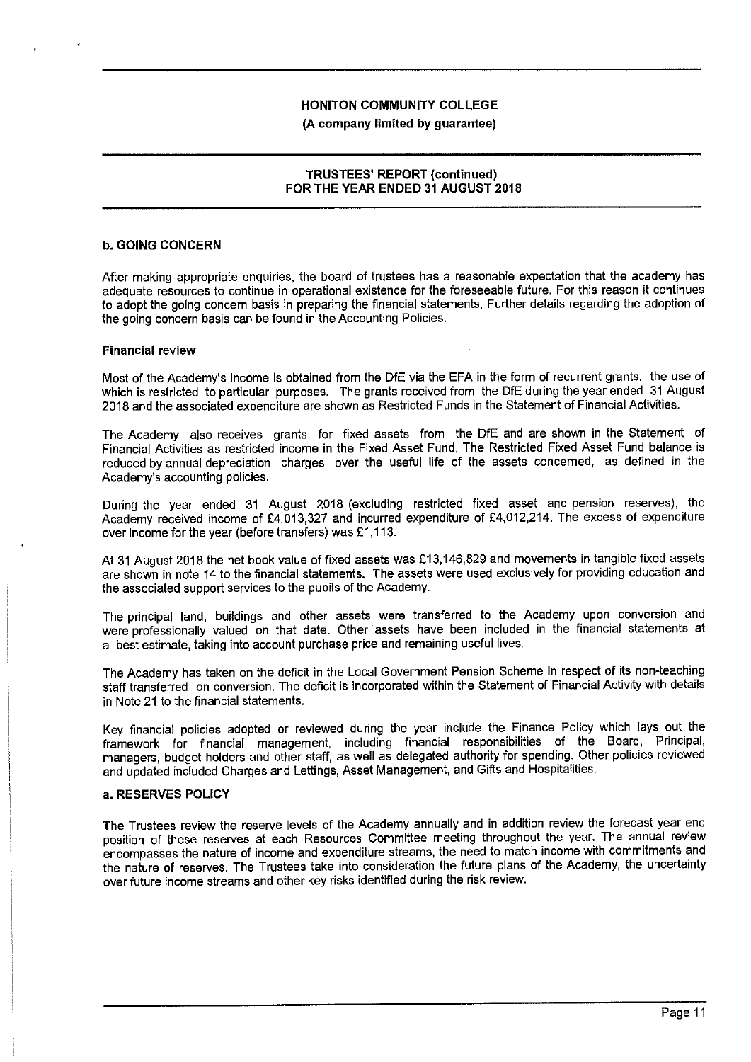## b. GOING CONCERN

After making appropriate enquiries, the board of trustees has a reasonable expectation that the academy has adequate resources to continue in operational existence for the foreseeable future. For this reason it continues to adopt the going concern basis in preparing the financial statements. Further details regarding the adoption of the going concern basis can be found in the Accounting Policies.

### Financial review

Most of the Academy's income is obtained from the DfE via the EFA in the form of recurrent grants, the use of which is restricted to particular purposes. The grants received from the DfE during the year ended 31 August 2018 and the associated expenditure are shown as Restricted Funds in the Statement of Financial Activities.

The Academy also receives grants for fixed assets from the DfE and are shown in the Statement of Financial Activities as restricted income in the Fixed Asset Fund. The Restricted Fixed Asset Fund balance is reduced by annual depreciation charges over the useful life of the assets concerned, as defined in the Academy's accounting policies.

During the year ended 31 August 2018 (excluding restricted fixed asset and pension reserves), the Academy received income of £4,013,327 and incurred expenditure of £4,012,214. The excess of expenditure over income for the year (before transfers) was £1,113.

At 31 August 2018 the net book value of fixed assets was £13,146,829 and movements in tangible fixed assets are shown in note 14 to the financial statements. The assets were used exclusively for providing education and the associated support services to the pupils of the Academy.

The principal land, buildings and other assets were transferred to the Academy upon conversion and were professionally valued on that date. Other assets have been included in the financial statements at a best estimate, taking into account purchase price and remaining useful lives.

The Academy has taken on the deficit in the Local Government Pension Scheme in respect of its non-teaching staff transferred on conversion. The deficit is incorporated within the Statement of Financial Activity with details in Note 21 to the financial statements.

Key financial policies adopted or reviewed during the year include the Finance Policy which lays out the framework for financial management, including financial responsibilities of the Board, Principal, managers, budget holders and other staff, as well as delegated authority for spending. Other policies reviewed and updated included Charges and Lettings, Asset Management, and Gifts and Hospitalities.

## a. RESERVES POLICY

The Trustees review the reserve levels of the Academy annually and in addition review the forecast year end position of these reserves at each Resources Committee meeting throughout the year. The annual review encompasses the nature of income and expenditure streams, the need to match income with commitments and the nature of reserves. The Trustees take into consideration the future plans of the Academy, the uncertainty over future income streams and other key risks identified during the risk review.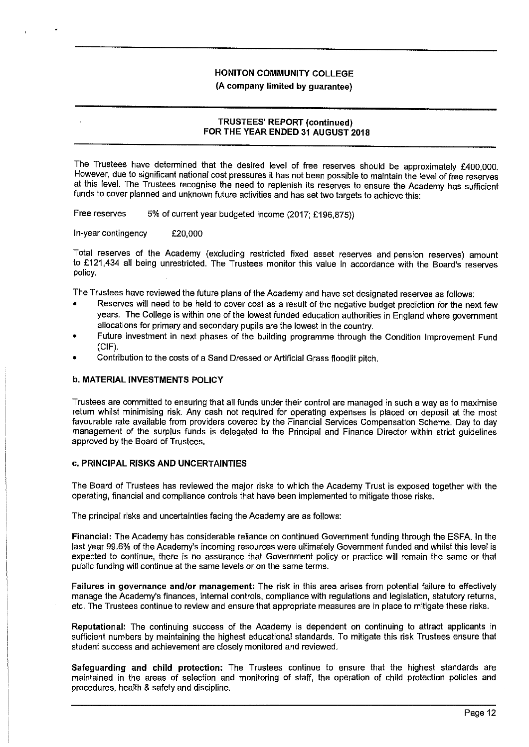The Trustees have determined that the desired level of free reserves should be approximately £400,000. However, due to significant national cost pressures it has not been possible to maintain the level of free reserves at this level. The Trustees recognise the need to replenish its reserves to ensure the Academy has sufficient funds to cover planned and unknown future activities and has set two targets to achieve this:

Free reserves 5% of current year budgeted income (2017; £196,875))

In-year contingency £20,000

Total reserves of the Academy (excluding restricted fixed asset reserves and pension reserves) amount to £121,434 all being unrestricted. The Trustees monitor this value in accordance with the Board's reserves policy.

The Trustees have reviewed the future plans of the Academy and have set designated reserves as follows:

- Reserves will need to be held to cover cost as a result of the negative budget prediction for the next few years. The College is within one of the lowest funded education authorities in England where government allocations for primary and secondary pupils are the lowest in the country.
- Future investment in next phases of the building programme through the Condition Improvement Fund (CIF).
- Contribution to the costs of a Sand Dressed or Artificial Grass floodlit pitch.

### b. MATERIAL INVESTMENTS POLICY

Trustees are committed to ensuring that all funds under their control are managed in such a way as to maximise return whilst minimising risk. Any cash not required for operating expenses is placed on deposit at the most favourable rate available from providers covered by the Financial Services Compensation Scheme. Day to day management of the surplus funds is delegated to the Principal and Finance Director within strict guidelines approved by the Board of Trustees.

### c. PRINCIPAL RISKS AND UNCERTAINTIES

The Board of Trustees has reviewed the major risks to which the Academy Trust is exposed together with the operating, financial and compliance controls that have been implemented to mitigate those risks.

The principal risks and uncertainties facing the Academy are as follows:

**Financial:** The Academy has considerable reliance on continued Government funding through the ESFA. In the last year 99.6% of the Academy's incoming resources were ultimately Government funded and whilst this level is expected to continue, there is no assurance that Government policy or practice will remain the same or that public funding will continue at the same levels or on the same terms.

**Failures in governance and/or management:** The risk in this area arises from potential failure to effectively manage the Academy's finances, internal controls, compliance with regulations and legislation, statutory returns, etc. The Trustees continue to review and ensure that appropriate measures are in place to mitigate these risks.

**Reputational:** The continuing success of the Academy is dependent on continuing to attract applicants in sufficient numbers by maintaining the highest educational standards. To mitigate this risk Trustees ensure that student success and achievement are closely monitored and reviewed.

**Safeguarding and child protection:** The Trustees continue to ensure that the highest standards are maintained in the areas of selection and monitoring of staff, the operation of child protection policies and procedures, health & safety and discipline.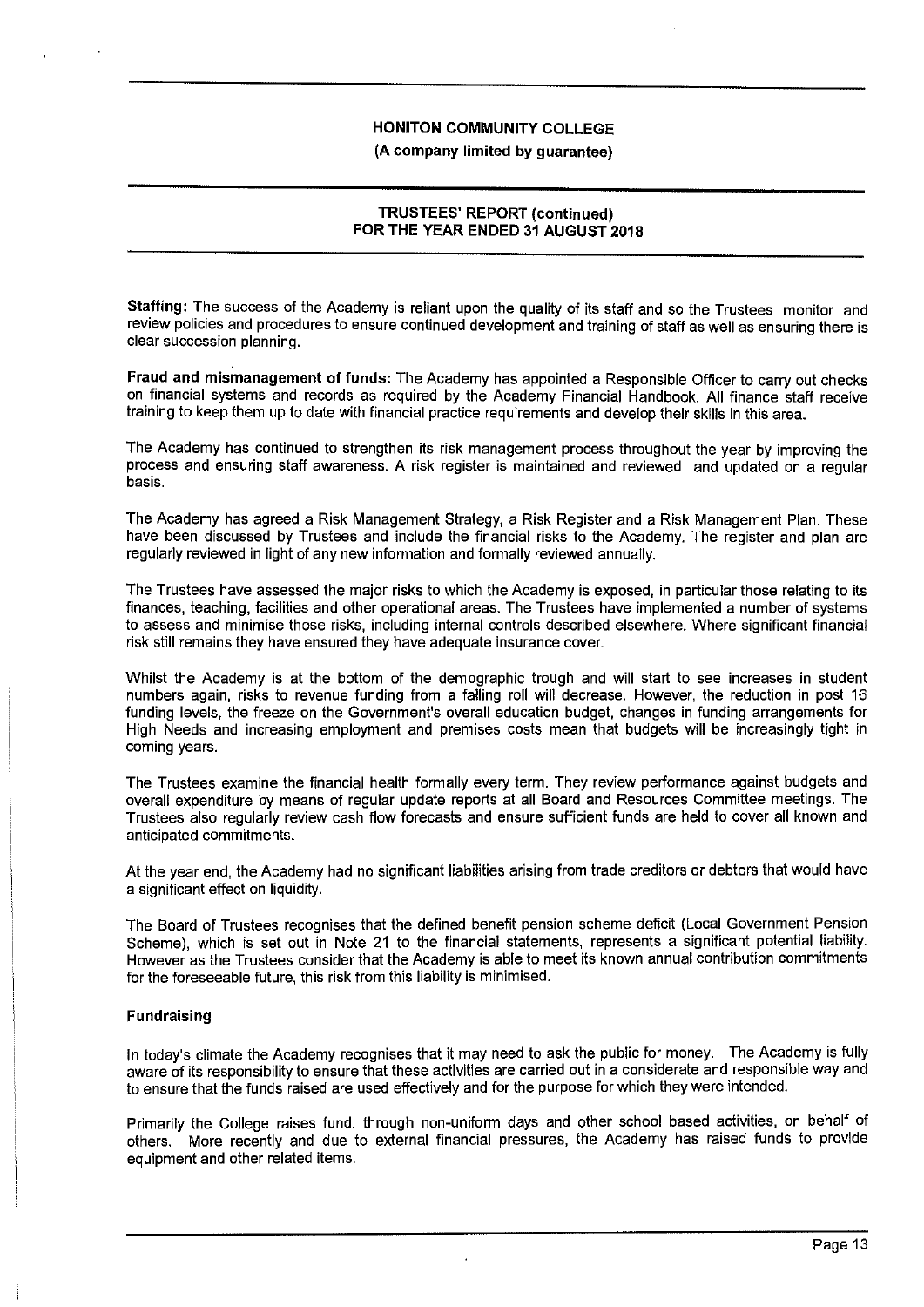**Staffing:** The success of the Academy is reliant upon the quality of its staff and so the Trustees monitor and review policies and procedures to ensure continued development and training of staff as well as ensuring there is clear succession planning.

**Fraud and mismanagement of funds:** The Academy has appointed a Responsible Officer to carry out checks on financial systems and records as required by the Academy Financial Handbook. All finance staff receive training to keep them up to date with financial practice requirements and develop their skills in this area.

The Academy has continued to strengthen its risk management process throughout the year by improving the process and ensuring staff awareness. A risk register is maintained and reviewed and updated on a regular basis.

The Academy has agreed a Risk Management Strategy, a Risk Register and a Risk Management Plan. These have been discussed by Trustees and include the financial risks to the Academy. The register and plan are regularly reviewed in light of any new information and formally reviewed annually.

The Trustees have assessed the major risks to which the Academy is exposed, in particular those relating to its finances, teaching, facilities and other operational areas. The Trustees have implemented a number of systems to assess and minimise those risks, including internal controls described elsewhere. Where significant financial risk still remains they have ensured they have adequate insurance cover.

Whilst the Academy is at the bottom of the demographic trough and will start to see increases in student numbers again, risks to revenue funding from a falling roll will decrease. However, the reduction in post 16 funding levels, the freeze on the Government's overall education budget, changes in funding arrangements for High Needs and increasing employment and premises costs mean that budgets will be increasingly tight in coming years.

The Trustees examine the financial health formally every term. They review performance against budgets and overall expenditure by means of regular update reports at all Board and Resources Committee meetings. The Trustees also regularly review cash flow forecasts and ensure sufficient funds are held to cover all known and anticipated commitments.

At the year end, the Academy had no significant liabilities arising from trade creditors or debtors that would have a significant effect on liquidity.

The Board of Trustees recognises that the defined benefit pension scheme deficit (Local Government Pension Scheme), which is set out in Note 21 to the financial statements, represents a significant potential liability. However as the Trustees consider that the Academy is able to meet its known annual contribution commitments for the foreseeable future, this risk from this liability is minimised.

### Fundraising

In today's climate the Academy recognises that it may need to ask the public for money. The Academy is fully aware of its responsibility to ensure that these activities are carried out in a considerate and responsible way and to ensure that the funds raised are used effectively and for the purpose for which they were intended.

Primarily the College raises fund, through non-uniform days and other school based activities, on behalf of others. More recently and due to external financial pressures, the Academy has raised funds to provide equipment and other related items.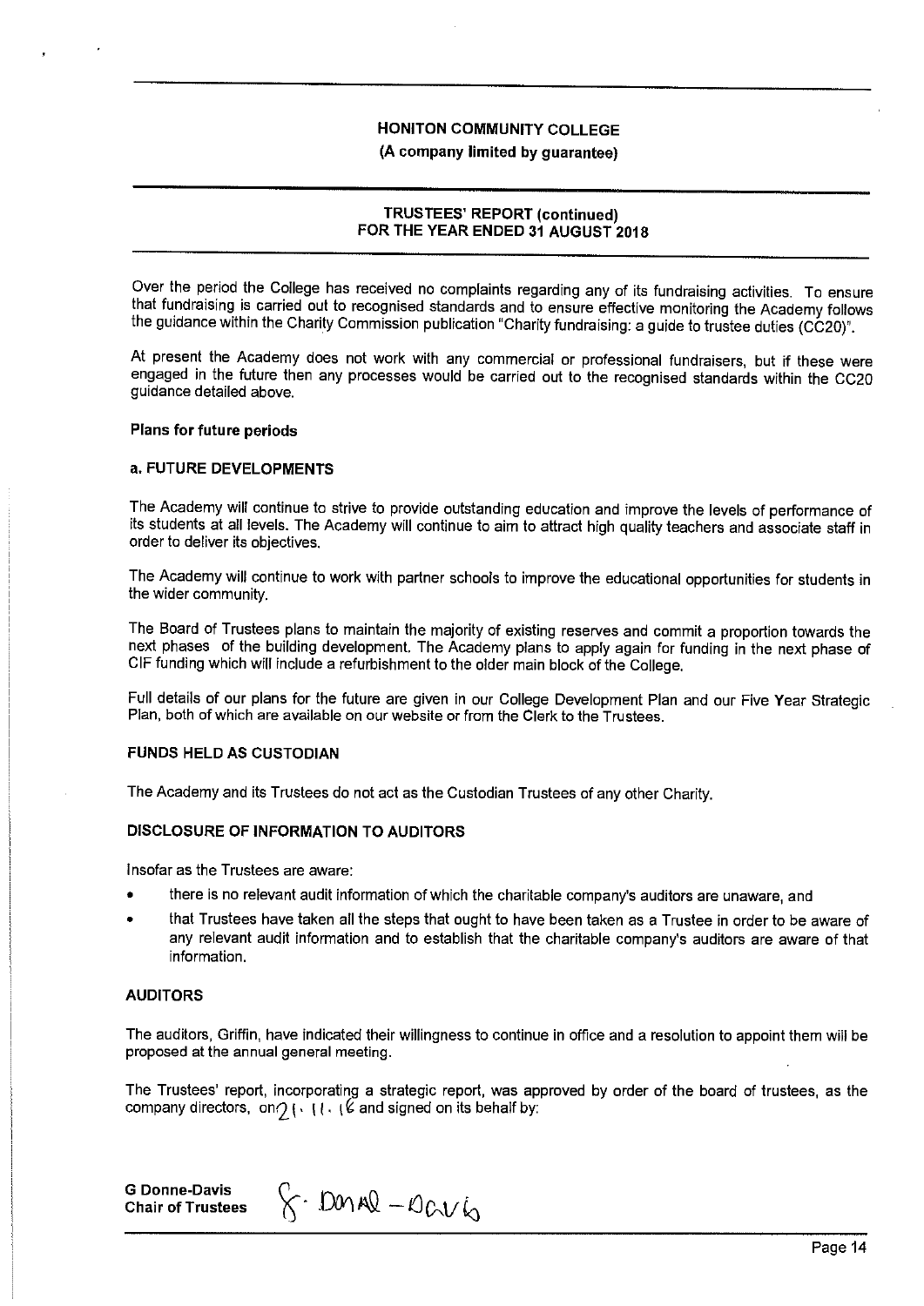Over the period the College has received no complaints regarding any of its fundraising activities. To ensure that fundraising is carried out to recognised standards and to ensure effective monitoring the Academy follows the guidance within the Charity Commission publication "Charity fundraising: a guide to trustee duties (CC20)".

At present the Academy does not work with any commercial or professional fundraisers, but if these were engaged in the future then any processes would be carried out to the recognised standards within the CC20 guidance detailed above.

**Plans for future periods**

**a. FUTURE DEVELOPMENTS**

The Academy will continue to strive to provide outstanding education and improve the levels of performance of its students at all levels. The Academy will continue to aim to attract high quality teachers and associate staff in order to deliver its objectives.

The Academy will continue to work with partner schools to improve the educational opportunities for students in the wider community.

The Board of Trustees plans to maintain the majority of existing reserves and commit a proportion towards the next phases of the building development. The Academy plans to apply again for funding in the next phase of CIF funding which will include a refurbishment to the older main block of the College.

Full details of our plans for the future are given in our College Development Plan and our Five Year Strategic Plan, both of which are available on our website or from the Clerk to the Trustees.

**FUNDS HELD AS CUSTODIAN**

The Academy and its Trustees do not act as the Custodian Trustees of any other Charity.

**DISCLOSURE OF INFORMATION TO AUDITORS**

Insofar as the Trustees are aware:

- there is no relevant audit information of which the charitable company's auditors are unaware, and
- that Trustees have taken all the steps that ought to have been taken as a Trustee in order to be aware of any relevant audit information and to establish that the charitable company's auditors are aware of that information.

**AUDITORS**

The auditors, Griffin, have indicated their willingness to continue in office and a resolution to appoint them will be proposed at the annual general meeting.

The Trustees' report, incorporating a strategic report, was approved by order of the board of trustees, as the company directors, on 21.11.18 and signed on its behalf by:

**G Donne-Davis**
**Chair of Trustees**

G. Donne-Davis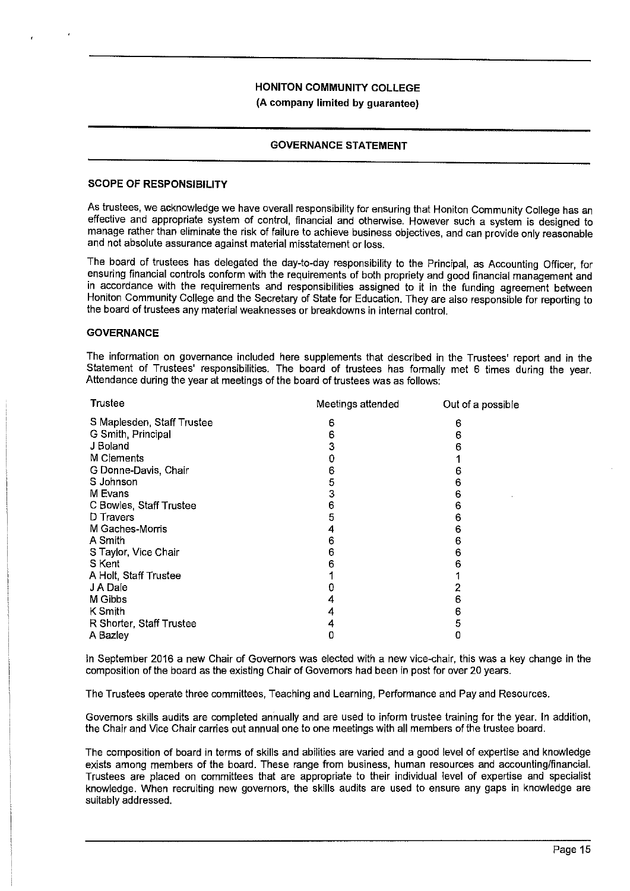**HONITON COMMUNITY COLLEGE**

**(A company limited by guarantee)**

## GOVERNANCE STATEMENT

### SCOPE OF RESPONSIBILITY

As trustees, we acknowledge we have overall responsibility for ensuring that Honiton Community College has an effective and appropriate system of control, financial and otherwise. However such a system is designed to manage rather than eliminate the risk of failure to achieve business objectives, and can provide only reasonable and not absolute assurance against material misstatement or loss.

The board of trustees has delegated the day-to-day responsibility to the Principal, as Accounting Officer, for ensuring financial controls conform with the requirements of both propriety and good financial management and in accordance with the requirements and responsibilities assigned to it in the funding agreement between Honiton Community College and the Secretary of State for Education. They are also responsible for reporting to the board of trustees any material weaknesses or breakdowns in internal control.

### GOVERNANCE

The information on governance included here supplements that described in the Trustees' report and in the Statement of Trustees' responsibilities. The board of trustees has formally met 6 times during the year. Attendance during the year at meetings of the board of trustees was as follows:

| Trustee | Meetings attended | Out of a possible |
|---|---|---|
| S Maplesden, Staff Trustee | 6 | 6 |
| G Smith, Principal | 6 | 6 |
| J Boland | 3 | 6 |
| M Clements | 0 | 1 |
| G Donne-Davis, Chair | 6 | 6 |
| S Johnson | 5 | 6 |
| M Evans | 3 | 6 |
| C Bowles, Staff Trustee | 6 | 6 |
| D Travers | 5 | 6 |
| M Gaches-Morris | 4 | 6 |
| A Smith | 6 | 6 |
| S Taylor, Vice Chair | 6 | 6 |
| S Kent | 6 | 6 |
| A Holt, Staff Trustee | 1 | 1 |
| J A Dale | 0 | 2 |
| M Gibbs | 4 | 6 |
| K Smith | 4 | 6 |
| R Shorter, Staff Trustee | 4 | 5 |
| A Bazley | 0 | 0 |

In September 2016 a new Chair of Governors was elected with a new vice-chair, this was a key change in the composition of the board as the existing Chair of Governors had been in post for over 20 years.

The Trustees operate three committees, Teaching and Learning, Performance and Pay and Resources.

Governors skills audits are completed annually and are used to inform trustee training for the year. In addition, the Chair and Vice Chair carries out annual one to one meetings with all members of the trustee board.

The composition of board in terms of skills and abilities are varied and a good level of expertise and knowledge exists among members of the board. These range from business, human resources and accounting/financial. Trustees are placed on committees that are appropriate to their individual level of expertise and specialist knowledge. When recruiting new governors, the skills audits are used to ensure any gaps in knowledge are suitably addressed.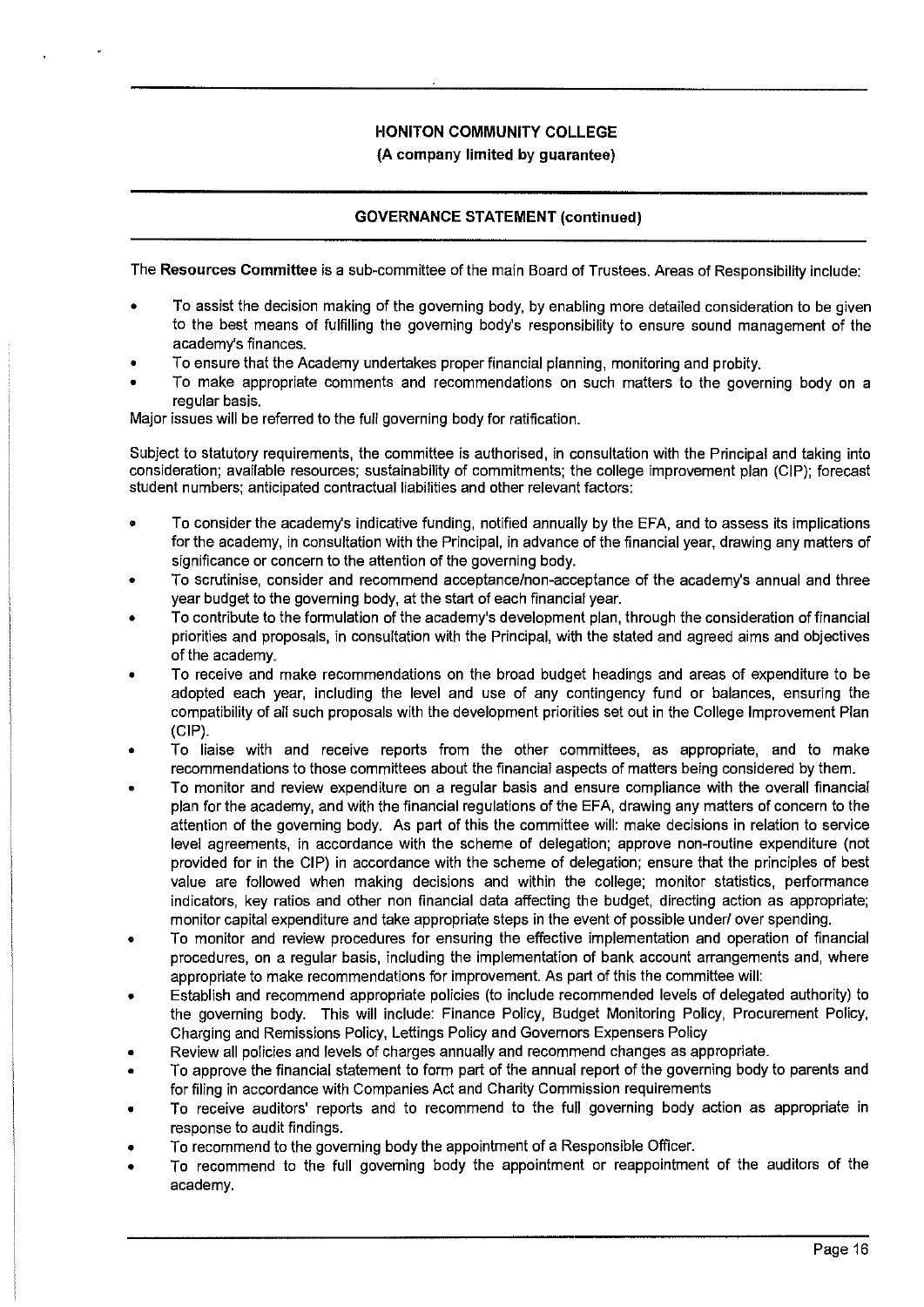**HONITON COMMUNITY COLLEGE**
**(A company limited by guarantee)**

**GOVERNANCE STATEMENT (continued)**

The **Resources Committee** is a sub-committee of the main Board of Trustees. Areas of Responsibility include:

- To assist the decision making of the governing body, by enabling more detailed consideration to be given to the best means of fulfilling the governing body's responsibility to ensure sound management of the academy's finances.
- To ensure that the Academy undertakes proper financial planning, monitoring and probity.
- To make appropriate comments and recommendations on such matters to the governing body on a regular basis.

Major issues will be referred to the full governing body for ratification.

Subject to statutory requirements, the committee is authorised, in consultation with the Principal and taking into consideration; available resources; sustainability of commitments; the college improvement plan (CIP); forecast student numbers; anticipated contractual liabilities and other relevant factors:

- To consider the academy's indicative funding, notified annually by the EFA, and to assess its implications for the academy, in consultation with the Principal, in advance of the financial year, drawing any matters of significance or concern to the attention of the governing body.
- To scrutinise, consider and recommend acceptance/non-acceptance of the academy's annual and three year budget to the governing body, at the start of each financial year.
- To contribute to the formulation of the academy's development plan, through the consideration of financial priorities and proposals, in consultation with the Principal, with the stated and agreed aims and objectives of the academy.
- To receive and make recommendations on the broad budget headings and areas of expenditure to be adopted each year, including the level and use of any contingency fund or balances, ensuring the compatibility of all such proposals with the development priorities set out in the College Improvement Plan (CIP).
- To liaise with and receive reports from the other committees, as appropriate, and to make recommendations to those committees about the financial aspects of matters being considered by them.
- To monitor and review expenditure on a regular basis and ensure compliance with the overall financial plan for the academy, and with the financial regulations of the EFA, drawing any matters of concern to the attention of the governing body. As part of this the committee will: make decisions in relation to service level agreements, in accordance with the scheme of delegation; approve non-routine expenditure (not provided for in the CIP) in accordance with the scheme of delegation; ensure that the principles of best value are followed when making decisions and within the college; monitor statistics, performance indicators, key ratios and other non financial data affecting the budget, directing action as appropriate; monitor capital expenditure and take appropriate steps in the event of possible under/ over spending.
- To monitor and review procedures for ensuring the effective implementation and operation of financial procedures, on a regular basis, including the implementation of bank account arrangements and, where appropriate to make recommendations for improvement. As part of this the committee will:
- Establish and recommend appropriate policies (to include recommended levels of delegated authority) to the governing body. This will include: Finance Policy, Budget Monitoring Policy, Procurement Policy, Charging and Remissions Policy, Lettings Policy and Governors Expensers Policy
- Review all policies and levels of charges annually and recommend changes as appropriate.
- To approve the financial statement to form part of the annual report of the governing body to parents and for filing in accordance with Companies Act and Charity Commission requirements
- To receive auditors' reports and to recommend to the full governing body action as appropriate in response to audit findings.
- To recommend to the governing body the appointment of a Responsible Officer.
- To recommend to the full governing body the appointment or reappointment of the auditors of the academy.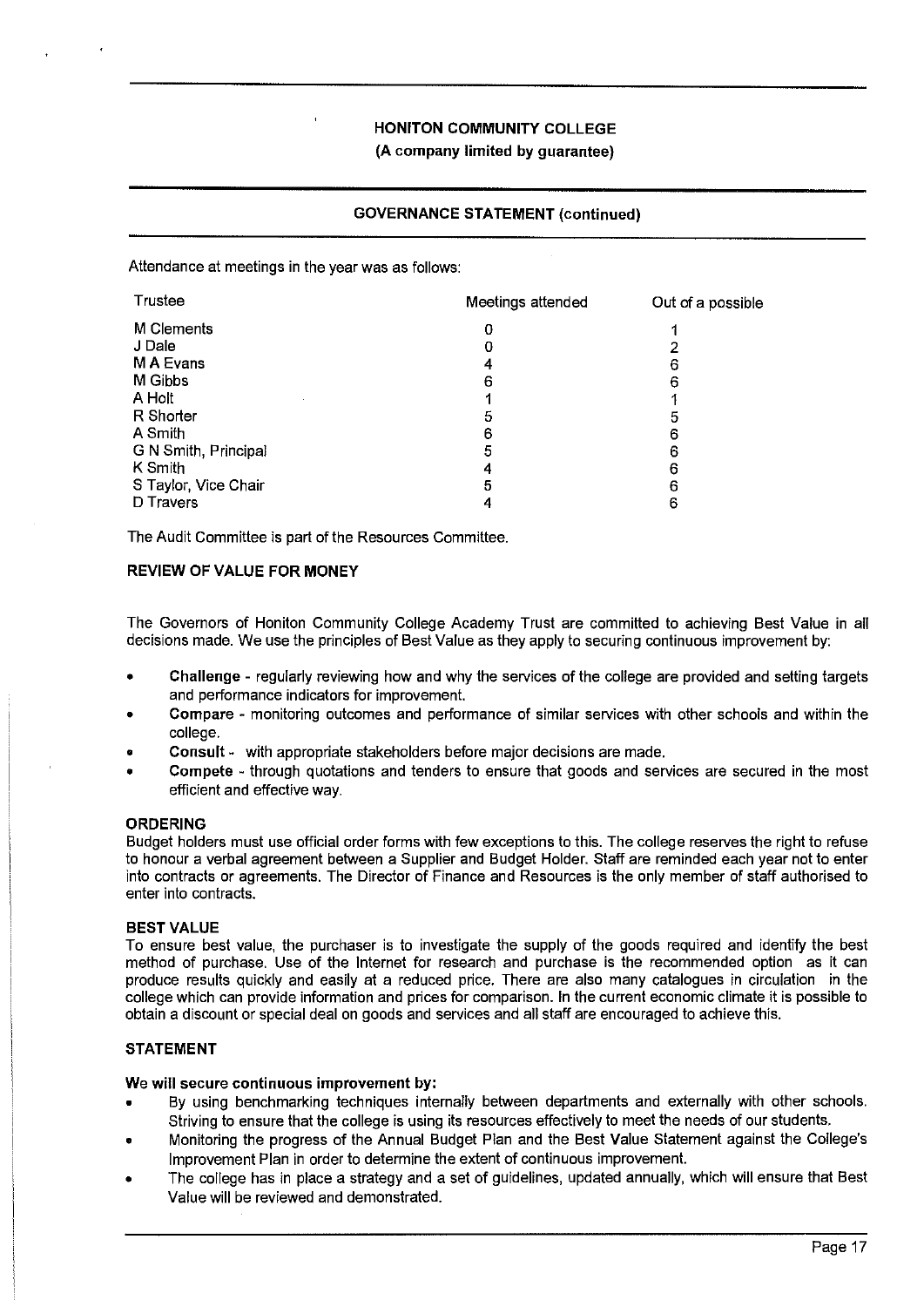**HONITON COMMUNITY COLLEGE**
**(A company limited by guarantee)**

## GOVERNANCE STATEMENT (continued)

Attendance at meetings in the year was as follows:

| Trustee | Meetings attended | Out of a possible |
|---|---|---|
| M Clements | 0 | 1 |
| J Dale | 0 | 2 |
| M A Evans | 4 | 6 |
| M Gibbs | 6 | 6 |
| A Holt | 1 | 1 |
| R Shorter | 5 | 5 |
| A Smith | 6 | 6 |
| G N Smith, Principal | 5 | 6 |
| K Smith | 4 | 6 |
| S Taylor, Vice Chair | 5 | 6 |
| D Travers | 4 | 6 |

The Audit Committee is part of the Resources Committee.

### REVIEW OF VALUE FOR MONEY

The Governors of Honiton Community College Academy Trust are committed to achieving Best Value in all decisions made. We use the principles of Best Value as they apply to securing continuous improvement by:

- **Challenge** - regularly reviewing how and why the services of the college are provided and setting targets and performance indicators for improvement.
- **Compare** - monitoring outcomes and performance of similar services with other schools and within the college.
- **Consult** - with appropriate stakeholders before major decisions are made.
- **Compete** - through quotations and tenders to ensure that goods and services are secured in the most efficient and effective way.

### ORDERING

Budget holders must use official order forms with few exceptions to this. The college reserves the right to refuse to honour a verbal agreement between a Supplier and Budget Holder. Staff are reminded each year not to enter into contracts or agreements. The Director of Finance and Resources is the only member of staff authorised to enter into contracts.

### BEST VALUE

To ensure best value, the purchaser is to investigate the supply of the goods required and identify the best method of purchase. Use of the Internet for research and purchase is the recommended option as it can produce results quickly and easily at a reduced price. There are also many catalogues in circulation in the college which can provide information and prices for comparison. In the current economic climate it is possible to obtain a discount or special deal on goods and services and all staff are encouraged to achieve this.

### STATEMENT

**We will secure continuous improvement by:**

- By using benchmarking techniques internally between departments and externally with other schools. Striving to ensure that the college is using its resources effectively to meet the needs of our students.
- Monitoring the progress of the Annual Budget Plan and the Best Value Statement against the College's Improvement Plan in order to determine the extent of continuous improvement.
- The college has in place a strategy and a set of guidelines, updated annually, which will ensure that Best Value will be reviewed and demonstrated.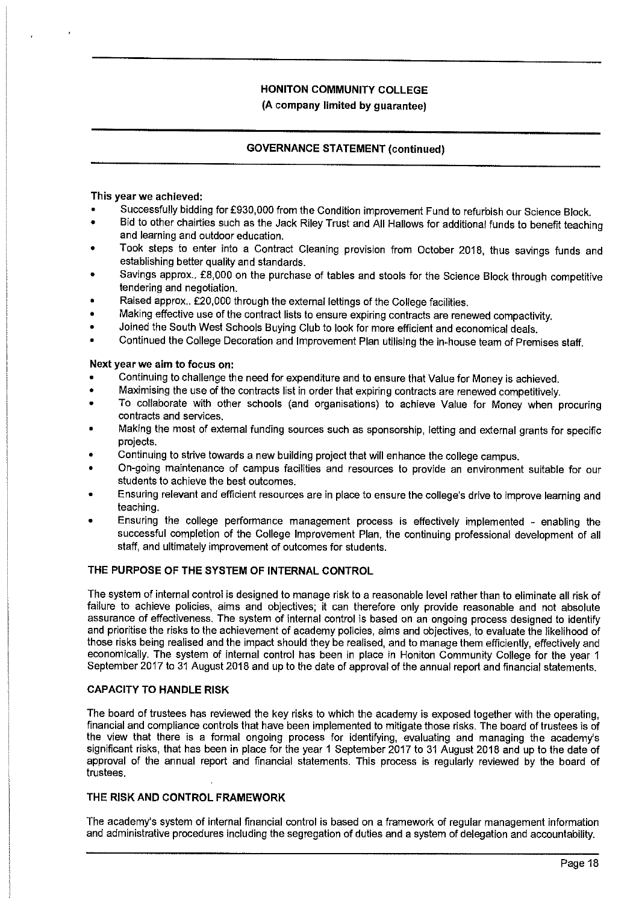**This year we achieved:**

- Successfully bidding for £930,000 from the Condition improvement Fund to refurbish our Science Block.
- Bid to other chairties such as the Jack Riley Trust and All Hallows for additional funds to benefit teaching and learning and outdoor education.
- Took steps to enter into a Contract Cleaning provision from October 2018, thus savings funds and establishing better quality and standards.
- Savings approx.. £8,000 on the purchase of tables and stools for the Science Block through competitive tendering and negotiation.
- Raised approx.. £20,000 through the external lettings of the College facilities.
- Making effective use of the contract lists to ensure expiring contracts are renewed compactivity.
- Joined the South West Schools Buying Club to look for more efficient and economical deals.
- Continued the College Decoration and Improvement Plan utilising the in-house team of Premises staff.

**Next year we aim to focus on:**

- Continuing to challenge the need for expenditure and to ensure that Value for Money is achieved.
- Maximising the use of the contracts list in order that expiring contracts are renewed competitively.
- To collaborate with other schools (and organisations) to achieve Value for Money when procuring contracts and services.
- Making the most of external funding sources such as sponsorship, letting and external grants for specific projects.
- Continuing to strive towards a new building project that will enhance the college campus.
- On-going maintenance of campus facilities and resources to provide an environment suitable for our students to achieve the best outcomes.
- Ensuring relevant and efficient resources are in place to ensure the college's drive to improve learning and teaching.
- Ensuring the college performance management process is effectively implemented - enabling the successful completion of the College Improvement Plan, the continuing professional development of all staff, and ultimately improvement of outcomes for students.

## THE PURPOSE OF THE SYSTEM OF INTERNAL CONTROL

The system of internal control is designed to manage risk to a reasonable level rather than to eliminate all risk of failure to achieve policies, aims and objectives; it can therefore only provide reasonable and not absolute assurance of effectiveness. The system of internal control is based on an ongoing process designed to identify and prioritise the risks to the achievement of academy policies, aims and objectives, to evaluate the likelihood of those risks being realised and the impact should they be realised, and to manage them efficiently, effectively and economically. The system of internal control has been in place in Honiton Community College for the year 1 September 2017 to 31 August 2018 and up to the date of approval of the annual report and financial statements.

## CAPACITY TO HANDLE RISK

The board of trustees has reviewed the key risks to which the academy is exposed together with the operating, financial and compliance controls that have been implemented to mitigate those risks. The board of trustees is of the view that there is a formal ongoing process for identifying, evaluating and managing the academy's significant risks, that has been in place for the year 1 September 2017 to 31 August 2018 and up to the date of approval of the annual report and financial statements. This process is regularly reviewed by the board of trustees.

## THE RISK AND CONTROL FRAMEWORK

The academy's system of internal financial control is based on a framework of regular management information and administrative procedures including the segregation of duties and a system of delegation and accountability.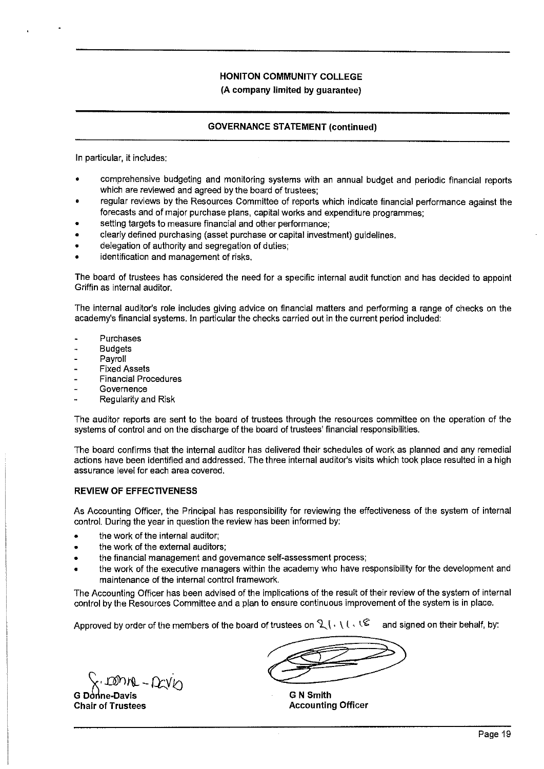In particular, it includes:

- comprehensive budgeting and monitoring systems with an annual budget and periodic financial reports which are reviewed and agreed by the board of trustees;
- regular reviews by the Resources Committee of reports which indicate financial performance against the forecasts and of major purchase plans, capital works and expenditure programmes;
- setting targets to measure financial and other performance;
- clearly defined purchasing (asset purchase or capital investment) guidelines.
- delegation of authority and segregation of duties;
- identification and management of risks.

The board of trustees has considered the need for a specific internal audit function and has decided to appoint Griffin as internal auditor.

The internal auditor's role includes giving advice on financial matters and performing a range of checks on the academy's financial systems. In particular the checks carried out in the current period included:

- Purchases
- Budgets
- Payroll
- Fixed Assets
- Financial Procedures
- Governence
- Regularity and Risk

The auditor reports are sent to the board of trustees through the resources committee on the operation of the systems of control and on the discharge of the board of trustees' financial responsibilities.

The board confirms that the internal auditor has delivered their schedules of work as planned and any remedial actions have been identified and addressed. The three internal auditor's visits which took place resulted in a high assurance level for each area covered.

## REVIEW OF EFFECTIVENESS

As Accounting Officer, the Principal has responsibility for reviewing the effectiveness of the system of internal control. During the year in question the review has been informed by:

- the work of the internal auditor;
- the work of the external auditors;
- the financial management and governance self-assessment process;
- the work of the executive managers within the academy who have responsibility for the development and maintenance of the internal control framework.

The Accounting Officer has been advised of the implications of the result of their review of the system of internal control by the Resources Committee and a plan to ensure continuous improvement of the system is in place.

Approved by order of the members of the board of trustees on 21.11.18 and signed on their behalf, by:

**G Donne-Davis**
**Chair of Trustees**

**G N Smith**
**Accounting Officer**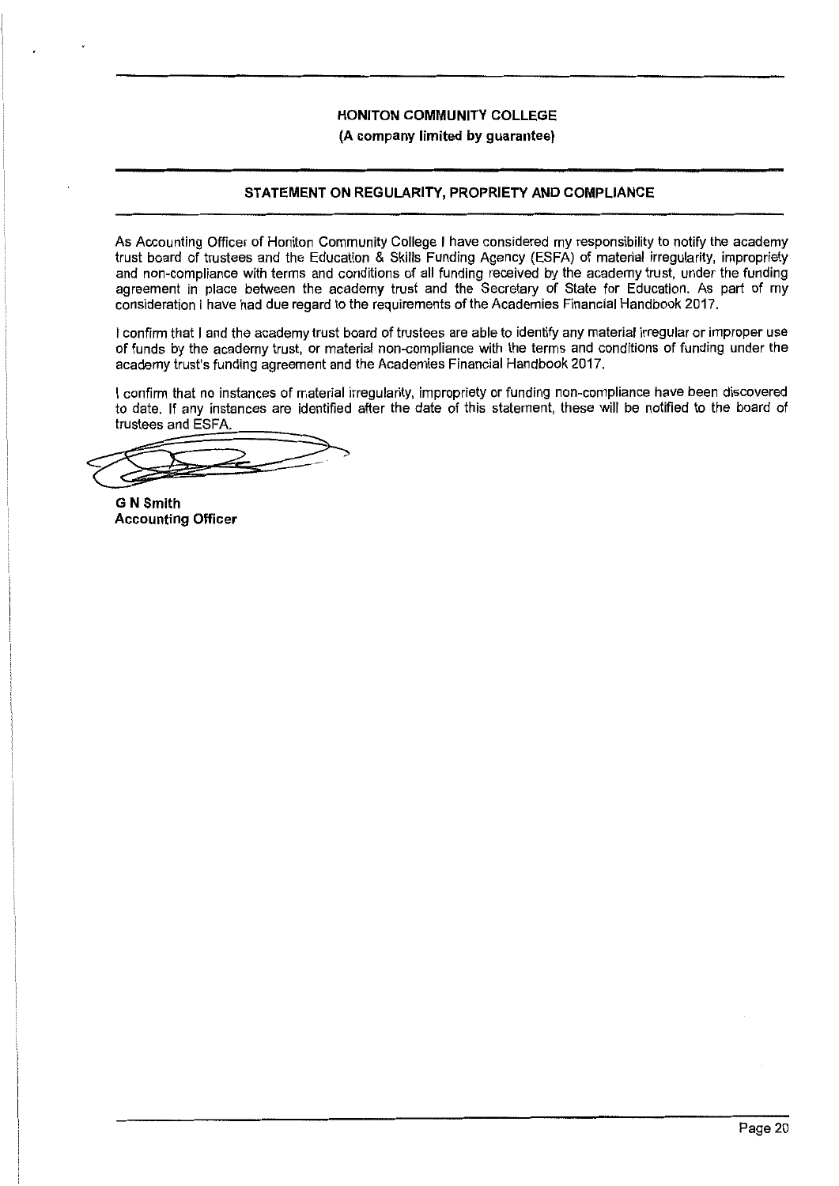**HONITON COMMUNITY COLLEGE**

**(A company limited by guarantee)**

## STATEMENT ON REGULARITY, PROPRIETY AND COMPLIANCE

As Accounting Officer of Honiton Community College I have considered my responsibility to notify the academy trust board of trustees and the Education & Skills Funding Agency (ESFA) of material irregularity, impropriety and non-compliance with terms and conditions of all funding received by the academy trust, under the funding agreement in place between the academy trust and the Secretary of State for Education. As part of my consideration I have had due regard to the requirements of the Academies Financial Handbook 2017.

I confirm that I and the academy trust board of trustees are able to identify any material irregular or improper use of funds by the academy trust, or material non-compliance with the terms and conditions of funding under the academy trust's funding agreement and the Academies Financial Handbook 2017.

I confirm that no instances of material irregularity, impropriety or funding non-compliance have been discovered to date. If any instances are identified after the date of this statement, these will be notified to the board of trustees and ESFA.

**G N Smith**
**Accounting Officer**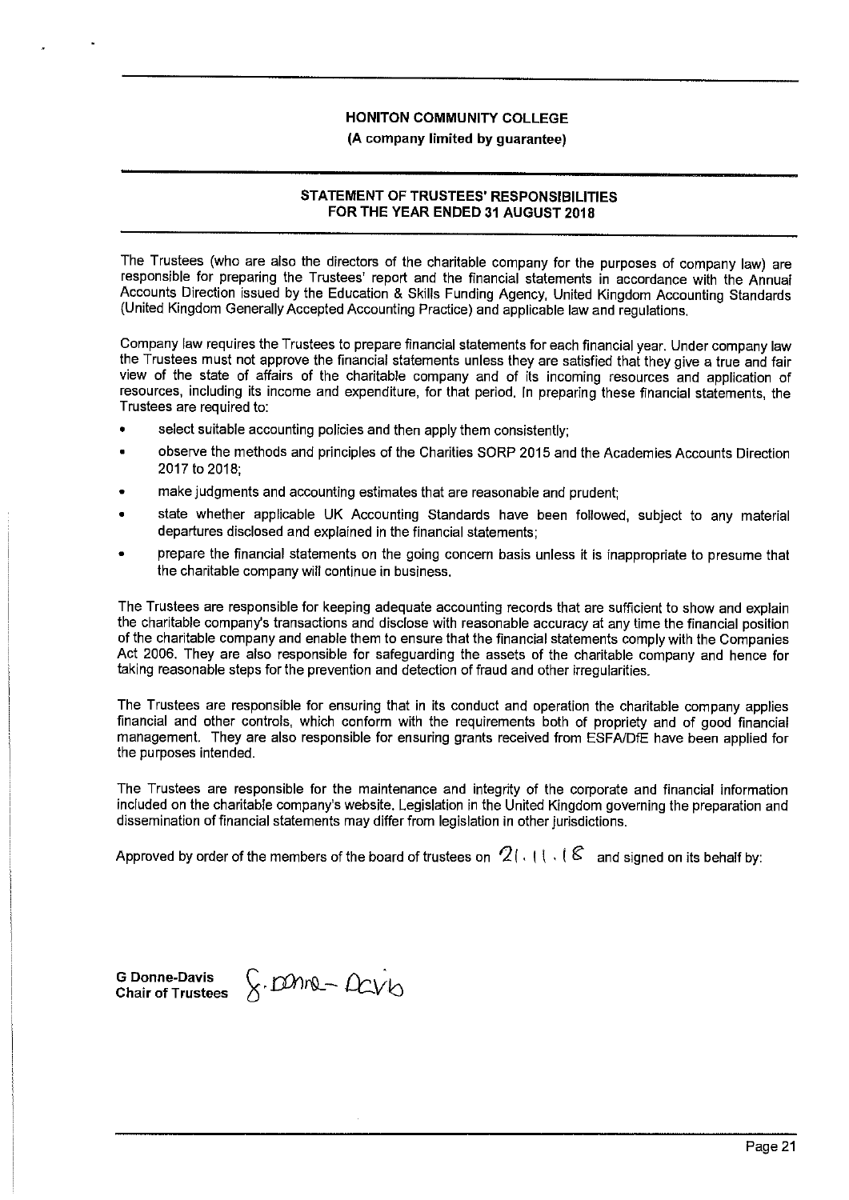**HONITON COMMUNITY COLLEGE**

**(A company limited by guarantee)**

## STATEMENT OF TRUSTEES' RESPONSIBILITIES FOR THE YEAR ENDED 31 AUGUST 2018

The Trustees (who are also the directors of the charitable company for the purposes of company law) are responsible for preparing the Trustees' report and the financial statements in accordance with the Annual Accounts Direction issued by the Education & Skills Funding Agency, United Kingdom Accounting Standards (United Kingdom Generally Accepted Accounting Practice) and applicable law and regulations.

Company law requires the Trustees to prepare financial statements for each financial year. Under company law the Trustees must not approve the financial statements unless they are satisfied that they give a true and fair view of the state of affairs of the charitable company and of its incoming resources and application of resources, including its income and expenditure, for that period. In preparing these financial statements, the Trustees are required to:

- select suitable accounting policies and then apply them consistently;
- observe the methods and principles of the Charities SORP 2015 and the Academies Accounts Direction 2017 to 2018;
- make judgments and accounting estimates that are reasonable and prudent;
- state whether applicable UK Accounting Standards have been followed, subject to any material departures disclosed and explained in the financial statements;
- prepare the financial statements on the going concern basis unless it is inappropriate to presume that the charitable company will continue in business.

The Trustees are responsible for keeping adequate accounting records that are sufficient to show and explain the charitable company's transactions and disclose with reasonable accuracy at any time the financial position of the charitable company and enable them to ensure that the financial statements comply with the Companies Act 2006. They are also responsible for safeguarding the assets of the charitable company and hence for taking reasonable steps for the prevention and detection of fraud and other irregularities.

The Trustees are responsible for ensuring that in its conduct and operation the charitable company applies financial and other controls, which conform with the requirements both of propriety and of good financial management. They are also responsible for ensuring grants received from ESFA/DfE have been applied for the purposes intended.

The Trustees are responsible for the maintenance and integrity of the corporate and financial information included on the charitable company's website. Legislation in the United Kingdom governing the preparation and dissemination of financial statements may differ from legislation in other jurisdictions.

Approved by order of the members of the board of trustees on 21.11.18 and signed on its behalf by:

G. Donne-Davis

**G Donne-Davis**
**Chair of Trustees**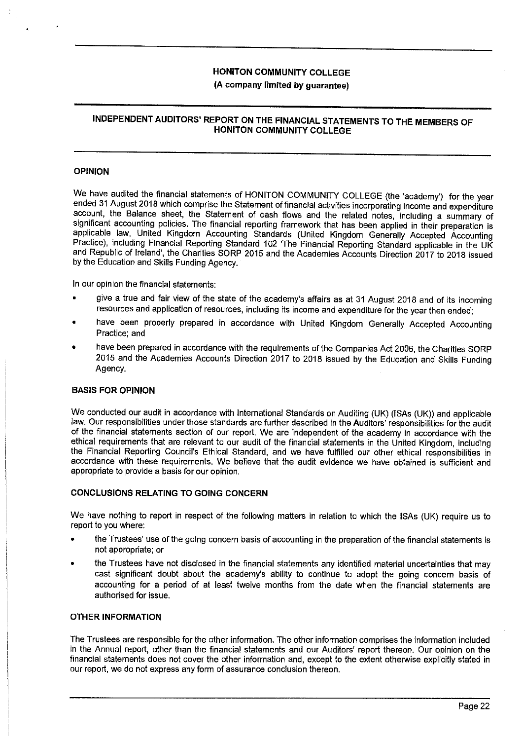HONITON COMMUNITY COLLEGE

(A company limited by guarantee)

# INDEPENDENT AUDITORS' REPORT ON THE FINANCIAL STATEMENTS TO THE MEMBERS OF HONITON COMMUNITY COLLEGE

## OPINION

We have audited the financial statements of HONITON COMMUNITY COLLEGE (the 'academy') for the year ended 31 August 2018 which comprise the Statement of financial activities incorporating income and expenditure account, the Balance sheet, the Statement of cash flows and the related notes, including a summary of significant accounting policies. The financial reporting framework that has been applied in their preparation is applicable law, United Kingdom Accounting Standards (United Kingdom Generally Accepted Accounting Practice), including Financial Reporting Standard 102 'The Financial Reporting Standard applicable in the UK and Republic of Ireland', the Charities SORP 2015 and the Academies Accounts Direction 2017 to 2018 issued by the Education and Skills Funding Agency.

In our opinion the financial statements:

- give a true and fair view of the state of the academy's affairs as at 31 August 2018 and of its incoming resources and application of resources, including its income and expenditure for the year then ended;
- have been properly prepared in accordance with United Kingdom Generally Accepted Accounting Practice; and
- have been prepared in accordance with the requirements of the Companies Act 2006, the Charities SORP 2015 and the Academies Accounts Direction 2017 to 2018 issued by the Education and Skills Funding Agency.

## BASIS FOR OPINION

We conducted our audit in accordance with International Standards on Auditing (UK) (ISAs (UK)) and applicable law. Our responsibilities under those standards are further described in the Auditors' responsibilities for the audit of the financial statements section of our report. We are independent of the academy in accordance with the ethical requirements that are relevant to our audit of the financial statements in the United Kingdom, including the Financial Reporting Council's Ethical Standard, and we have fulfilled our other ethical responsibilities in accordance with these requirements. We believe that the audit evidence we have obtained is sufficient and appropriate to provide a basis for our opinion.

## CONCLUSIONS RELATING TO GOING CONCERN

We have nothing to report in respect of the following matters in relation to which the ISAs (UK) require us to report to you where:

- the Trustees' use of the going concern basis of accounting in the preparation of the financial statements is not appropriate; or
- the Trustees have not disclosed in the financial statements any identified material uncertainties that may cast significant doubt about the academy's ability to continue to adopt the going concern basis of accounting for a period of at least twelve months from the date when the financial statements are authorised for issue.

## OTHER INFORMATION

The Trustees are responsible for the other information. The other information comprises the information included in the Annual report, other than the financial statements and our Auditors' report thereon. Our opinion on the financial statements does not cover the other information and, except to the extent otherwise explicitly stated in our report, we do not express any form of assurance conclusion thereon.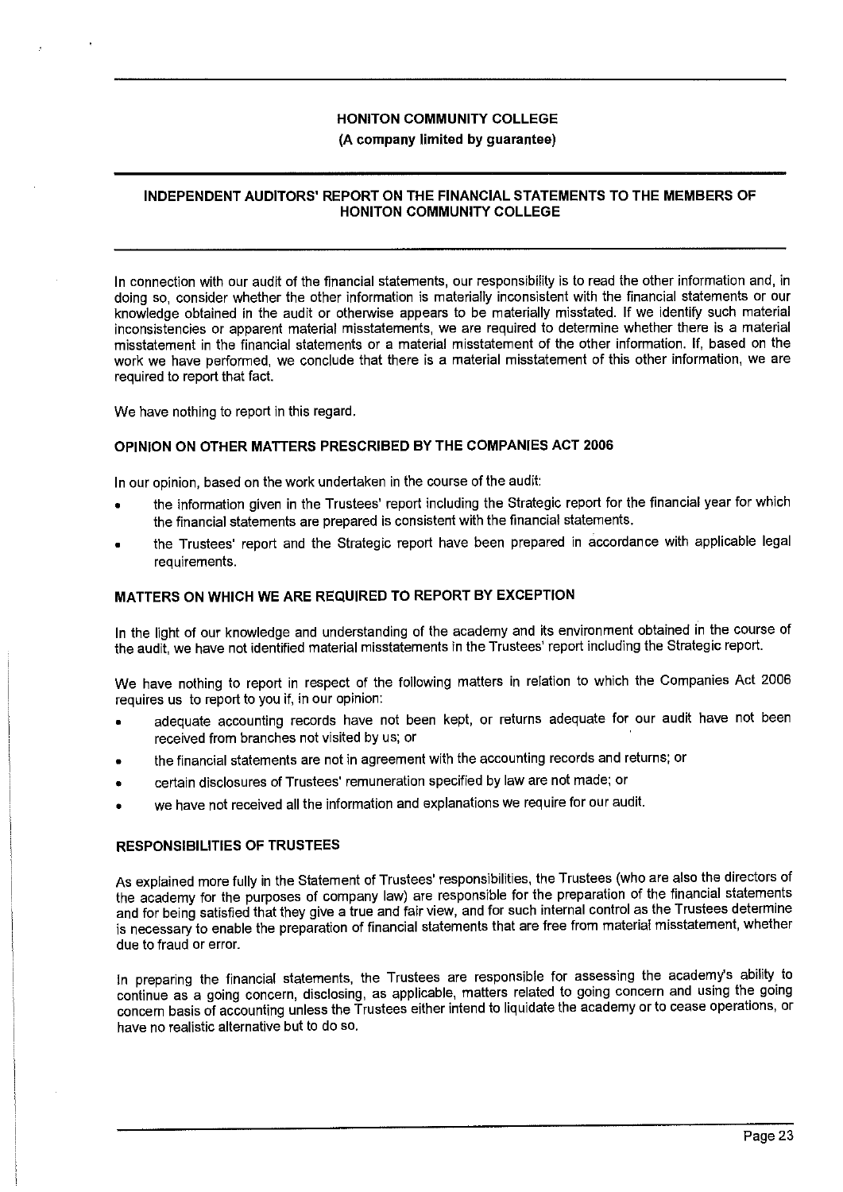In connection with our audit of the financial statements, our responsibility is to read the other information and, in doing so, consider whether the other information is materially inconsistent with the financial statements or our knowledge obtained in the audit or otherwise appears to be materially misstated. If we identify such material inconsistencies or apparent material misstatements, we are required to determine whether there is a material misstatement in the financial statements or a material misstatement of the other information. If, based on the work we have performed, we conclude that there is a material misstatement of this other information, we are required to report that fact.

We have nothing to report in this regard.

## OPINION ON OTHER MATTERS PRESCRIBED BY THE COMPANIES ACT 2006

In our opinion, based on the work undertaken in the course of the audit:

- the information given in the Trustees' report including the Strategic report for the financial year for which the financial statements are prepared is consistent with the financial statements.
- the Trustees' report and the Strategic report have been prepared in accordance with applicable legal requirements.

## MATTERS ON WHICH WE ARE REQUIRED TO REPORT BY EXCEPTION

In the light of our knowledge and understanding of the academy and its environment obtained in the course of the audit, we have not identified material misstatements in the Trustees' report including the Strategic report.

We have nothing to report in respect of the following matters in relation to which the Companies Act 2006 requires us to report to you if, in our opinion:

- adequate accounting records have not been kept, or returns adequate for our audit have not been received from branches not visited by us; or
- the financial statements are not in agreement with the accounting records and returns; or
- certain disclosures of Trustees' remuneration specified by law are not made; or
- we have not received all the information and explanations we require for our audit.

## RESPONSIBILITIES OF TRUSTEES

As explained more fully in the Statement of Trustees' responsibilities, the Trustees (who are also the directors of the academy for the purposes of company law) are responsible for the preparation of the financial statements and for being satisfied that they give a true and fair view, and for such internal control as the Trustees determine is necessary to enable the preparation of financial statements that are free from material misstatement, whether due to fraud or error.

In preparing the financial statements, the Trustees are responsible for assessing the academy's ability to continue as a going concern, disclosing, as applicable, matters related to going concern and using the going concern basis of accounting unless the Trustees either intend to liquidate the academy or to cease operations, or have no realistic alternative but to do so.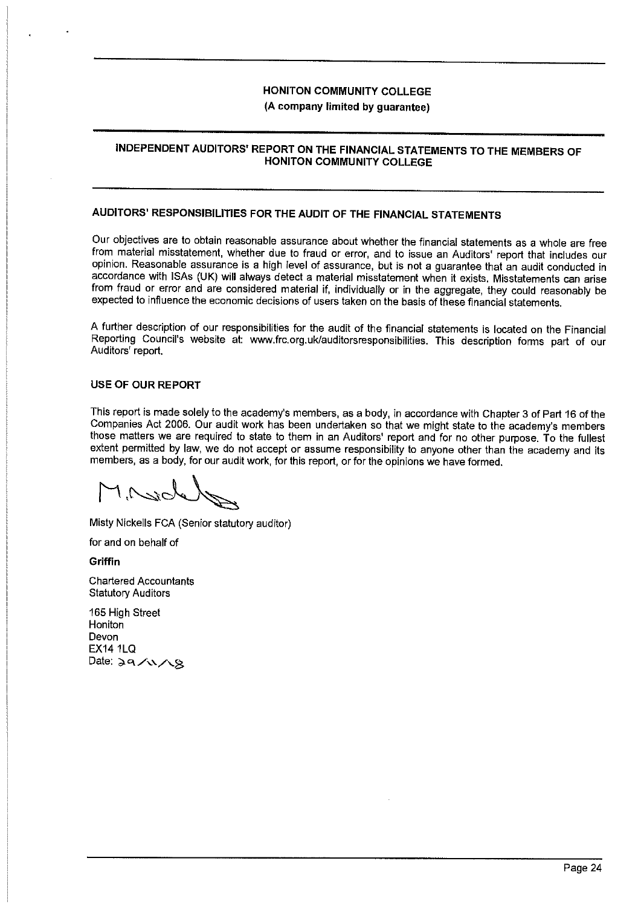**HONITON COMMUNITY COLLEGE**

**(A company limited by guarantee)**

## INDEPENDENT AUDITORS' REPORT ON THE FINANCIAL STATEMENTS TO THE MEMBERS OF HONITON COMMUNITY COLLEGE

### AUDITORS' RESPONSIBILITIES FOR THE AUDIT OF THE FINANCIAL STATEMENTS

Our objectives are to obtain reasonable assurance about whether the financial statements as a whole are free from material misstatement, whether due to fraud or error, and to issue an Auditors' report that includes our opinion. Reasonable assurance is a high level of assurance, but is not a guarantee that an audit conducted in accordance with ISAs (UK) will always detect a material misstatement when it exists. Misstatements can arise from fraud or error and are considered material if, individually or in the aggregate, they could reasonably be expected to influence the economic decisions of users taken on the basis of these financial statements.

A further description of our responsibilities for the audit of the financial statements is located on the Financial Reporting Council's website at: www.frc.org.uk/auditorsresponsibilities. This description forms part of our Auditors' report.

### USE OF OUR REPORT

This report is made solely to the academy's members, as a body, in accordance with Chapter 3 of Part 16 of the Companies Act 2006. Our audit work has been undertaken so that we might state to the academy's members those matters we are required to state to them in an Auditors' report and for no other purpose. To the fullest extent permitted by law, we do not accept or assume responsibility to anyone other than the academy and its members, as a body, for our audit work, for this report, or for the opinions we have formed.

Misty Nickells FCA (Senior statutory auditor)

for and on behalf of

**Griffin**

Chartered Accountants
Statutory Auditors

165 High Street
Honiton
Devon
EX14 1LQ
Date: 29/11/18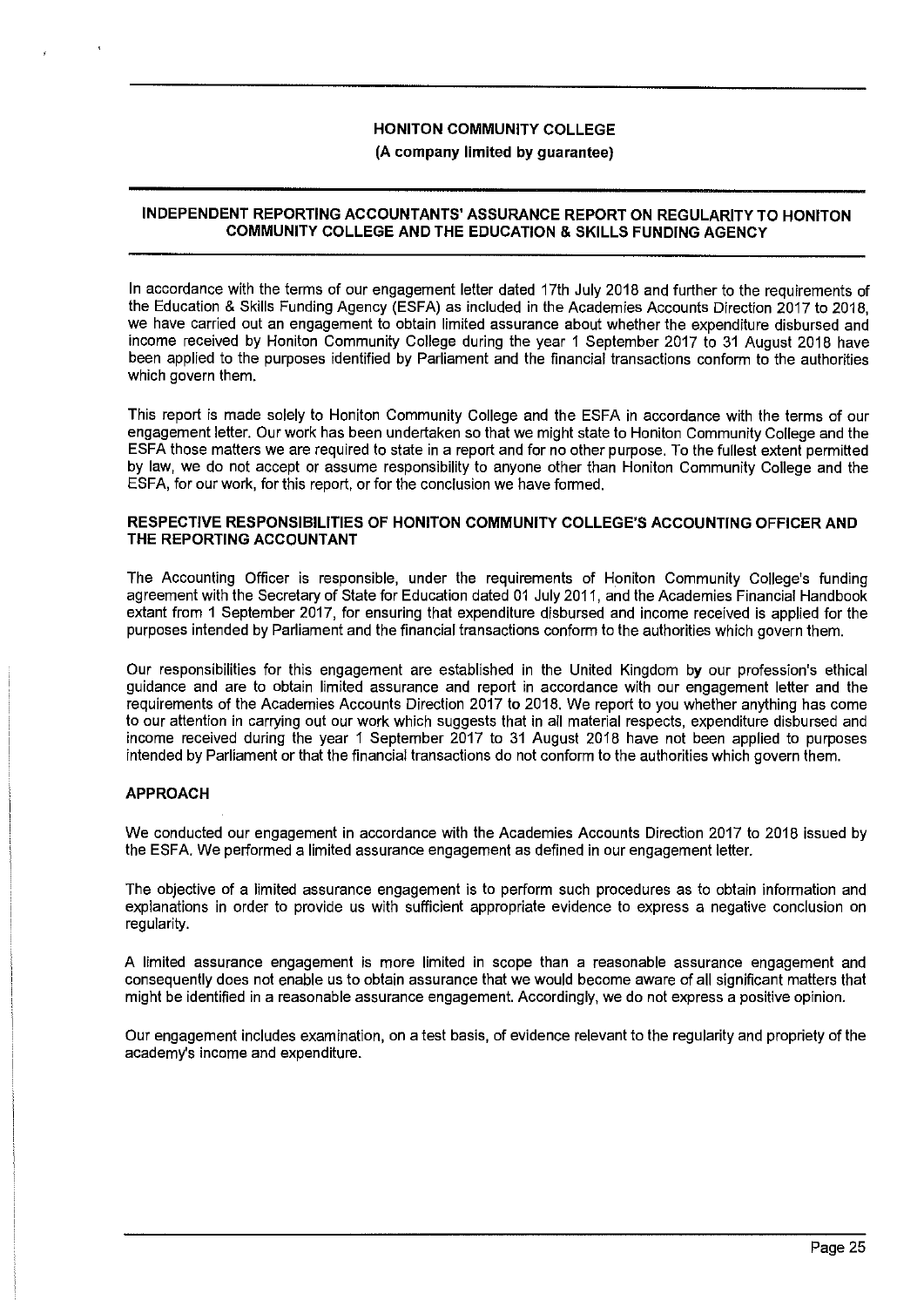**HONITON COMMUNITY COLLEGE**

**(A company limited by guarantee)**

## INDEPENDENT REPORTING ACCOUNTANTS' ASSURANCE REPORT ON REGULARITY TO HONITON COMMUNITY COLLEGE AND THE EDUCATION & SKILLS FUNDING AGENCY

In accordance with the terms of our engagement letter dated 17th July 2018 and further to the requirements of the Education & Skills Funding Agency (ESFA) as included in the Academies Accounts Direction 2017 to 2018, we have carried out an engagement to obtain limited assurance about whether the expenditure disbursed and income received by Honiton Community College during the year 1 September 2017 to 31 August 2018 have been applied to the purposes identified by Parliament and the financial transactions conform to the authorities which govern them.

This report is made solely to Honiton Community College and the ESFA in accordance with the terms of our engagement letter. Our work has been undertaken so that we might state to Honiton Community College and the ESFA those matters we are required to state in a report and for no other purpose. To the fullest extent permitted by law, we do not accept or assume responsibility to anyone other than Honiton Community College and the ESFA, for our work, for this report, or for the conclusion we have formed.

### RESPECTIVE RESPONSIBILITIES OF HONITON COMMUNITY COLLEGE'S ACCOUNTING OFFICER AND THE REPORTING ACCOUNTANT

The Accounting Officer is responsible, under the requirements of Honiton Community College's funding agreement with the Secretary of State for Education dated 01 July 2011, and the Academies Financial Handbook extant from 1 September 2017, for ensuring that expenditure disbursed and income received is applied for the purposes intended by Parliament and the financial transactions conform to the authorities which govern them.

Our responsibilities for this engagement are established in the United Kingdom by our profession's ethical guidance and are to obtain limited assurance and report in accordance with our engagement letter and the requirements of the Academies Accounts Direction 2017 to 2018. We report to you whether anything has come to our attention in carrying out our work which suggests that in all material respects, expenditure disbursed and income received during the year 1 September 2017 to 31 August 2018 have not been applied to purposes intended by Parliament or that the financial transactions do not conform to the authorities which govern them.

### APPROACH

We conducted our engagement in accordance with the Academies Accounts Direction 2017 to 2018 issued by the ESFA. We performed a limited assurance engagement as defined in our engagement letter.

The objective of a limited assurance engagement is to perform such procedures as to obtain information and explanations in order to provide us with sufficient appropriate evidence to express a negative conclusion on regularity.

A limited assurance engagement is more limited in scope than a reasonable assurance engagement and consequently does not enable us to obtain assurance that we would become aware of all significant matters that might be identified in a reasonable assurance engagement. Accordingly, we do not express a positive opinion.

Our engagement includes examination, on a test basis, of evidence relevant to the regularity and propriety of the academy's income and expenditure.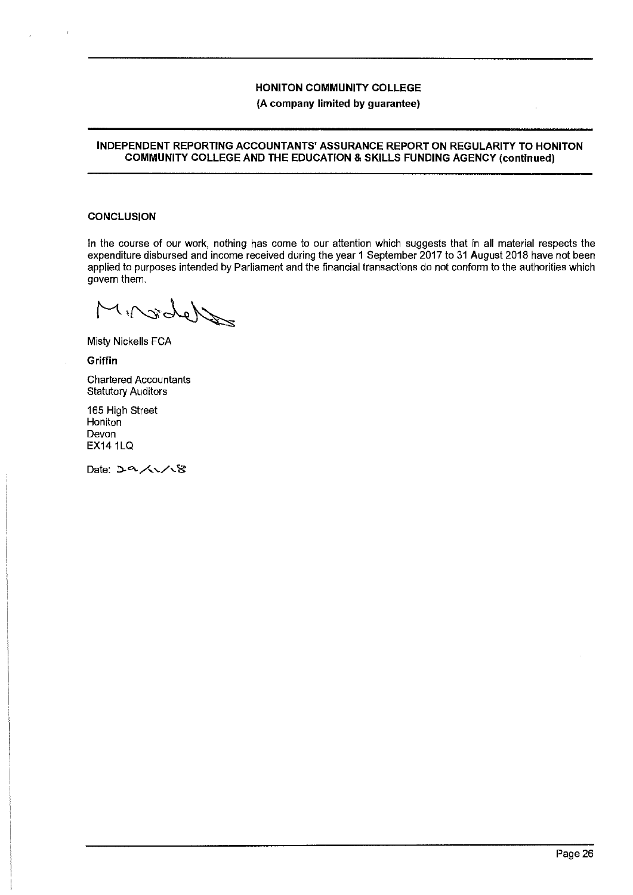**HONITON COMMUNITY COLLEGE**

**(A company limited by guarantee)**

## INDEPENDENT REPORTING ACCOUNTANTS' ASSURANCE REPORT ON REGULARITY TO HONITON COMMUNITY COLLEGE AND THE EDUCATION & SKILLS FUNDING AGENCY (continued)

### CONCLUSION

In the course of our work, nothing has come to our attention which suggests that in all material respects the expenditure disbursed and income received during the year 1 September 2017 to 31 August 2018 have not been applied to purposes intended by Parliament and the financial transactions do not conform to the authorities which govern them.

Misty Nickells FCA

**Griffin**

Chartered Accountants
Statutory Auditors

165 High Street
Honiton
Devon
EX14 1LQ

Date: 29/11/18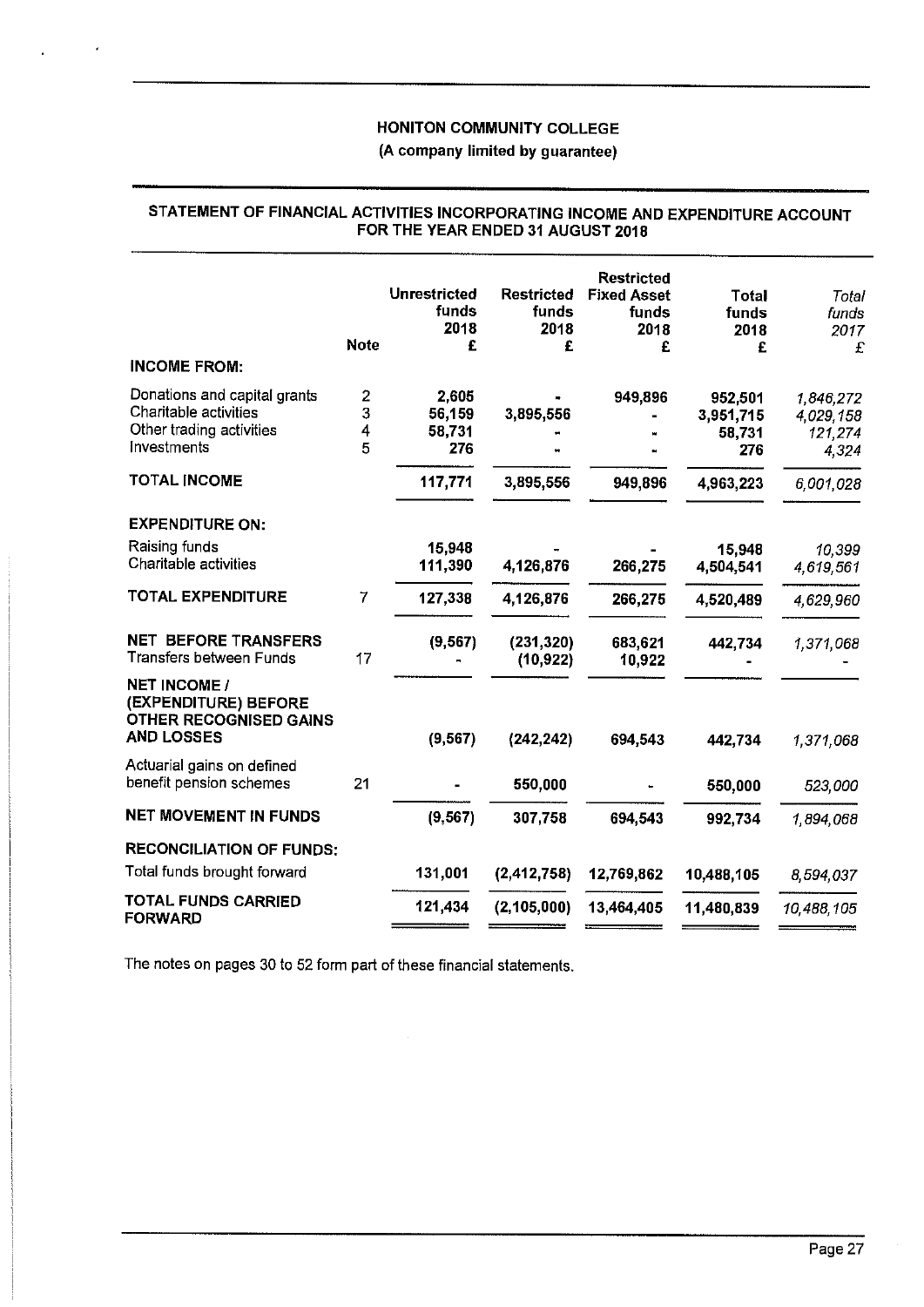# HONITON COMMUNITY COLLEGE

(A company limited by guarantee)

## STATEMENT OF FINANCIAL ACTIVITIES INCORPORATING INCOME AND EXPENDITURE ACCOUNT FOR THE YEAR ENDED 31 AUGUST 2018

| | Note | Unrestricted funds 2018 £ | Restricted funds 2018 £ | Restricted Fixed Asset funds 2018 £ | Total funds 2018 £ | *Total funds 2017 £* |
|---|---|---|---|---|---|---|
| **INCOME FROM:** | | | | | | |
| Donations and capital grants | 2 | 2,605 | - | 949,896 | 952,501 | *1,846,272* |
| Charitable activities | 3 | 56,159 | 3,895,556 | - | 3,951,715 | *4,029,158* |
| Other trading activities | 4 | 58,731 | - | - | 58,731 | *121,274* |
| Investments | 5 | 276 | - | - | 276 | *4,324* |
| **TOTAL INCOME** | | 117,771 | 3,895,556 | 949,896 | 4,963,223 | *6,001,028* |
| **EXPENDITURE ON:** | | | | | | |
| Raising funds | | 15,948 | - | - | 15,948 | *10,399* |
| Charitable activities | | 111,390 | 4,126,876 | 266,275 | 4,504,541 | *4,619,561* |
| **TOTAL EXPENDITURE** | 7 | 127,338 | 4,126,876 | 266,275 | 4,520,489 | *4,629,960* |
| **NET BEFORE TRANSFERS** | | (9,567) | (231,320) | 683,621 | 442,734 | *1,371,068* |
| Transfers between Funds | 17 | - | (10,922) | 10,922 | - | *-* |
| **NET INCOME / (EXPENDITURE) BEFORE OTHER RECOGNISED GAINS AND LOSSES** | | (9,567) | (242,242) | 694,543 | 442,734 | *1,371,068* |
| Actuarial gains on defined benefit pension schemes | 21 | - | 550,000 | - | 550,000 | *523,000* |
| **NET MOVEMENT IN FUNDS** | | (9,567) | 307,758 | 694,543 | 992,734 | *1,894,068* |
| **RECONCILIATION OF FUNDS:** | | | | | | |
| Total funds brought forward | | 131,001 | (2,412,758) | 12,769,862 | 10,488,105 | *8,594,037* |
| **TOTAL FUNDS CARRIED FORWARD** | | 121,434 | (2,105,000) | 13,464,405 | 11,480,839 | *10,488,105* |

The notes on pages 30 to 52 form part of these financial statements.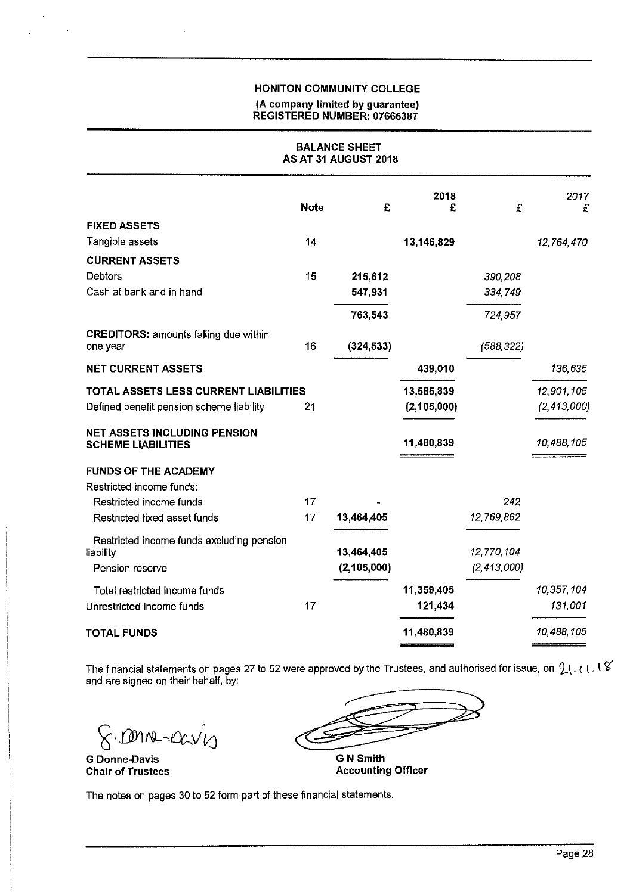## HONITON COMMUNITY COLLEGE

**(A company limited by guarantee)**
**REGISTERED NUMBER: 07665387**

## BALANCE SHEET
## AS AT 31 AUGUST 2018

| | Note | £ | 2018 £ | £ | 2017 £ |
|---|---|---|---|---|---|
| **FIXED ASSETS** | | | | | |
| Tangible assets | 14 | | **13,146,829** | | *12,764,470* |
| **CURRENT ASSETS** | | | | | |
| Debtors | 15 | **215,612** | | *390,208* | |
| Cash at bank and in hand | | **547,931** | | *334,749* | |
| | | **763,543** | | *724,957* | |
| **CREDITORS:** amounts falling due within one year | 16 | **(324,533)** | | *(588,322)* | |
| **NET CURRENT ASSETS** | | | **439,010** | | *136,635* |
| **TOTAL ASSETS LESS CURRENT LIABILITIES** | | | **13,585,839** | | *12,901,105* |
| Defined benefit pension scheme liability | 21 | | **(2,105,000)** | | *(2,413,000)* |
| **NET ASSETS INCLUDING PENSION SCHEME LIABILITIES** | | | **11,480,839** | | *10,488,105* |
| **FUNDS OF THE ACADEMY** | | | | | |
| Restricted income funds: | | | | | |
| Restricted income funds | 17 | **-** | | *242* | |
| Restricted fixed asset funds | 17 | **13,464,405** | | *12,769,862* | |
| Restricted income funds excluding pension liability | | **13,464,405** | | *12,770,104* | |
| Pension reserve | | **(2,105,000)** | | *(2,413,000)* | |
| Total restricted income funds | | | **11,359,405** | | *10,357,104* |
| Unrestricted income funds | 17 | | **121,434** | | *131,001* |
| **TOTAL FUNDS** | | | **11,480,839** | | *10,488,105* |

The financial statements on pages 27 to 52 were approved by the Trustees, and authorised for issue, on 21.11.18 and are signed on their behalf, by:

G Donne-Davis

**G Donne-Davis**
**Chair of Trustees**

**G N Smith**
**Accounting Officer**

The notes on pages 30 to 52 form part of these financial statements.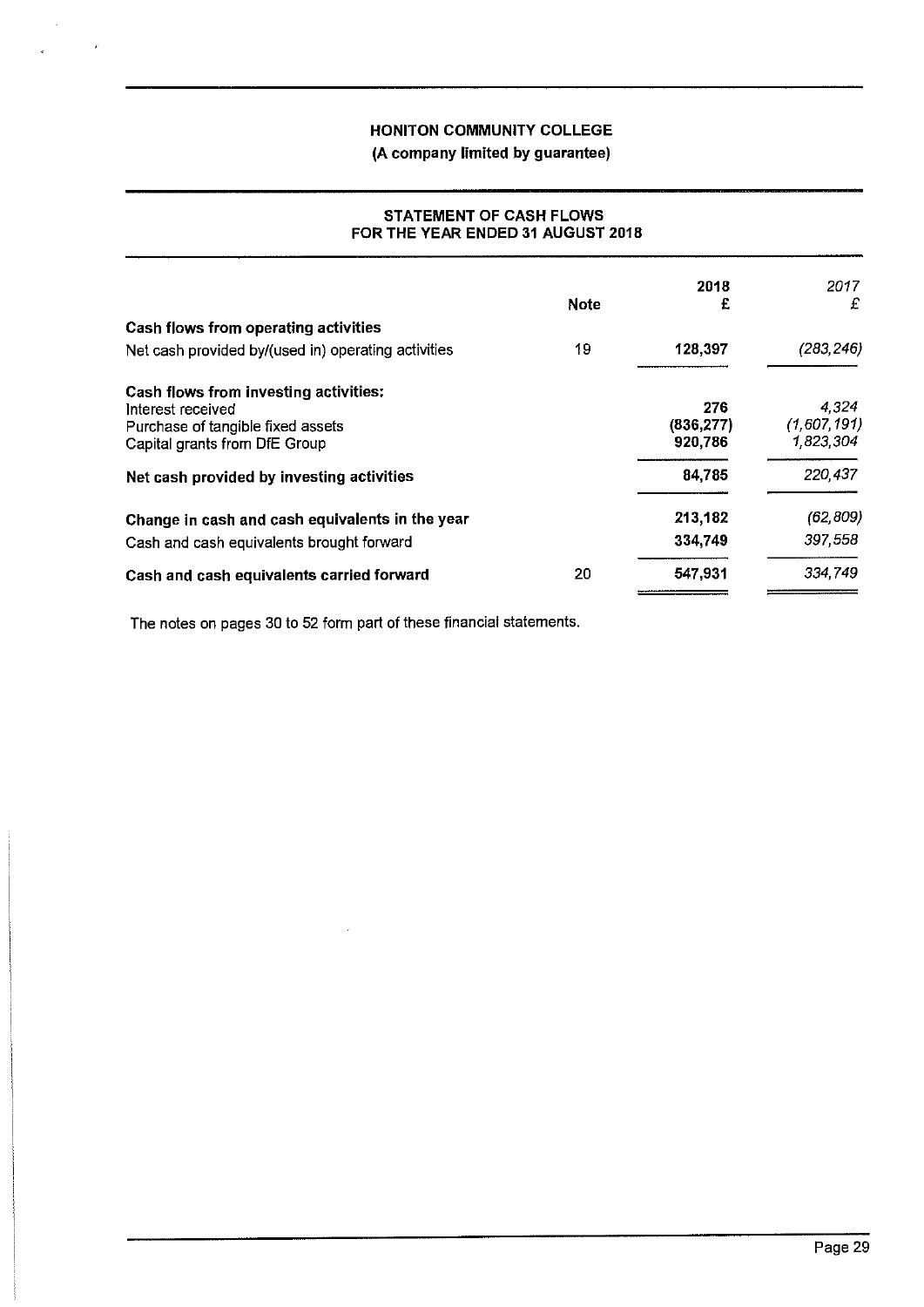# HONITON COMMUNITY COLLEGE

**(A company limited by guarantee)**

## STATEMENT OF CASH FLOWS FOR THE YEAR ENDED 31 AUGUST 2018

| | Note | 2018 £ | *2017 £* |
|---|---|---|---|
| **Cash flows from operating activities** | | | |
| Net cash provided by/(used in) operating activities | 19 | **128,397** | *(283,246)* |
| **Cash flows from investing activities:** | | | |
| Interest received | | **276** | *4,324* |
| Purchase of tangible fixed assets | | **(836,277)** | *(1,607,191)* |
| Capital grants from DfE Group | | **920,786** | *1,823,304* |
| **Net cash provided by investing activities** | | **84,785** | *220,437* |
| **Change in cash and cash equivalents in the year** | | **213,182** | *(62,809)* |
| Cash and cash equivalents brought forward | | **334,749** | *397,558* |
| **Cash and cash equivalents carried forward** | 20 | **547,931** | *334,749* |

The notes on pages 30 to 52 form part of these financial statements.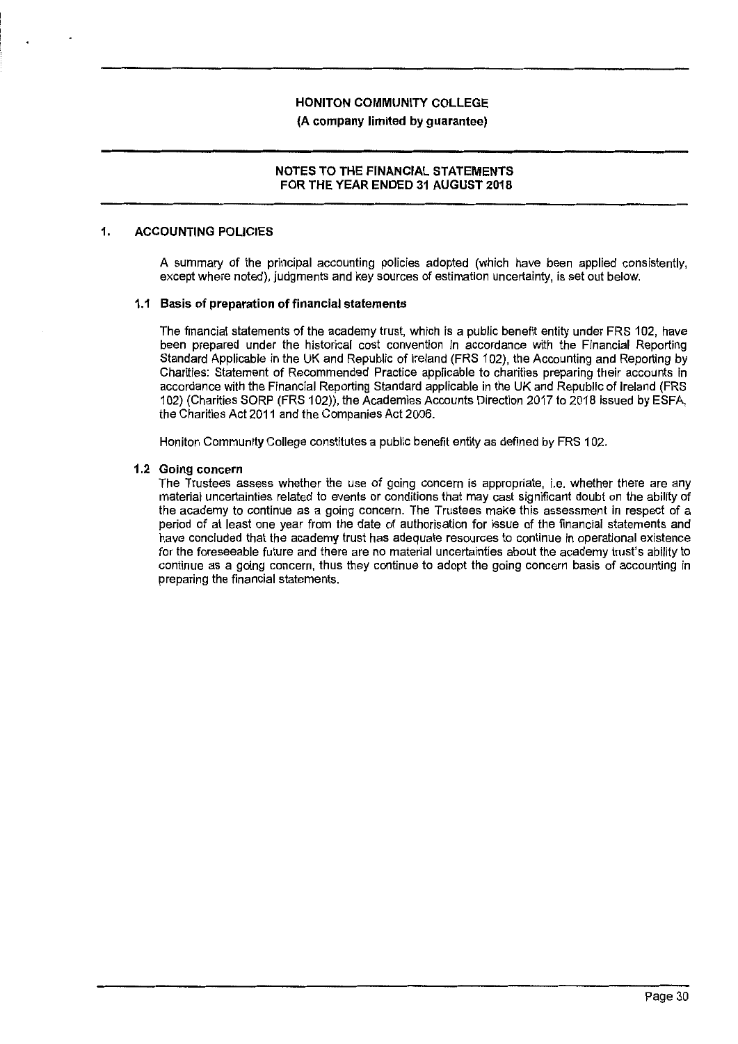# NOTES TO THE FINANCIAL STATEMENTS FOR THE YEAR ENDED 31 AUGUST 2018

## 1. ACCOUNTING POLICIES

A summary of the principal accounting policies adopted (which have been applied consistently, except where noted), judgments and key sources of estimation uncertainty, is set out below.

### 1.1 Basis of preparation of financial statements

The financial statements of the academy trust, which is a public benefit entity under FRS 102, have been prepared under the historical cost convention in accordance with the Financial Reporting Standard Applicable in the UK and Republic of Ireland (FRS 102), the Accounting and Reporting by Charities: Statement of Recommended Practice applicable to charities preparing their accounts in accordance with the Financial Reporting Standard applicable in the UK and Republic of Ireland (FRS 102) (Charities SORP (FRS 102)), the Academies Accounts Direction 2017 to 2018 issued by ESFA, the Charities Act 2011 and the Companies Act 2006.

Honiton Community College constitutes a public benefit entity as defined by FRS 102.

### 1.2 Going concern

The Trustees assess whether the use of going concern is appropriate, i.e. whether there are any material uncertainties related to events or conditions that may cast significant doubt on the ability of the academy to continue as a going concern. The Trustees make this assessment in respect of a period of at least one year from the date of authorisation for issue of the financial statements and have concluded that the academy trust has adequate resources to continue in operational existence for the foreseeable future and there are no material uncertainties about the academy trust's ability to continue as a going concern, thus they continue to adopt the going concern basis of accounting in preparing the financial statements.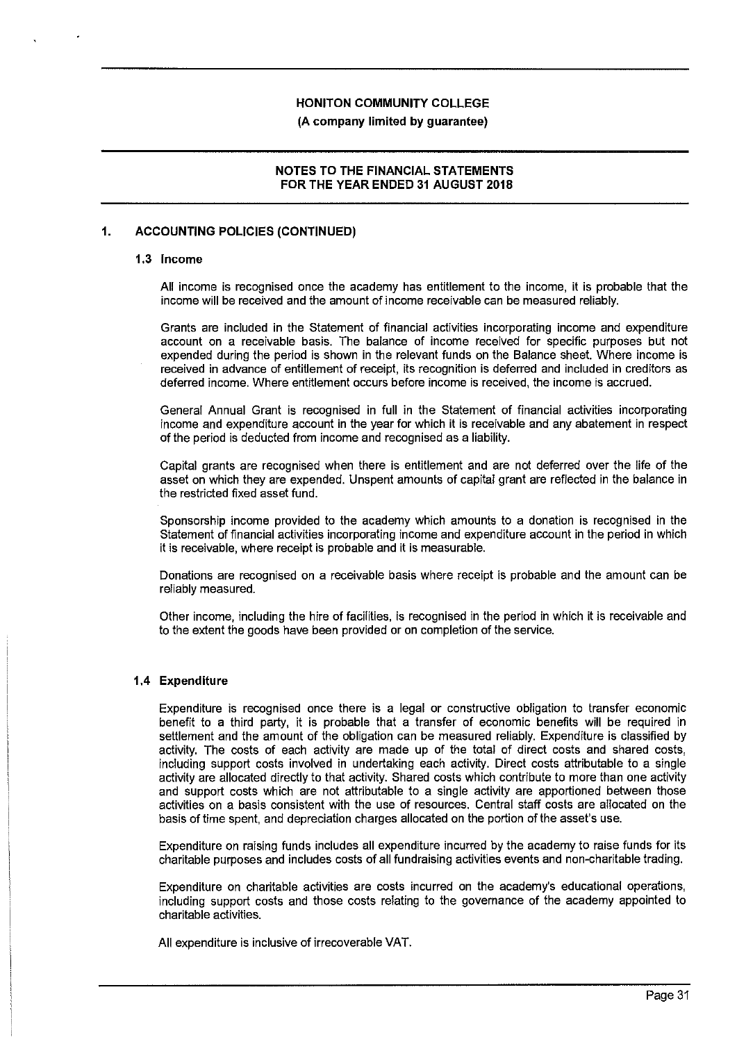## 1. ACCOUNTING POLICIES (CONTINUED)

### 1.3 Income

All income is recognised once the academy has entitlement to the income, it is probable that the income will be received and the amount of income receivable can be measured reliably.

Grants are included in the Statement of financial activities incorporating income and expenditure account on a receivable basis. The balance of income received for specific purposes but not expended during the period is shown in the relevant funds on the Balance sheet. Where income is received in advance of entitlement of receipt, its recognition is deferred and included in creditors as deferred income. Where entitlement occurs before income is received, the income is accrued.

General Annual Grant is recognised in full in the Statement of financial activities incorporating income and expenditure account in the year for which it is receivable and any abatement in respect of the period is deducted from income and recognised as a liability.

Capital grants are recognised when there is entitlement and are not deferred over the life of the asset on which they are expended. Unspent amounts of capital grant are reflected in the balance in the restricted fixed asset fund.

Sponsorship income provided to the academy which amounts to a donation is recognised in the Statement of financial activities incorporating income and expenditure account in the period in which it is receivable, where receipt is probable and it is measurable.

Donations are recognised on a receivable basis where receipt is probable and the amount can be reliably measured.

Other income, including the hire of facilities, is recognised in the period in which it is receivable and to the extent the goods have been provided or on completion of the service.

### 1.4 Expenditure

Expenditure is recognised once there is a legal or constructive obligation to transfer economic benefit to a third party, it is probable that a transfer of economic benefits will be required in settlement and the amount of the obligation can be measured reliably. Expenditure is classified by activity. The costs of each activity are made up of the total of direct costs and shared costs, including support costs involved in undertaking each activity. Direct costs attributable to a single activity are allocated directly to that activity. Shared costs which contribute to more than one activity and support costs which are not attributable to a single activity are apportioned between those activities on a basis consistent with the use of resources. Central staff costs are allocated on the basis of time spent, and depreciation charges allocated on the portion of the asset's use.

Expenditure on raising funds includes all expenditure incurred by the academy to raise funds for its charitable purposes and includes costs of all fundraising activities events and non-charitable trading.

Expenditure on charitable activities are costs incurred on the academy's educational operations, including support costs and those costs relating to the governance of the academy appointed to charitable activities.

All expenditure is inclusive of irrecoverable VAT.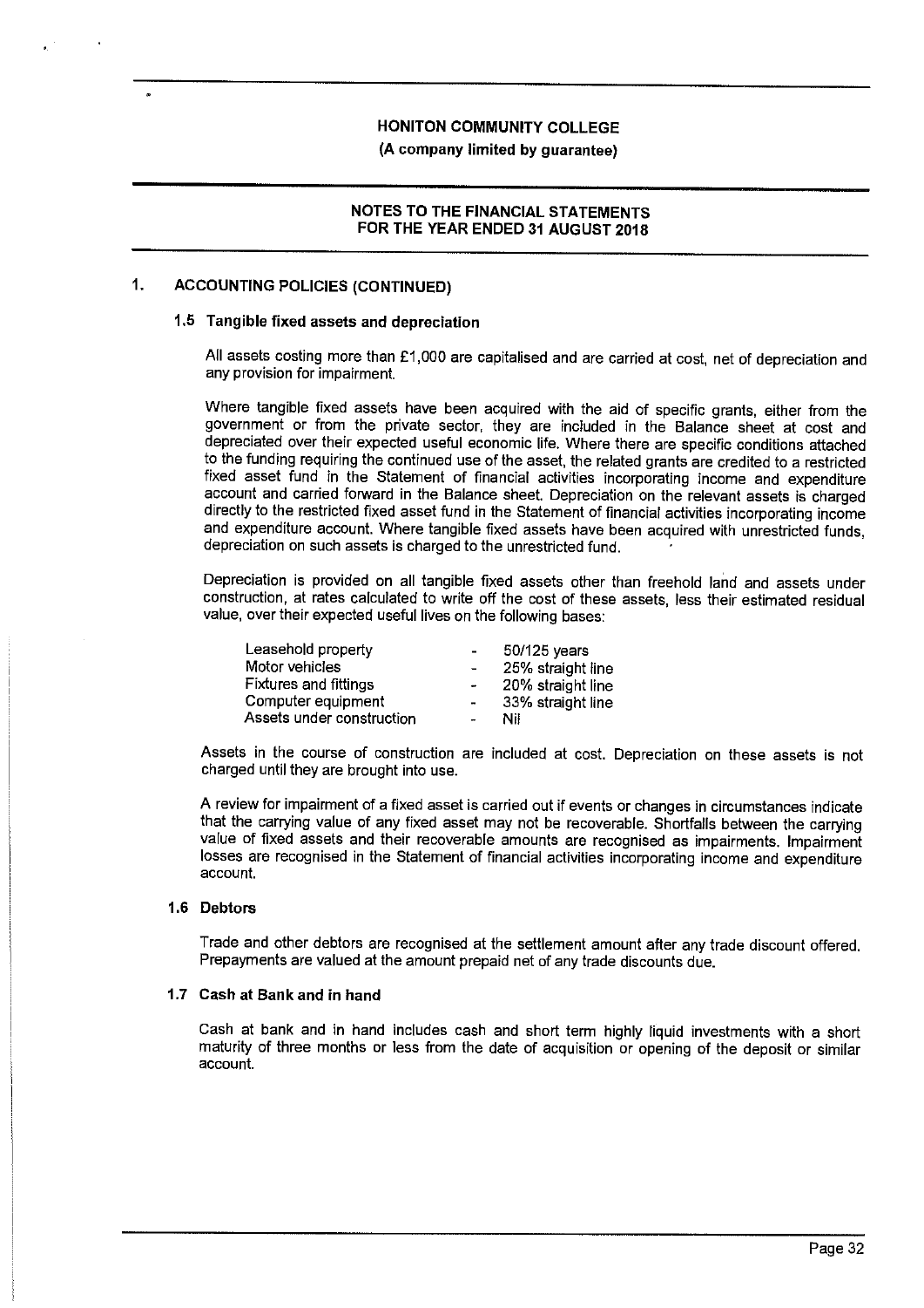## 1. ACCOUNTING POLICIES (CONTINUED)

### 1.5 Tangible fixed assets and depreciation

All assets costing more than £1,000 are capitalised and are carried at cost, net of depreciation and any provision for impairment.

Where tangible fixed assets have been acquired with the aid of specific grants, either from the government or from the private sector, they are included in the Balance sheet at cost and depreciated over their expected useful economic life. Where there are specific conditions attached to the funding requiring the continued use of the asset, the related grants are credited to a restricted fixed asset fund in the Statement of financial activities incorporating income and expenditure account and carried forward in the Balance sheet. Depreciation on the relevant assets is charged directly to the restricted fixed asset fund in the Statement of financial activities incorporating income and expenditure account. Where tangible fixed assets have been acquired with unrestricted funds, depreciation on such assets is charged to the unrestricted fund.

Depreciation is provided on all tangible fixed assets other than freehold land and assets under construction, at rates calculated to write off the cost of these assets, less their estimated residual value, over their expected useful lives on the following bases:

| | | |
|---|---|---|
| Leasehold property | - | 50/125 years |
| Motor vehicles | - | 25% straight line |
| Fixtures and fittings | - | 20% straight line |
| Computer equipment | - | 33% straight line |
| Assets under construction | - | Nil |

Assets in the course of construction are included at cost. Depreciation on these assets is not charged until they are brought into use.

A review for impairment of a fixed asset is carried out if events or changes in circumstances indicate that the carrying value of any fixed asset may not be recoverable. Shortfalls between the carrying value of fixed assets and their recoverable amounts are recognised as impairments. Impairment losses are recognised in the Statement of financial activities incorporating income and expenditure account.

### 1.6 Debtors

Trade and other debtors are recognised at the settlement amount after any trade discount offered. Prepayments are valued at the amount prepaid net of any trade discounts due.

### 1.7 Cash at Bank and in hand

Cash at bank and in hand includes cash and short term highly liquid investments with a short maturity of three months or less from the date of acquisition or opening of the deposit or similar account.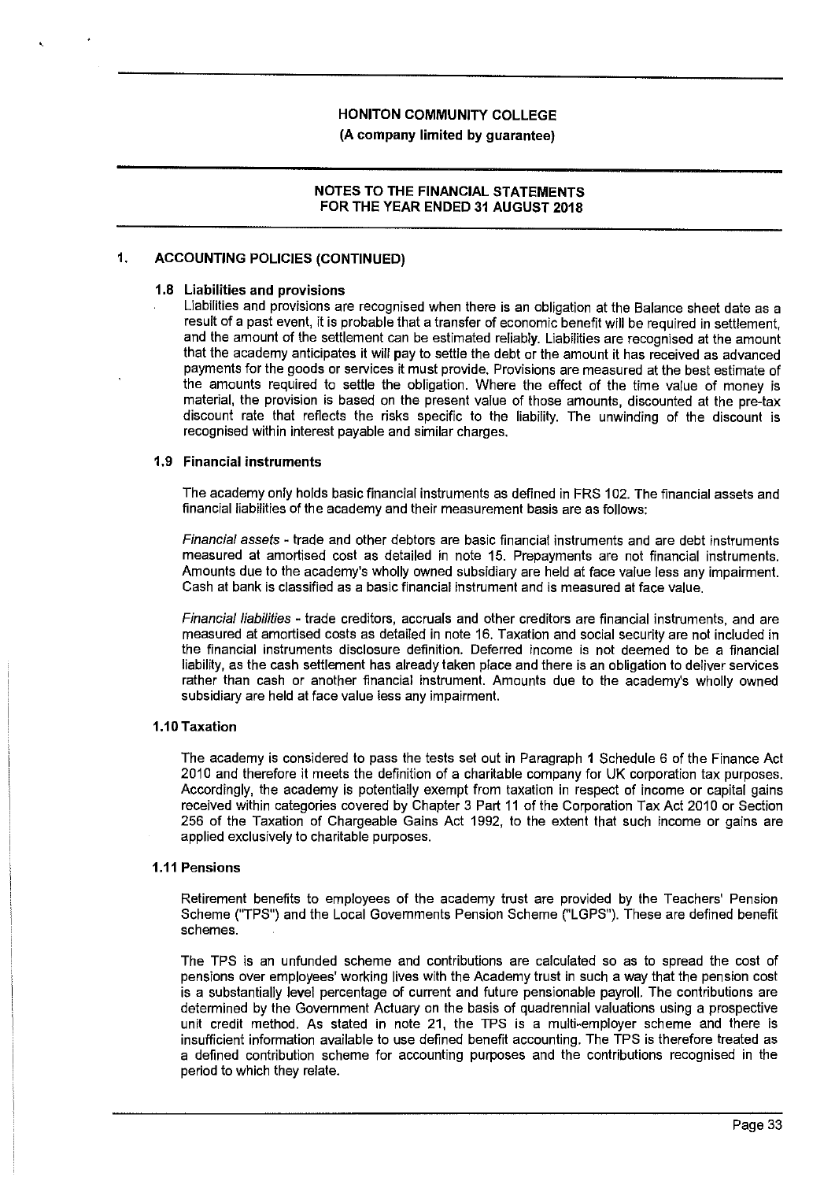## 1. ACCOUNTING POLICIES (CONTINUED)

### 1.8 Liabilities and provisions

Liabilities and provisions are recognised when there is an obligation at the Balance sheet date as a result of a past event, it is probable that a transfer of economic benefit will be required in settlement, and the amount of the settlement can be estimated reliably. Liabilities are recognised at the amount that the academy anticipates it will pay to settle the debt or the amount it has received as advanced payments for the goods or services it must provide. Provisions are measured at the best estimate of the amounts required to settle the obligation. Where the effect of the time value of money is material, the provision is based on the present value of those amounts, discounted at the pre-tax discount rate that reflects the risks specific to the liability. The unwinding of the discount is recognised within interest payable and similar charges.

### 1.9 Financial instruments

The academy only holds basic financial instruments as defined in FRS 102. The financial assets and financial liabilities of the academy and their measurement basis are as follows:

*Financial assets* - trade and other debtors are basic financial instruments and are debt instruments measured at amortised cost as detailed in note 15. Prepayments are not financial instruments. Amounts due to the academy's wholly owned subsidiary are held at face value less any impairment. Cash at bank is classified as a basic financial instrument and is measured at face value.

*Financial liabilities* - trade creditors, accruals and other creditors are financial instruments, and are measured at amortised costs as detailed in note 16. Taxation and social security are not included in the financial instruments disclosure definition. Deferred income is not deemed to be a financial liability, as the cash settlement has already taken place and there is an obligation to deliver services rather than cash or another financial instrument. Amounts due to the academy's wholly owned subsidiary are held at face value less any impairment.

### 1.10 Taxation

The academy is considered to pass the tests set out in Paragraph 1 Schedule 6 of the Finance Act 2010 and therefore it meets the definition of a charitable company for UK corporation tax purposes. Accordingly, the academy is potentially exempt from taxation in respect of income or capital gains received within categories covered by Chapter 3 Part 11 of the Corporation Tax Act 2010 or Section 256 of the Taxation of Chargeable Gains Act 1992, to the extent that such income or gains are applied exclusively to charitable purposes.

### 1.11 Pensions

Retirement benefits to employees of the academy trust are provided by the Teachers' Pension Scheme ("TPS") and the Local Governments Pension Scheme ("LGPS"). These are defined benefit schemes.

The TPS is an unfunded scheme and contributions are calculated so as to spread the cost of pensions over employees' working lives with the Academy trust in such a way that the pension cost is a substantially level percentage of current and future pensionable payroll. The contributions are determined by the Government Actuary on the basis of quadrennial valuations using a prospective unit credit method. As stated in note 21, the TPS is a multi-employer scheme and there is insufficient information available to use defined benefit accounting. The TPS is therefore treated as a defined contribution scheme for accounting purposes and the contributions recognised in the period to which they relate.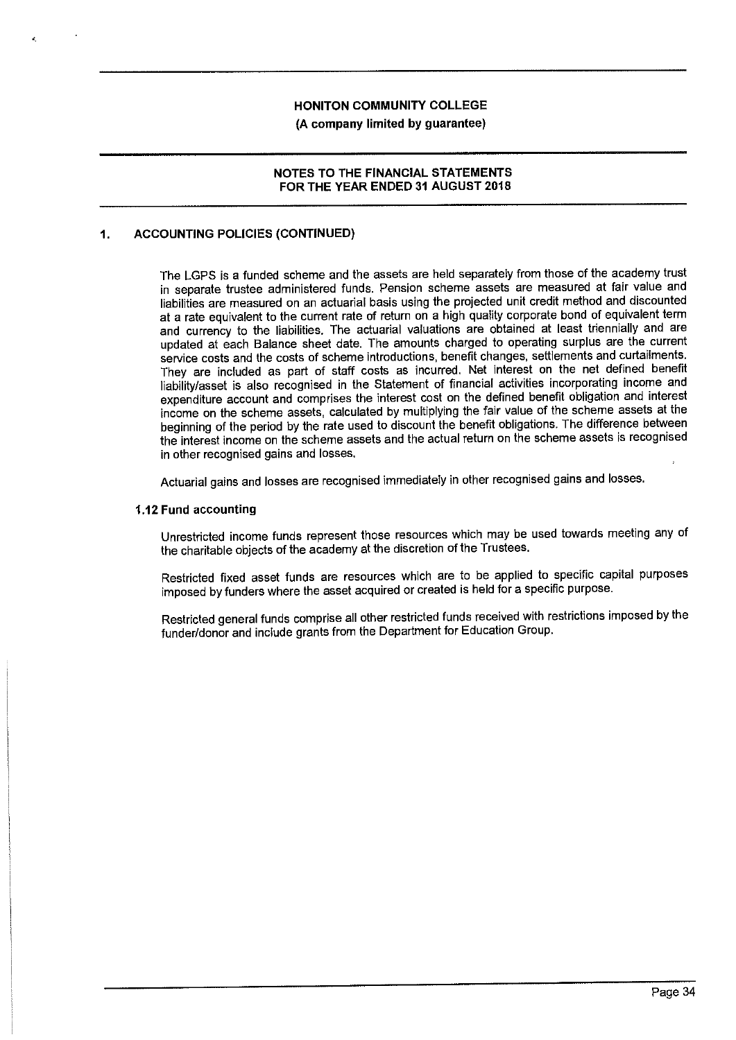## 1. ACCOUNTING POLICIES (CONTINUED)

The LGPS is a funded scheme and the assets are held separately from those of the academy trust in separate trustee administered funds. Pension scheme assets are measured at fair value and liabilities are measured on an actuarial basis using the projected unit credit method and discounted at a rate equivalent to the current rate of return on a high quality corporate bond of equivalent term and currency to the liabilities. The actuarial valuations are obtained at least triennially and are updated at each Balance sheet date. The amounts charged to operating surplus are the current service costs and the costs of scheme introductions, benefit changes, settlements and curtailments. They are included as part of staff costs as incurred. Net interest on the net defined benefit liability/asset is also recognised in the Statement of financial activities incorporating income and expenditure account and comprises the interest cost on the defined benefit obligation and interest income on the scheme assets, calculated by multiplying the fair value of the scheme assets at the beginning of the period by the rate used to discount the benefit obligations. The difference between the interest income on the scheme assets and the actual return on the scheme assets is recognised in other recognised gains and losses.

Actuarial gains and losses are recognised immediately in other recognised gains and losses.

### 1.12 Fund accounting

Unrestricted income funds represent those resources which may be used towards meeting any of the charitable objects of the academy at the discretion of the Trustees.

Restricted fixed asset funds are resources which are to be applied to specific capital purposes imposed by funders where the asset acquired or created is held for a specific purpose.

Restricted general funds comprise all other restricted funds received with restrictions imposed by the funder/donor and include grants from the Department for Education Group.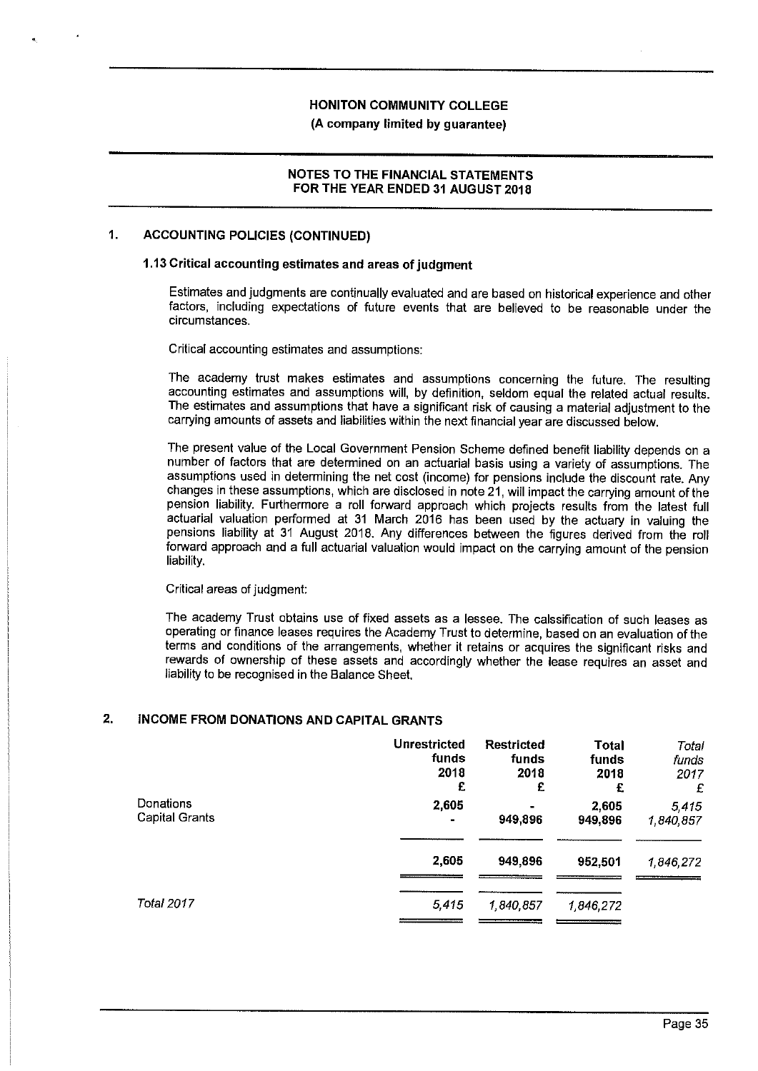**HONITON COMMUNITY COLLEGE**

**(A company limited by guarantee)**

**NOTES TO THE FINANCIAL STATEMENTS FOR THE YEAR ENDED 31 AUGUST 2018**

## 1. ACCOUNTING POLICIES (CONTINUED)

### 1.13 Critical accounting estimates and areas of judgment

Estimates and judgments are continually evaluated and are based on historical experience and other factors, including expectations of future events that are believed to be reasonable under the circumstances.

Critical accounting estimates and assumptions:

The academy trust makes estimates and assumptions concerning the future. The resulting accounting estimates and assumptions will, by definition, seldom equal the related actual results. The estimates and assumptions that have a significant risk of causing a material adjustment to the carrying amounts of assets and liabilities within the next financial year are discussed below.

The present value of the Local Government Pension Scheme defined benefit liability depends on a number of factors that are determined on an actuarial basis using a variety of assumptions. The assumptions used in determining the net cost (income) for pensions include the discount rate. Any changes in these assumptions, which are disclosed in note 21, will impact the carrying amount of the pension liability. Furthermore a roll forward approach which projects results from the latest full actuarial valuation performed at 31 March 2016 has been used by the actuary in valuing the pensions liability at 31 August 2018. Any differences between the figures derived from the roll forward approach and a full actuarial valuation would impact on the carrying amount of the pension liability.

Critical areas of judgment:

The academy Trust obtains use of fixed assets as a lessee. The calssification of such leases as operating or finance leases requires the Academy Trust to determine, based on an evaluation of the terms and conditions of the arrangements, whether it retains or acquires the significant risks and rewards of ownership of these assets and accordingly whether the lease requires an asset and liability to be recognised in the Balance Sheet.

## 2. INCOME FROM DONATIONS AND CAPITAL GRANTS

| | Unrestricted funds 2018 £ | Restricted funds 2018 £ | Total funds 2018 £ | *Total funds 2017 £* |
|---|---|---|---|---|
| Donations | 2,605 | - | 2,605 | *5,415* |
| Capital Grants | - | 949,896 | 949,896 | *1,840,857* |
| | **2,605** | **949,896** | **952,501** | *1,846,272* |
| *Total 2017* | *5,415* | *1,840,857* | *1,846,272* | |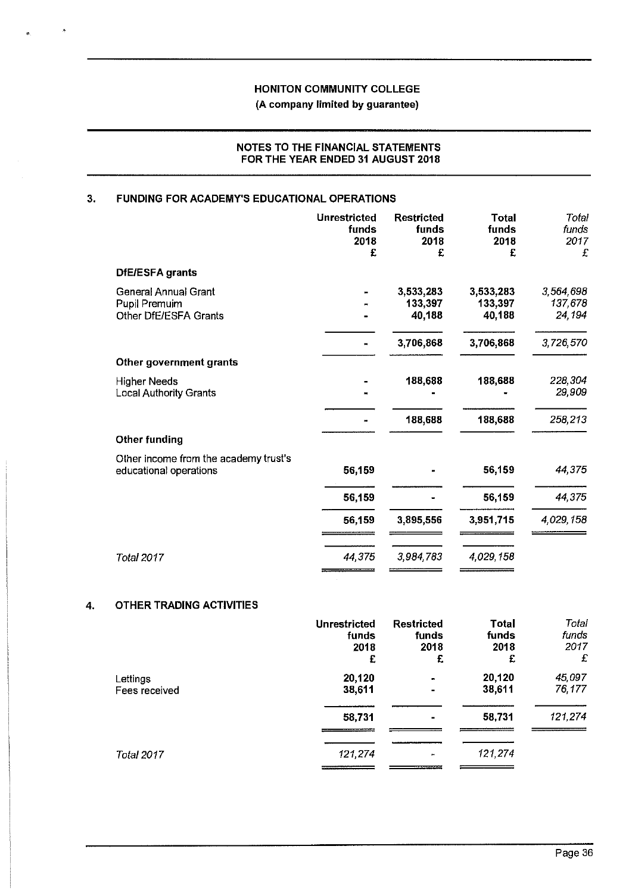# HONITON COMMUNITY COLLEGE

**(A company limited by guarantee)**

**NOTES TO THE FINANCIAL STATEMENTS FOR THE YEAR ENDED 31 AUGUST 2018**

## 3. FUNDING FOR ACADEMY'S EDUCATIONAL OPERATIONS

| | Unrestricted funds 2018 £ | Restricted funds 2018 £ | Total funds 2018 £ | *Total funds 2017 £* |
|---|---|---|---|---|
| **DfE/ESFA grants** | | | | |
| General Annual Grant | - | 3,533,283 | 3,533,283 | *3,564,698* |
| Pupil Premuim | - | 133,397 | 133,397 | *137,678* |
| Other DfE/ESFA Grants | - | 40,188 | 40,188 | *24,194* |
| | - | 3,706,868 | 3,706,868 | *3,726,570* |
| **Other government grants** | | | | |
| Higher Needs | - | 188,688 | 188,688 | *228,304* |
| Local Authority Grants | - | - | - | *29,909* |
| | - | 188,688 | 188,688 | *258,213* |
| **Other funding** | | | | |
| Other income from the academy trust's educational operations | 56,159 | - | 56,159 | *44,375* |
| | 56,159 | - | 56,159 | *44,375* |
| | 56,159 | 3,895,556 | 3,951,715 | *4,029,158* |
| *Total 2017* | *44,375* | *3,984,783* | *4,029,158* | |

## 4. OTHER TRADING ACTIVITIES

| | Unrestricted funds 2018 £ | Restricted funds 2018 £ | Total funds 2018 £ | *Total funds 2017 £* |
|---|---|---|---|---|
| Lettings | 20,120 | - | 20,120 | *45,097* |
| Fees received | 38,611 | - | 38,611 | *76,177* |
| | 58,731 | - | 58,731 | *121,274* |
| *Total 2017* | *121,274* | *-* | *121,274* | |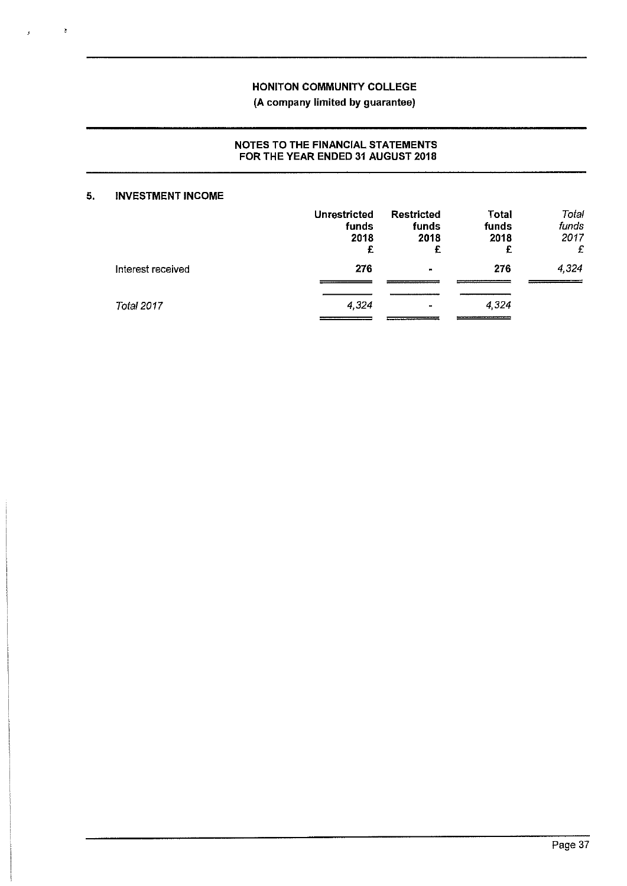**HONITON COMMUNITY COLLEGE**

**(A company limited by guarantee)**

**NOTES TO THE FINANCIAL STATEMENTS FOR THE YEAR ENDED 31 AUGUST 2018**

## 5. INVESTMENT INCOME

| | Unrestricted funds 2018 £ | Restricted funds 2018 £ | Total funds 2018 £ | *Total funds 2017 £* |
|---|---|---|---|---|
| Interest received | **276** | **-** | **276** | *4,324* |
| *Total 2017* | *4,324* | *-* | *4,324* | |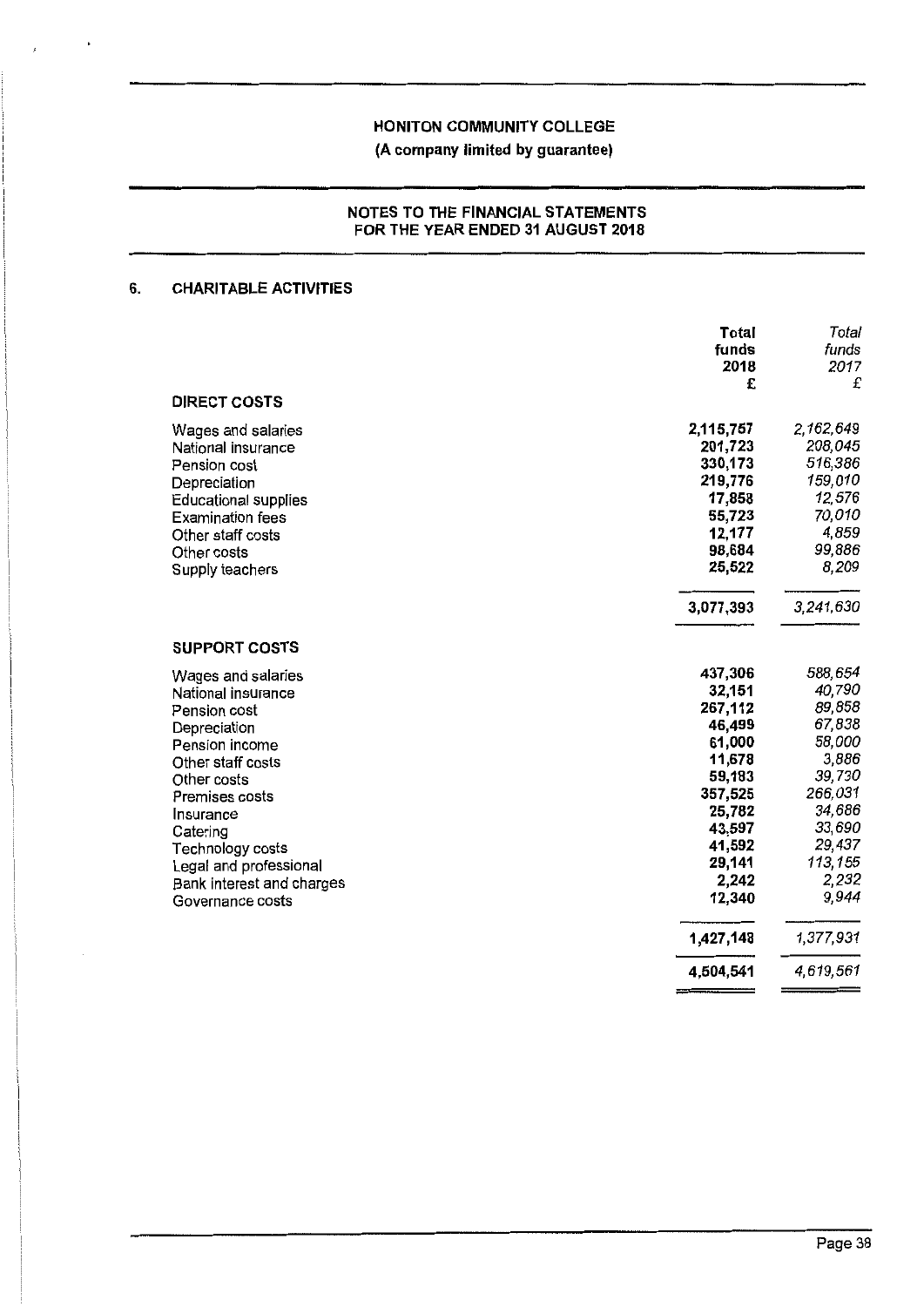# HONITON COMMUNITY COLLEGE

**(A company limited by guarantee)**

## NOTES TO THE FINANCIAL STATEMENTS FOR THE YEAR ENDED 31 AUGUST 2018

### 6. CHARITABLE ACTIVITIES

| | **Total funds 2018 £** | *Total funds 2017 £* |
|---|---|---|
| **DIRECT COSTS** | | |
| Wages and salaries | 2,115,757 | *2,162,649* |
| National insurance | 201,723 | *208,045* |
| Pension cost | 330,173 | *516,386* |
| Depreciation | 219,776 | *159,010* |
| Educational supplies | 17,858 | *12,576* |
| Examination fees | 55,723 | *70,010* |
| Other staff costs | 12,177 | *4,859* |
| Other costs | 98,684 | *99,886* |
| Supply teachers | 25,522 | *8,209* |
| | **3,077,393** | *3,241,630* |
| **SUPPORT COSTS** | | |
| Wages and salaries | 437,306 | *588,654* |
| National insurance | 32,151 | *40,790* |
| Pension cost | 267,112 | *89,858* |
| Depreciation | 46,499 | *67,838* |
| Pension income | 61,000 | *58,000* |
| Other staff costs | 11,678 | *3,886* |
| Other costs | 59,183 | *39,730* |
| Premises costs | 357,525 | *266,031* |
| Insurance | 25,782 | *34,686* |
| Catering | 43,597 | *33,690* |
| Technology costs | 41,592 | *29,437* |
| Legal and professional | 29,141 | *113,155* |
| Bank interest and charges | 2,242 | *2,232* |
| Governance costs | 12,340 | *9,944* |
| | **1,427,148** | *1,377,931* |
| | **4,504,541** | *4,619,561* |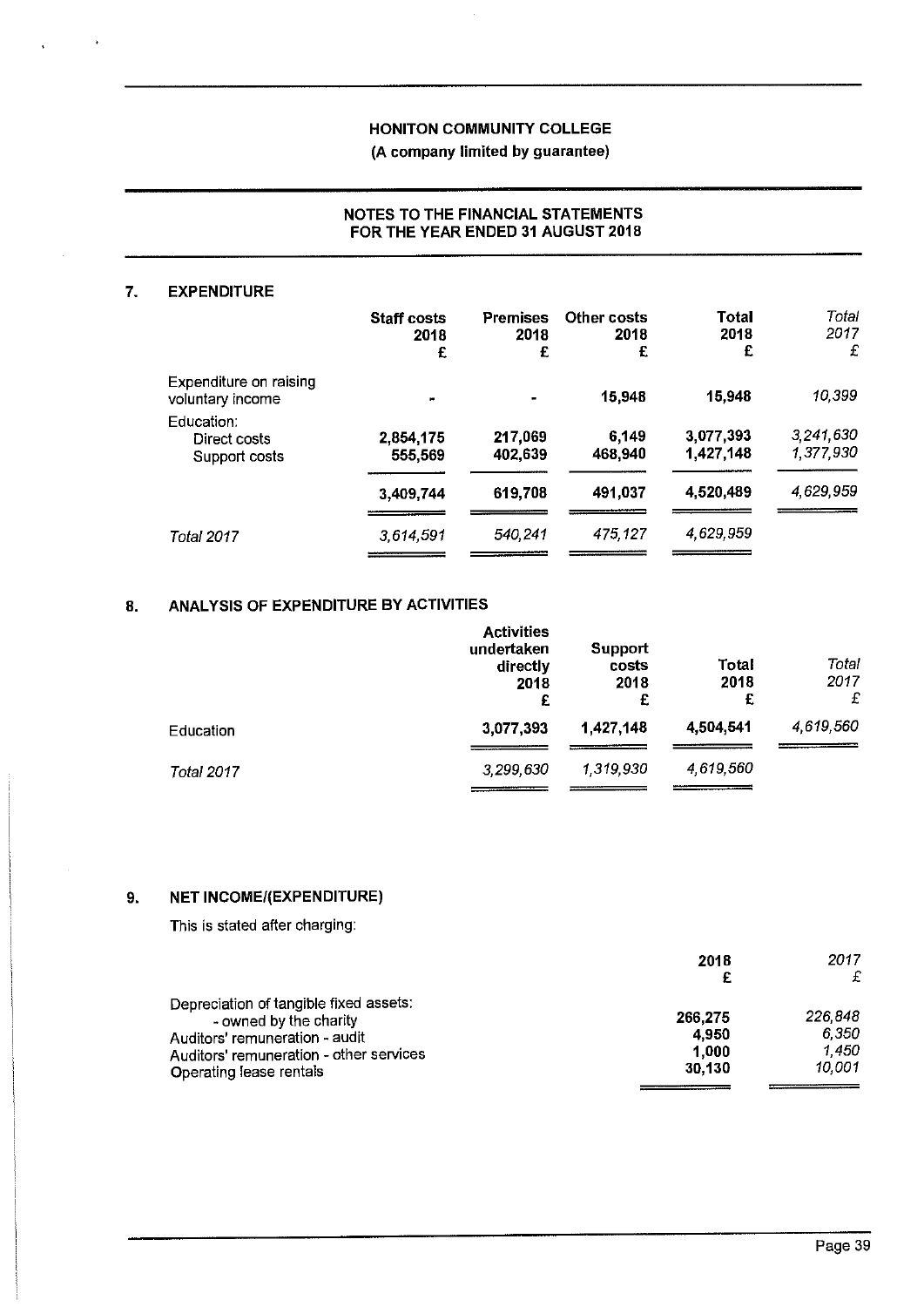## 7. EXPENDITURE

| | Staff costs 2018 £ | Premises 2018 £ | Other costs 2018 £ | Total 2018 £ | *Total 2017 £* |
|---|---|---|---|---|---|
| Expenditure on raising voluntary income | - | - | 15,948 | 15,948 | *10,399* |
| Education: | | | | | |
| Direct costs | 2,854,175 | 217,069 | 6,149 | 3,077,393 | *3,241,630* |
| Support costs | 555,569 | 402,639 | 468,940 | 1,427,148 | *1,377,930* |
| | 3,409,744 | 619,708 | 491,037 | 4,520,489 | *4,629,959* |
| *Total 2017* | *3,614,591* | *540,241* | *475,127* | *4,629,959* | |

## 8. ANALYSIS OF EXPENDITURE BY ACTIVITIES

| | Activities undertaken directly 2018 £ | Support costs 2018 £ | Total 2018 £ | *Total 2017 £* |
|---|---|---|---|---|
| Education | 3,077,393 | 1,427,148 | 4,504,541 | *4,619,560* |
| *Total 2017* | *3,299,630* | *1,319,930* | *4,619,560* | |

## 9. NET INCOME/(EXPENDITURE)

This is stated after charging:

| | 2018 £ | *2017 £* |
|---|---|---|
| Depreciation of tangible fixed assets: | | |
| - owned by the charity | 266,275 | *226,848* |
| Auditors' remuneration - audit | 4,950 | *6,350* |
| Auditors' remuneration - other services | 1,000 | *1,450* |
| Operating lease rentals | 30,130 | *10,001* |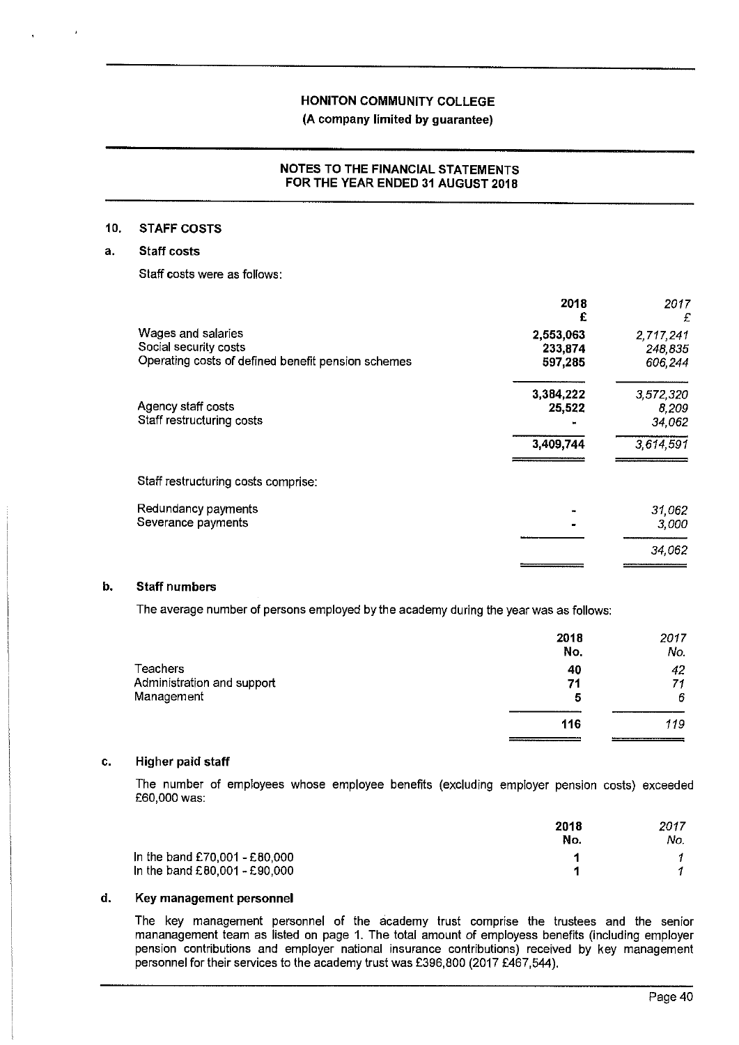HONITON COMMUNITY COLLEGE

(A company limited by guarantee)

NOTES TO THE FINANCIAL STATEMENTS FOR THE YEAR ENDED 31 AUGUST 2018

## 10. STAFF COSTS

### a. Staff costs

Staff costs were as follows:

| | 2018 £ | *2017 £* |
|---|---|---|
| Wages and salaries | 2,553,063 | *2,717,241* |
| Social security costs | 233,874 | *248,835* |
| Operating costs of defined benefit pension schemes | 597,285 | *606,244* |
| | 3,384,222 | *3,572,320* |
| Agency staff costs | 25,522 | *8,209* |
| Staff restructuring costs | - | *34,062* |
| | 3,409,744 | *3,614,591* |

Staff restructuring costs comprise:

| | 2018 £ | *2017 £* |
|---|---|---|
| Redundancy payments | - | *31,062* |
| Severance payments | - | *3,000* |
| | | *34,062* |

### b. Staff numbers

The average number of persons employed by the academy during the year was as follows:

| | 2018 No. | *2017 No.* |
|---|---|---|
| Teachers | 40 | *42* |
| Administration and support | 71 | *71* |
| Management | 5 | *6* |
| | 116 | *119* |

### c. Higher paid staff

The number of employees whose employee benefits (excluding employer pension costs) exceeded £60,000 was:

| | 2018 No. | *2017 No.* |
|---|---|---|
| In the band £70,001 - £80,000 | 1 | *1* |
| In the band £80,001 - £90,000 | 1 | *1* |

### d. Key management personnel

The key management personnel of the academy trust comprise the trustees and the senior mananagement team as listed on page 1. The total amount of employess benefits (including employer pension contributions and employer national insurance contributions) received by key management personnel for their services to the academy trust was £396,800 (2017 £467,544).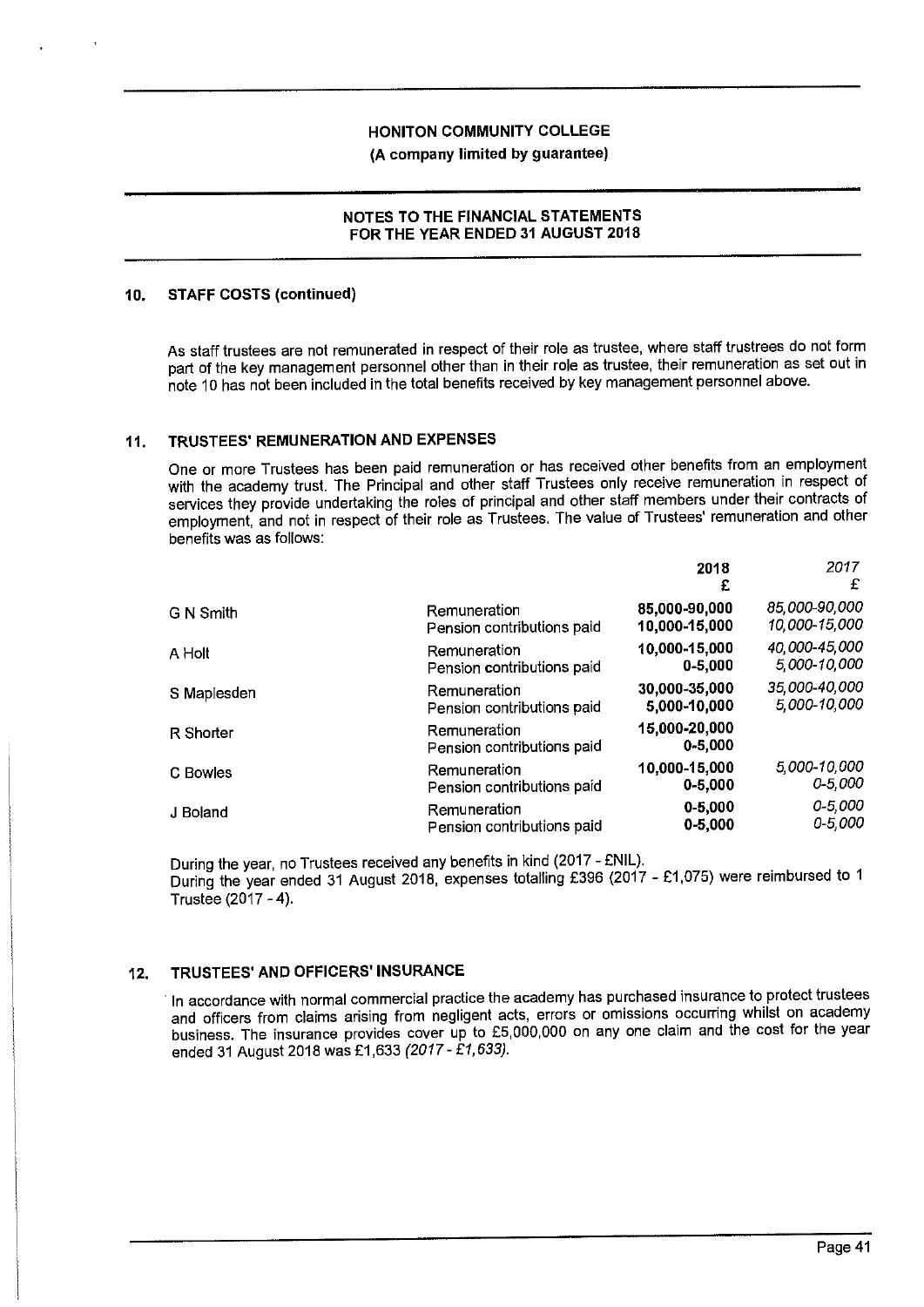## 10. STAFF COSTS (continued)

As staff trustees are not remunerated in respect of their role as trustee, where staff trustrees do not form part of the key management personnel other than in their role as trustee, their remuneration as set out in note 10 has not been included in the total benefits received by key management personnel above.

## 11. TRUSTEES' REMUNERATION AND EXPENSES

One or more Trustees has been paid remuneration or has received other benefits from an employment with the academy trust. The Principal and other staff Trustees only receive remuneration in respect of services they provide undertaking the roles of principal and other staff members under their contracts of employment, and not in respect of their role as Trustees. The value of Trustees' remuneration and other benefits was as follows:

| | | 2018<br>£ | *2017*<br>*£* |
|---|---|---|---|
| G N Smith | Remuneration | **85,000-90,000** | *85,000-90,000* |
| | Pension contributions paid | **10,000-15,000** | *10,000-15,000* |
| A Holt | Remuneration | **10,000-15,000** | *40,000-45,000* |
| | Pension contributions paid | **0-5,000** | *5,000-10,000* |
| S Maplesden | Remuneration | **30,000-35,000** | *35,000-40,000* |
| | Pension contributions paid | **5,000-10,000** | *5,000-10,000* |
| R Shorter | Remuneration | **15,000-20,000** | |
| | Pension contributions paid | **0-5,000** | |
| C Bowles | Remuneration | **10,000-15,000** | *5,000-10,000* |
| | Pension contributions paid | **0-5,000** | *0-5,000* |
| J Boland | Remuneration | **0-5,000** | *0-5,000* |
| | Pension contributions paid | **0-5,000** | *0-5,000* |

During the year, no Trustees received any benefits in kind (2017 - £NIL).
During the year ended 31 August 2018, expenses totalling £396 (2017 - £1,075) were reimbursed to 1 Trustee (2017 - 4).

## 12. TRUSTEES' AND OFFICERS' INSURANCE

In accordance with normal commercial practice the academy has purchased insurance to protect trustees and officers from claims arising from negligent acts, errors or omissions occurring whilst on academy business. The insurance provides cover up to £5,000,000 on any one claim and the cost for the year ended 31 August 2018 was £1,633 *(2017 - £1,633)*.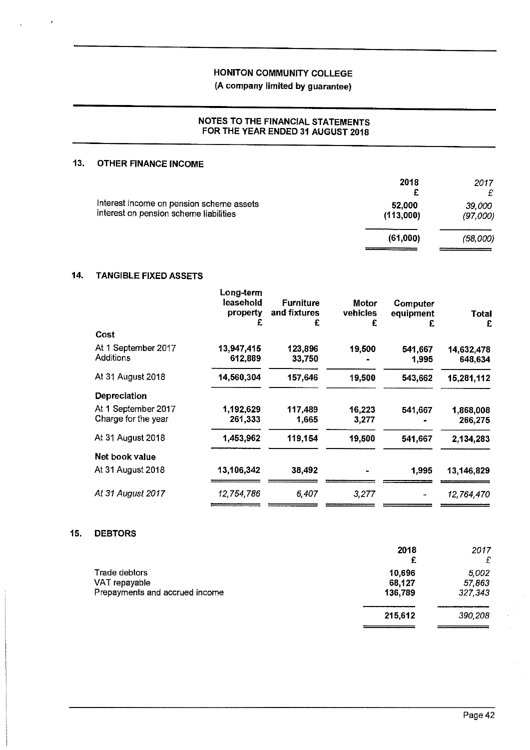# HONITON COMMUNITY COLLEGE
**(A company limited by guarantee)**

## NOTES TO THE FINANCIAL STATEMENTS FOR THE YEAR ENDED 31 AUGUST 2018

### 13. OTHER FINANCE INCOME

| | 2018<br>£ | *2017*<br>*£* |
|---|---|---|
| Interest income on pension scheme assets | 52,000 | *39,000* |
| Interest on pension scheme liabilities | (113,000) | *(97,000)* |
| | **(61,000)** | *(58,000)* |

### 14. TANGIBLE FIXED ASSETS

| | Long-term leasehold property<br>£ | Furniture and fixtures<br>£ | Motor vehicles<br>£ | Computer equipment<br>£ | Total<br>£ |
|---|---|---|---|---|---|
| **Cost** | | | | | |
| At 1 September 2017 | 13,947,415 | 123,896 | 19,500 | 541,667 | 14,632,478 |
| Additions | 612,889 | 33,750 | - | 1,995 | 648,634 |
| At 31 August 2018 | 14,560,304 | 157,646 | 19,500 | 543,662 | 15,281,112 |
| **Depreciation** | | | | | |
| At 1 September 2017 | 1,192,629 | 117,489 | 16,223 | 541,667 | 1,868,008 |
| Charge for the year | 261,333 | 1,665 | 3,277 | - | 266,275 |
| At 31 August 2018 | 1,453,962 | 119,154 | 19,500 | 541,667 | 2,134,283 |
| **Net book value** | | | | | |
| At 31 August 2018 | 13,106,342 | 38,492 | - | 1,995 | 13,146,829 |
| *At 31 August 2017* | *12,754,786* | *6,407* | *3,277* | *-* | *12,764,470* |

### 15. DEBTORS

| | 2018<br>£ | *2017*<br>*£* |
|---|---|---|
| Trade debtors | 10,696 | *5,002* |
| VAT repayable | 68,127 | *57,863* |
| Prepayments and accrued income | 136,789 | *327,343* |
| | **215,612** | *390,208* |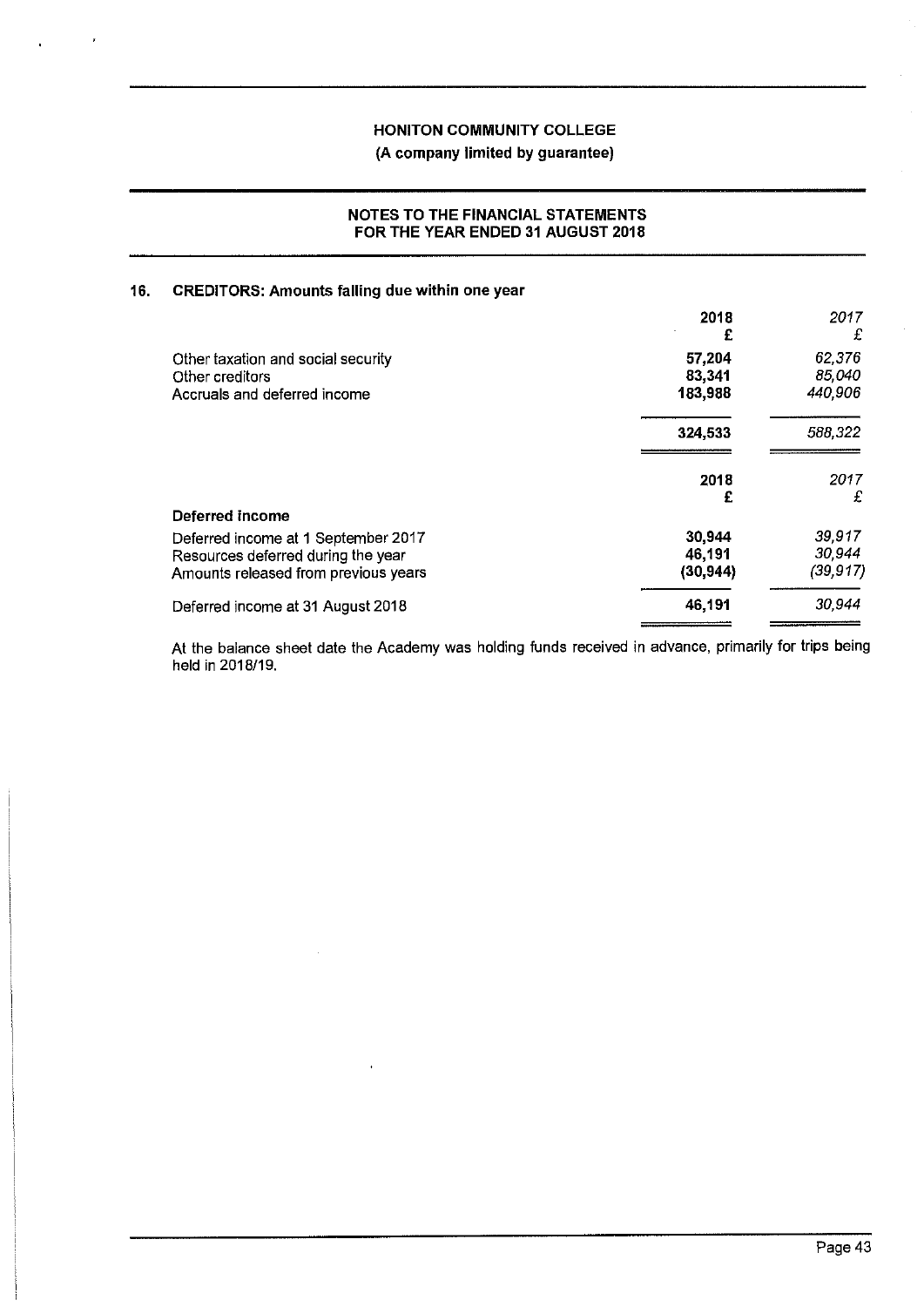# HONITON COMMUNITY COLLEGE

(A company limited by guarantee)

## NOTES TO THE FINANCIAL STATEMENTS FOR THE YEAR ENDED 31 AUGUST 2018

### 16. CREDITORS: Amounts falling due within one year

| | 2018 £ | *2017 £* |
|---|---|---|
| Other taxation and social security | **57,204** | *62,376* |
| Other creditors | **83,341** | *85,040* |
| Accruals and deferred income | **183,988** | *440,906* |
| | **324,533** | *588,322* |

| | 2018 £ | *2017 £* |
|---|---|---|
| **Deferred income** | | |
| Deferred income at 1 September 2017 | **30,944** | *39,917* |
| Resources deferred during the year | **46,191** | *30,944* |
| Amounts released from previous years | **(30,944)** | *(39,917)* |
| Deferred income at 31 August 2018 | **46,191** | *30,944* |

At the balance sheet date the Academy was holding funds received in advance, primarily for trips being held in 2018/19.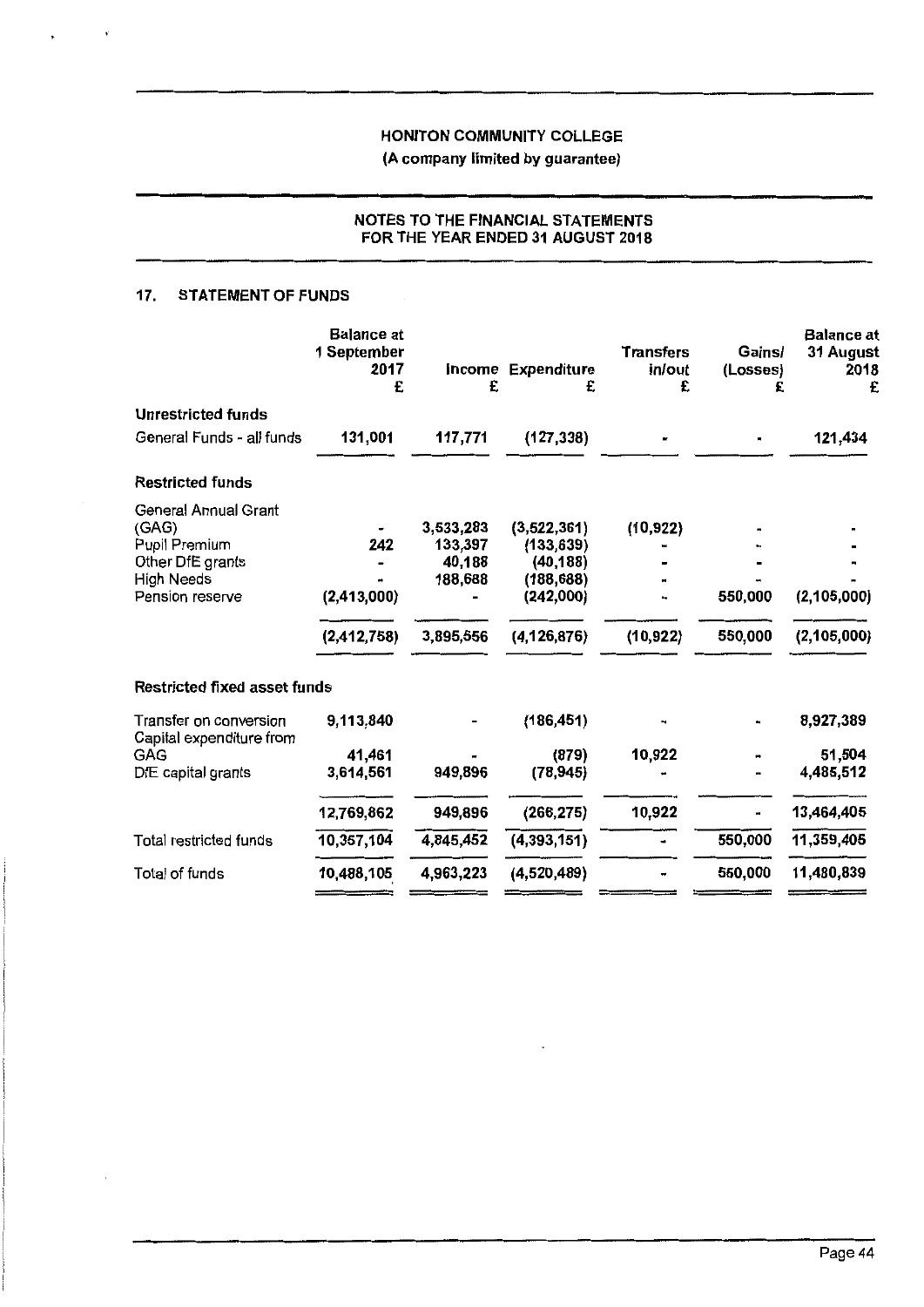HONITON COMMUNITY COLLEGE

(A company limited by guarantee)

NOTES TO THE FINANCIAL STATEMENTS
FOR THE YEAR ENDED 31 AUGUST 2018

## 17. STATEMENT OF FUNDS

| | Balance at 1 September 2017 £ | Income £ | Expenditure £ | Transfers in/out £ | Gains/ (Losses) £ | Balance at 31 August 2018 £ |
|---|---|---|---|---|---|---|
| **Unrestricted funds** | | | | | | |
| General Funds - all funds | 131,001 | 117,771 | (127,338) | - | - | 121,434 |
| **Restricted funds** | | | | | | |
| General Annual Grant (GAG) | - | 3,533,283 | (3,522,361) | (10,922) | - | - |
| Pupil Premium | 242 | 133,397 | (133,639) | - | - | - |
| Other DfE grants | - | 40,188 | (40,188) | - | - | - |
| High Needs | - | 188,688 | (188,688) | - | - | - |
| Pension reserve | (2,413,000) | - | (242,000) | - | 550,000 | (2,105,000) |
| | (2,412,758) | 3,895,556 | (4,126,876) | (10,922) | 550,000 | (2,105,000) |
| **Restricted fixed asset funds** | | | | | | |
| Transfer on conversion | 9,113,840 | - | (186,451) | - | - | 8,927,389 |
| Capital expenditure from GAG | 41,461 | - | (879) | 10,922 | - | 51,504 |
| DfE capital grants | 3,614,561 | 949,896 | (78,945) | - | - | 4,485,512 |
| | 12,769,862 | 949,896 | (266,275) | 10,922 | - | 13,464,405 |
| Total restricted funds | 10,357,104 | 4,845,452 | (4,393,151) | - | 550,000 | 11,359,405 |
| Total of funds | 10,488,105 | 4,963,223 | (4,520,489) | - | 550,000 | 11,480,839 |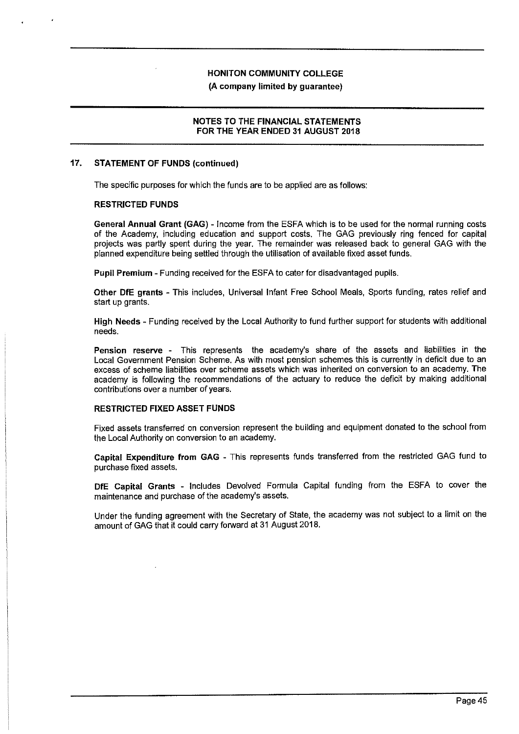## 17. STATEMENT OF FUNDS (continued)

The specific purposes for which the funds are to be applied are as follows:

### RESTRICTED FUNDS

**General Annual Grant (GAG)** - Income from the ESFA which is to be used for the normal running costs of the Academy, including education and support costs. The GAG previously ring fenced for capital projects was partly spent during the year. The remainder was released back to general GAG with the planned expenditure being settled through the utilisation of available fixed asset funds.

**Pupil Premium** - Funding received for the ESFA to cater for disadvantaged pupils.

**Other DfE grants** - This includes, Universal Infant Free School Meals, Sports funding, rates relief and start up grants.

**High Needs** - Funding received by the Local Authority to fund further support for students with additional needs.

**Pension reserve** - This represents the academy's share of the assets and liabilities in the Local Government Pension Scheme. As with most pension schemes this is currently in deficit due to an excess of scheme liabilities over scheme assets which was inherited on conversion to an academy. The academy is following the recommendations of the actuary to reduce the deficit by making additional contributions over a number of years.

### RESTRICTED FIXED ASSET FUNDS

Fixed assets transferred on conversion represent the building and equipment donated to the school from the Local Authority on conversion to an academy.

**Capital Expenditure from GAG** - This represents funds transferred from the restricted GAG fund to purchase fixed assets.

**DfE Capital Grants** - Includes Devolved Formula Capital funding from the ESFA to cover the maintenance and purchase of the academy's assets.

Under the funding agreement with the Secretary of State, the academy was not subject to a limit on the amount of GAG that it could carry forward at 31 August 2018.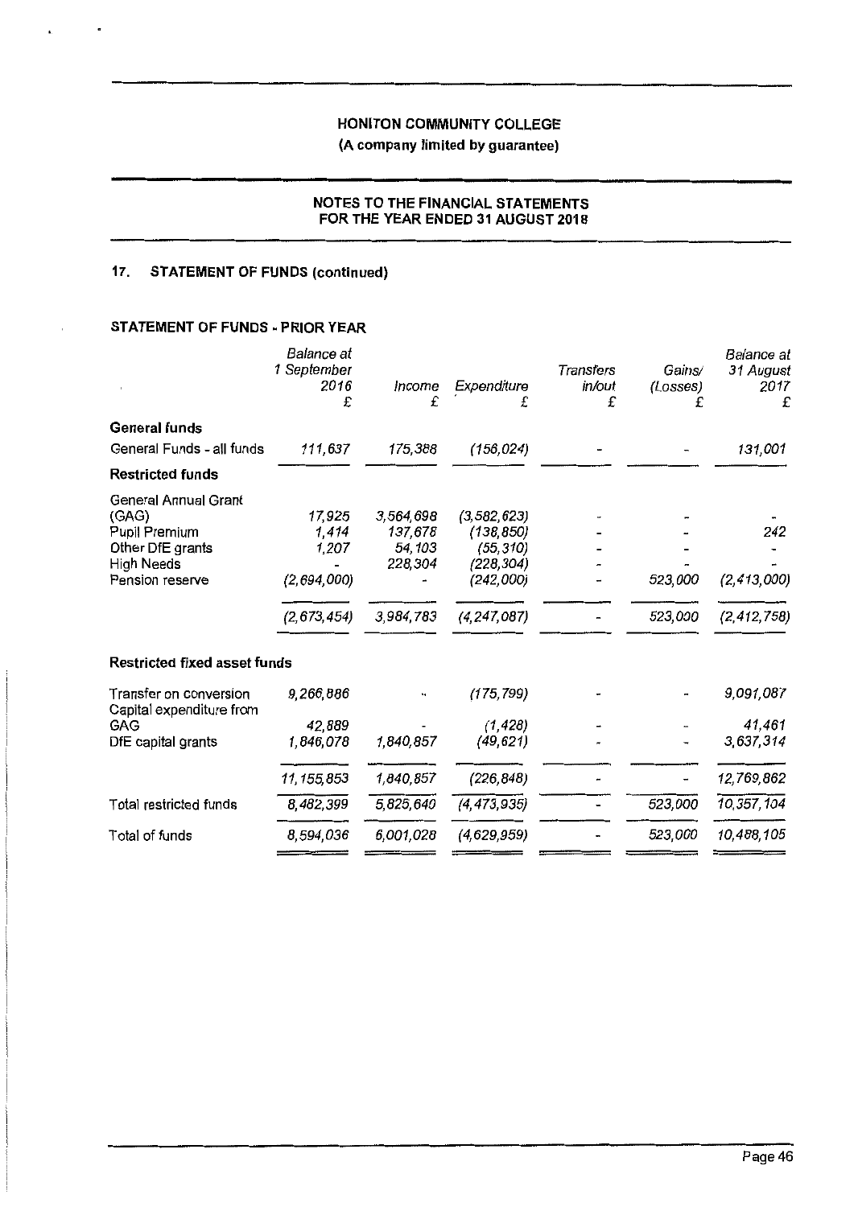HONITON COMMUNITY COLLEGE
(A company limited by guarantee)

NOTES TO THE FINANCIAL STATEMENTS
FOR THE YEAR ENDED 31 AUGUST 2018

## 17. STATEMENT OF FUNDS (continued)

### STATEMENT OF FUNDS - PRIOR YEAR

| | Balance at 1 September 2016 £ | Income £ | Expenditure £ | Transfers in/out £ | Gains/ (Losses) £ | Balance at 31 August 2017 £ |
|---|---|---|---|---|---|---|
| **General funds** | | | | | | |
| General Funds - all funds | 111,637 | 175,388 | (156,024) | - | - | 131,001 |
| **Restricted funds** | | | | | | |
| General Annual Grant (GAG) | 17,925 | 3,564,698 | (3,582,623) | - | - | - |
| Pupil Premium | 1,414 | 137,678 | (138,850) | - | - | 242 |
| Other DfE grants | 1,207 | 54,103 | (55,310) | - | - | - |
| High Needs | - | 228,304 | (228,304) | - | - | - |
| Pension reserve | (2,694,000) | - | (242,000) | - | 523,000 | (2,413,000) |
| | (2,673,454) | 3,984,783 | (4,247,087) | - | 523,000 | (2,412,758) |
| **Restricted fixed asset funds** | | | | | | |
| Transfer on conversion | 9,266,886 | - | (175,799) | - | - | 9,091,087 |
| Capital expenditure from GAG | 42,889 | - | (1,428) | - | - | 41,461 |
| DfE capital grants | 1,846,078 | 1,840,857 | (49,621) | - | - | 3,637,314 |
| | 11,155,853 | 1,840,857 | (226,848) | - | - | 12,769,862 |
| Total restricted funds | 8,482,399 | 5,825,640 | (4,473,935) | - | 523,000 | 10,357,104 |
| Total of funds | 8,594,036 | 6,001,028 | (4,629,959) | - | 523,000 | 10,488,105 |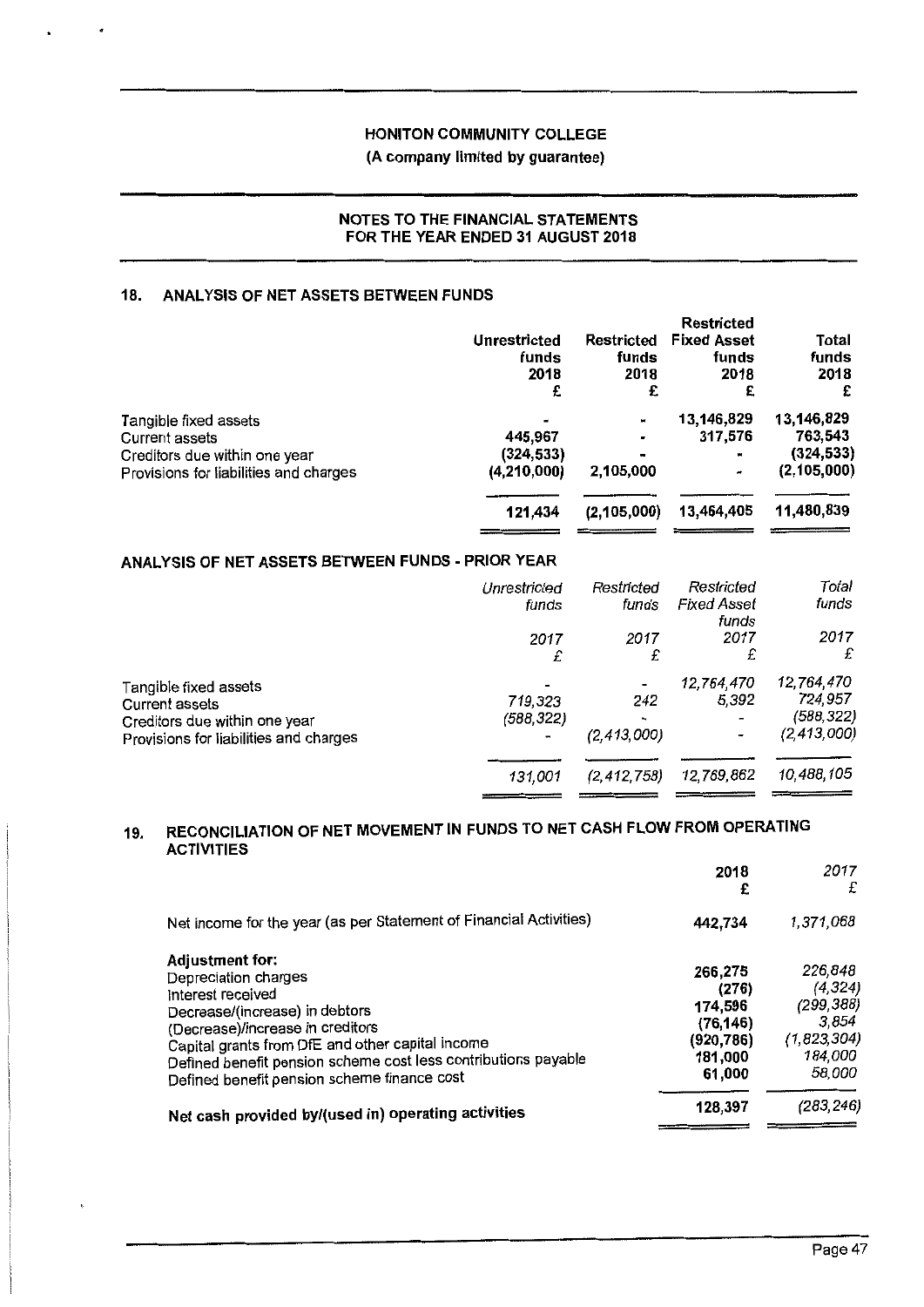# HONITON COMMUNITY COLLEGE

(A company limited by guarantee)

## NOTES TO THE FINANCIAL STATEMENTS FOR THE YEAR ENDED 31 AUGUST 2018

### 18. ANALYSIS OF NET ASSETS BETWEEN FUNDS

| | Unrestricted funds 2018 £ | Restricted funds 2018 £ | Restricted Fixed Asset funds 2018 £ | Total funds 2018 £ |
|---|---|---|---|---|
| Tangible fixed assets | - | - | 13,146,829 | 13,146,829 |
| Current assets | 445,967 | - | 317,576 | 763,543 |
| Creditors due within one year | (324,533) | - | - | (324,533) |
| Provisions for liabilities and charges | (4,210,000) | 2,105,000 | - | (2,105,000) |
| | **121,434** | **(2,105,000)** | **13,464,405** | **11,480,839** |

### ANALYSIS OF NET ASSETS BETWEEN FUNDS - PRIOR YEAR

| | *Unrestricted funds 2017 £* | *Restricted funds 2017 £* | *Restricted Fixed Asset funds 2017 £* | *Total funds 2017 £* |
|---|---|---|---|---|
| Tangible fixed assets | - | - | 12,764,470 | 12,764,470 |
| Current assets | 719,323 | 242 | 5,392 | 724,957 |
| Creditors due within one year | (588,322) | - | - | (588,322) |
| Provisions for liabilities and charges | - | (2,413,000) | - | (2,413,000) |
| | *131,001* | *(2,412,758)* | *12,769,862* | *10,488,105* |

### 19. RECONCILIATION OF NET MOVEMENT IN FUNDS TO NET CASH FLOW FROM OPERATING ACTIVITIES

| | 2018 £ | *2017 £* |
|---|---|---|
| Net income for the year (as per Statement of Financial Activities) | **442,734** | *1,371,068* |
| **Adjustment for:** | | |
| Depreciation charges | 266,275 | *226,848* |
| Interest received | (276) | *(4,324)* |
| Decrease/(increase) in debtors | 174,596 | *(299,388)* |
| (Decrease)/increase in creditors | (76,146) | *3,854* |
| Capital grants from DfE and other capital income | (920,786) | *(1,823,304)* |
| Defined benefit pension scheme cost less contributions payable | 181,000 | *184,000* |
| Defined benefit pension scheme finance cost | 61,000 | *58,000* |
| **Net cash provided by/(used in) operating activities** | **128,397** | *(283,246)* |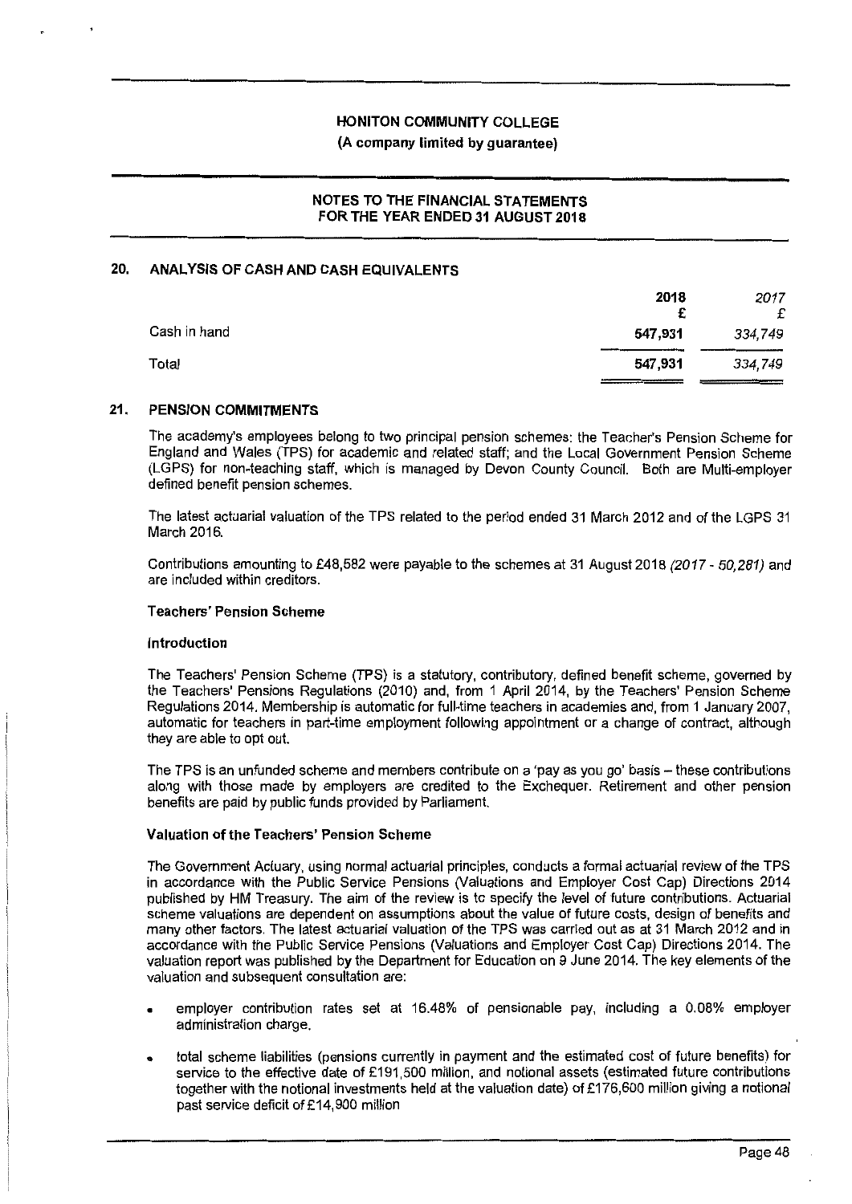## 20. ANALYSIS OF CASH AND CASH EQUIVALENTS

| | 2018 | *2017* |
|---|---|---|
| | £ | £ |
| Cash in hand | **547,931** | *334,749* |
| Total | **547,931** | *334,749* |

## 21. PENSION COMMITMENTS

The academy's employees belong to two principal pension schemes: the Teacher's Pension Scheme for England and Wales (TPS) for academic and related staff; and the Local Government Pension Scheme (LGPS) for non-teaching staff, which is managed by Devon County Council. Both are Multi-employer defined benefit pension schemes.

The latest actuarial valuation of the TPS related to the period ended 31 March 2012 and of the LGPS 31 March 2016.

Contributions amounting to £48,582 were payable to the schemes at 31 August 2018 *(2017 - 50,281)* and are included within creditors.

### Teachers' Pension Scheme

#### Introduction

The Teachers' Pension Scheme (TPS) is a statutory, contributory, defined benefit scheme, governed by the Teachers' Pensions Regulations (2010) and, from 1 April 2014, by the Teachers' Pension Scheme Regulations 2014. Membership is automatic for full-time teachers in academies and, from 1 January 2007, automatic for teachers in part-time employment following appointment or a change of contract, although they are able to opt out.

The TPS is an unfunded scheme and members contribute on a 'pay as you go' basis – these contributions along with those made by employers are credited to the Exchequer. Retirement and other pension benefits are paid by public funds provided by Parliament.

#### Valuation of the Teachers' Pension Scheme

The Government Actuary, using normal actuarial principles, conducts a formal actuarial review of the TPS in accordance with the Public Service Pensions (Valuations and Employer Cost Cap) Directions 2014 published by HM Treasury. The aim of the review is to specify the level of future contributions. Actuarial scheme valuations are dependent on assumptions about the value of future costs, design of benefits and many other factors. The latest actuarial valuation of the TPS was carried out as at 31 March 2012 and in accordance with the Public Service Pensions (Valuations and Employer Cost Cap) Directions 2014. The valuation report was published by the Department for Education on 9 June 2014. The key elements of the valuation and subsequent consultation are:

- employer contribution rates set at 16.48% of pensionable pay, including a 0.08% employer administration charge.
- total scheme liabilities (pensions currently in payment and the estimated cost of future benefits) for service to the effective date of £191,500 million, and notional assets (estimated future contributions together with the notional investments held at the valuation date) of £176,600 million giving a notional past service deficit of £14,900 million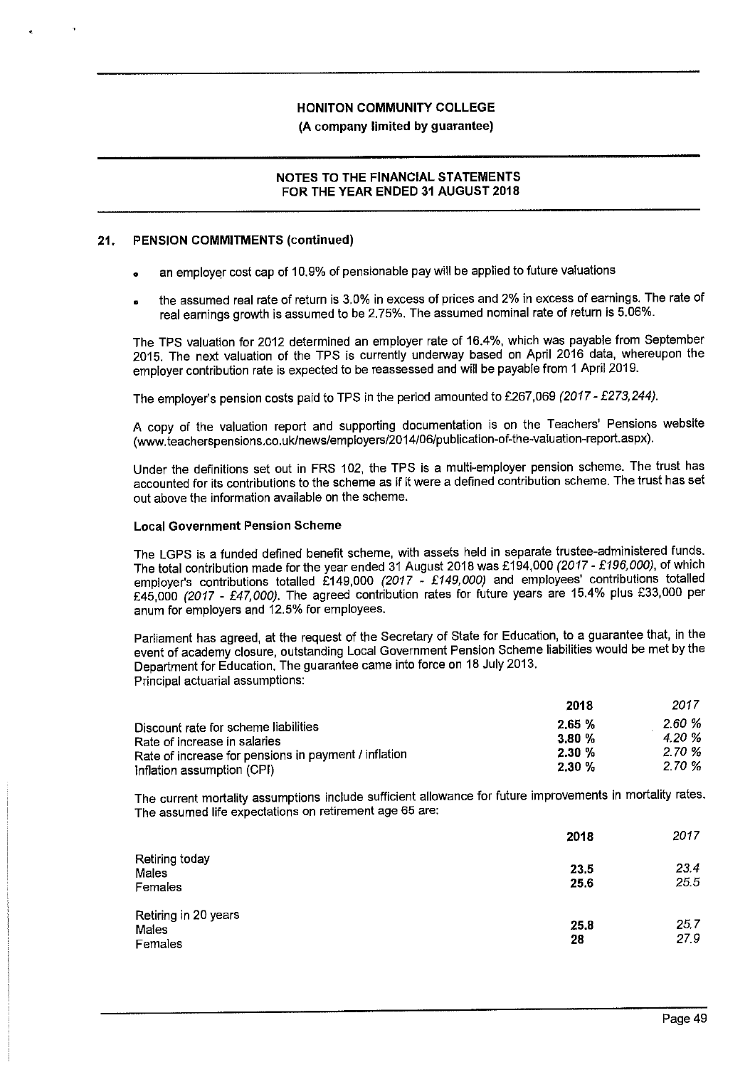## 21. PENSION COMMITMENTS (continued)

- an employer cost cap of 10.9% of pensionable pay will be applied to future valuations
- the assumed real rate of return is 3.0% in excess of prices and 2% in excess of earnings. The rate of real earnings growth is assumed to be 2.75%. The assumed nominal rate of return is 5.06%.

The TPS valuation for 2012 determined an employer rate of 16.4%, which was payable from September 2015. The next valuation of the TPS is currently underway based on April 2016 data, whereupon the employer contribution rate is expected to be reassessed and will be payable from 1 April 2019.

The employer's pension costs paid to TPS in the period amounted to £267,069 *(2017 - £273,244)*.

A copy of the valuation report and supporting documentation is on the Teachers' Pensions website (www.teacherspensions.co.uk/news/employers/2014/06/publication-of-the-valuation-report.aspx).

Under the definitions set out in FRS 102, the TPS is a multi-employer pension scheme. The trust has accounted for its contributions to the scheme as if it were a defined contribution scheme. The trust has set out above the information available on the scheme.

### Local Government Pension Scheme

The LGPS is a funded defined benefit scheme, with assets held in separate trustee-administered funds. The total contribution made for the year ended 31 August 2018 was £194,000 *(2017 - £196,000)*, of which employer's contributions totalled £149,000 *(2017 - £149,000)* and employees' contributions totalled £45,000 *(2017 - £47,000)*. The agreed contribution rates for future years are 15.4% plus £33,000 per anum for employers and 12.5% for employees.

Parliament has agreed, at the request of the Secretary of State for Education, to a guarantee that, in the event of academy closure, outstanding Local Government Pension Scheme liabilities would be met by the Department for Education. The guarantee came into force on 18 July 2013.

Principal actuarial assumptions:

| | **2018** | *2017* |
|---|---|---|
| Discount rate for scheme liabilities | **2.65 %** | *2.60 %* |
| Rate of increase in salaries | **3.80 %** | *4.20 %* |
| Rate of increase for pensions in payment / inflation | **2.30 %** | *2.70 %* |
| Inflation assumption (CPI) | **2.30 %** | *2.70 %* |

The current mortality assumptions include sufficient allowance for future improvements in mortality rates. The assumed life expectations on retirement age 65 are:

| | **2018** | *2017* |
|---|---|---|
| Retiring today | | |
| Males | **23.5** | *23.4* |
| Females | **25.6** | *25.5* |
| Retiring in 20 years | | |
| Males | **25.8** | *25.7* |
| Females | **28** | *27.9* |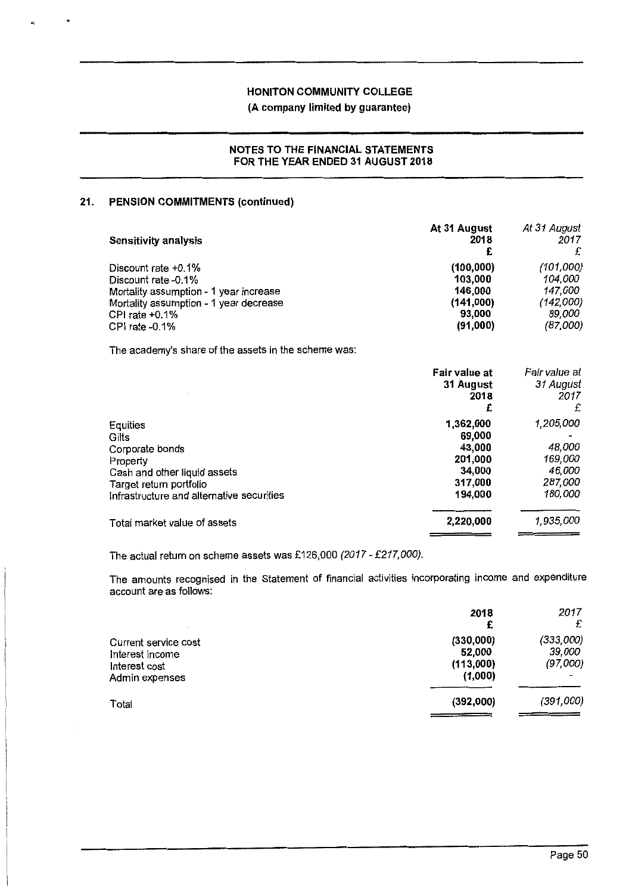## 21. PENSION COMMITMENTS (continued)

| Sensitivity analysis | At 31 August 2018 £ | *At 31 August 2017 £* |
|---|---|---|
| Discount rate +0.1% | (100,000) | *(101,000)* |
| Discount rate -0.1% | 103,000 | *104,000* |
| Mortality assumption - 1 year increase | 146,000 | *147,000* |
| Mortality assumption - 1 year decrease | (141,000) | *(142,000)* |
| CPI rate +0.1% | 93,000 | *89,000* |
| CPI rate -0.1% | (91,000) | *(87,000)* |

The academy's share of the assets in the scheme was:

| | Fair value at 31 August 2018 £ | *Fair value at 31 August 2017 £* |
|---|---|---|
| Equities | 1,362,000 | *1,205,000* |
| Gilts | 69,000 | *-* |
| Corporate bonds | 43,000 | *48,000* |
| Property | 201,000 | *169,000* |
| Cash and other liquid assets | 34,000 | *46,000* |
| Target return portfolio | 317,000 | *287,000* |
| Infrastructure and alternative securities | 194,000 | *180,000* |
| Total market value of assets | 2,220,000 | *1,935,000* |

The actual return on scheme assets was £126,000 *(2017 - £217,000)*.

The amounts recognised in the Statement of financial activities incorporating income and expenditure account are as follows:

| | 2018 £ | *2017 £* |
|---|---|---|
| Current service cost | (330,000) | *(333,000)* |
| Interest income | 52,000 | *39,000* |
| Interest cost | (113,000) | *(97,000)* |
| Admin expenses | (1,000) | *-* |
| Total | (392,000) | *(391,000)* |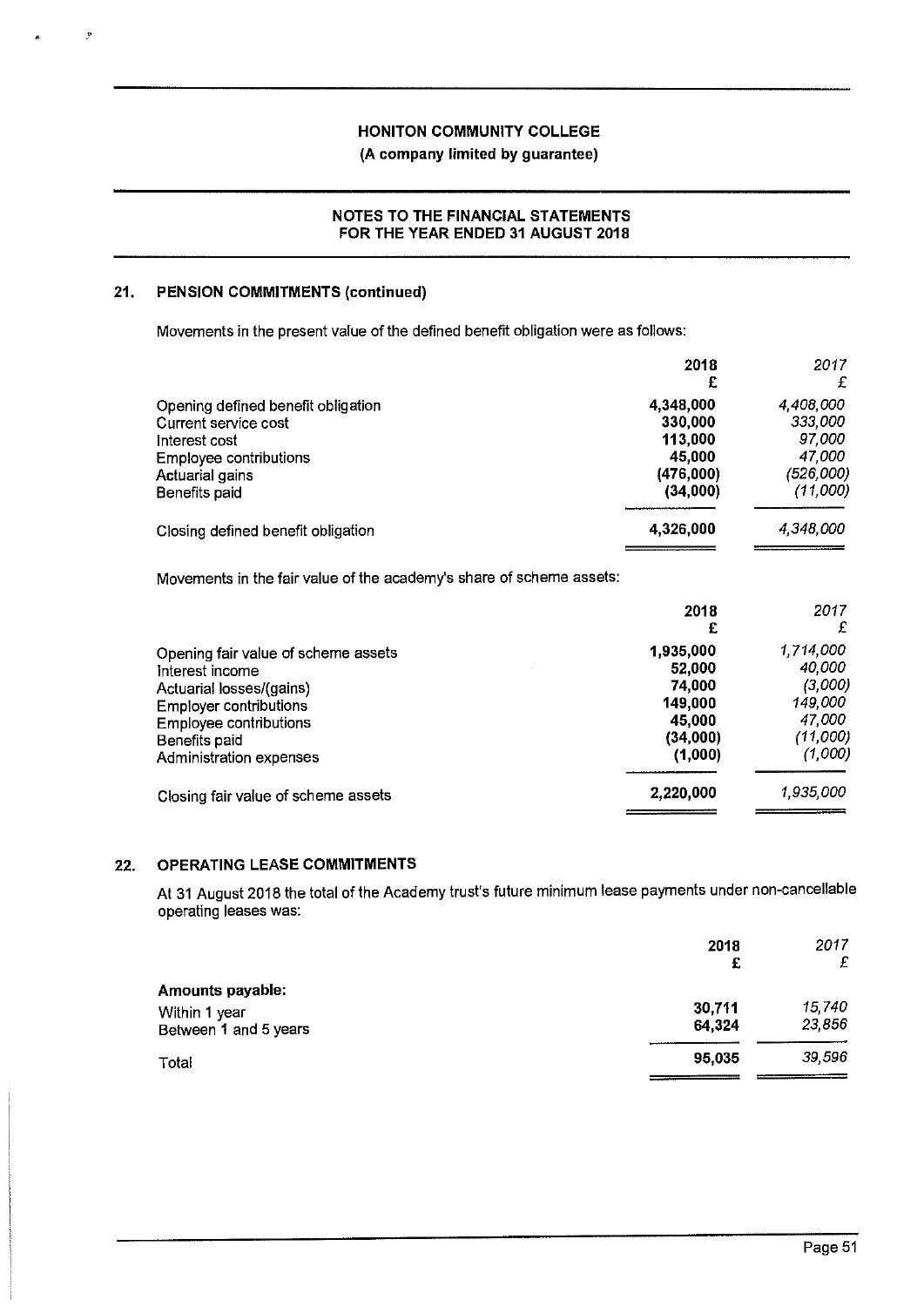## 21. PENSION COMMITMENTS (continued)

Movements in the present value of the defined benefit obligation were as follows:

| | 2018 £ | *2017 £* |
|---|---|---|
| Opening defined benefit obligation | 4,348,000 | *4,408,000* |
| Current service cost | 330,000 | *333,000* |
| Interest cost | 113,000 | *97,000* |
| Employee contributions | 45,000 | *47,000* |
| Actuarial gains | (476,000) | *(526,000)* |
| Benefits paid | (34,000) | *(11,000)* |
| Closing defined benefit obligation | 4,326,000 | *4,348,000* |

Movements in the fair value of the academy's share of scheme assets:

| | 2018 £ | *2017 £* |
|---|---|---|
| Opening fair value of scheme assets | 1,935,000 | *1,714,000* |
| Interest income | 52,000 | *40,000* |
| Actuarial losses/(gains) | 74,000 | *(3,000)* |
| Employer contributions | 149,000 | *149,000* |
| Employee contributions | 45,000 | *47,000* |
| Benefits paid | (34,000) | *(11,000)* |
| Administration expenses | (1,000) | *(1,000)* |
| Closing fair value of scheme assets | 2,220,000 | *1,935,000* |

## 22. OPERATING LEASE COMMITMENTS

At 31 August 2018 the total of the Academy trust's future minimum lease payments under non-cancellable operating leases was:

| | 2018 £ | *2017 £* |
|---|---|---|
| **Amounts payable:** | | |
| Within 1 year | 30,711 | *15,740* |
| Between 1 and 5 years | 64,324 | *23,856* |
| Total | 95,035 | *39,596* |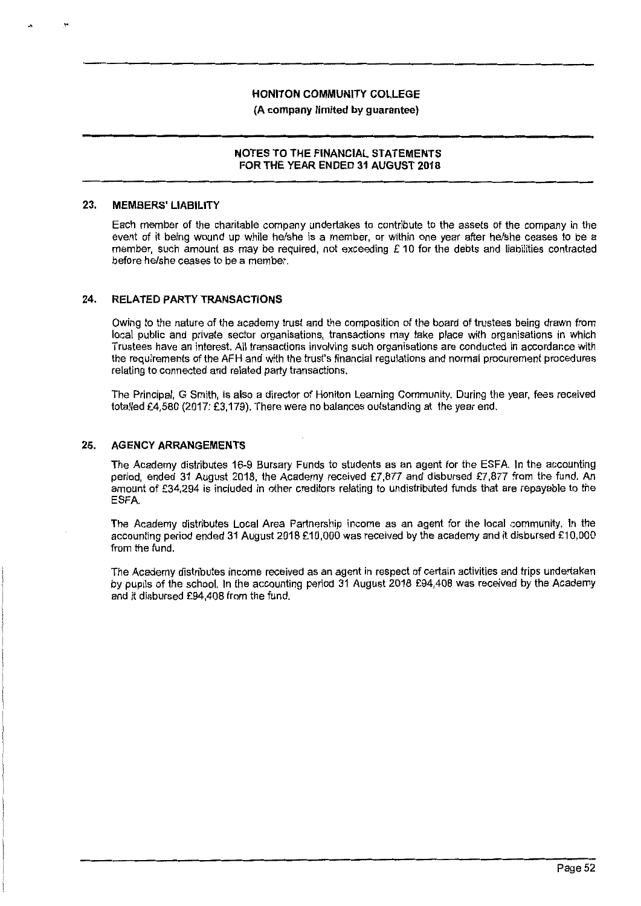**HONITON COMMUNITY COLLEGE**

**(A company limited by guarantee)**

**NOTES TO THE FINANCIAL STATEMENTS FOR THE YEAR ENDED 31 AUGUST 2018**

## 23. MEMBERS' LIABILITY

Each member of the charitable company undertakes to contribute to the assets of the company in the event of it being wound up while he/she is a member, or within one year after he/she ceases to be a member, such amount as may be required, not exceeding £ 10 for the debts and liabilities contracted before he/she ceases to be a member.

## 24. RELATED PARTY TRANSACTIONS

Owing to the nature of the academy trust and the composition of the board of trustees being drawn from local public and private sector organisations, transactions may take place with organisations in which Trustees have an interest. All transactions involving such organisations are conducted in accordance with the requirements of the AFH and with the trust's financial regulations and normal procurement procedures relating to connected and related party transactions.

The Principal, G Smith, is also a director of Honiton Learning Community. During the year, fees received totalled £4,580 (2017: £3,179). There were no balances outstanding at the year end.

## 25. AGENCY ARRANGEMENTS

The Academy distributes 16-9 Bursary Funds to students as an agent for the ESFA. In the accounting period, ended 31 August 2018, the Academy received £7,877 and disbursed £7,877 from the fund. An amount of £34,294 is included in other creditors relating to undistributed funds that are repayable to the ESFA.

The Academy distributes Local Area Partnership income as an agent for the local community. In the accounting period ended 31 August 2018 £10,000 was received by the academy and it disbursed £10,000 from the fund.

The Academy distributes income received as an agent in respect of certain activities and trips undertaken by pupils of the school. In the accounting period 31 August 2018 £94,408 was received by the Academy and it disbursed £94,408 from the fund.